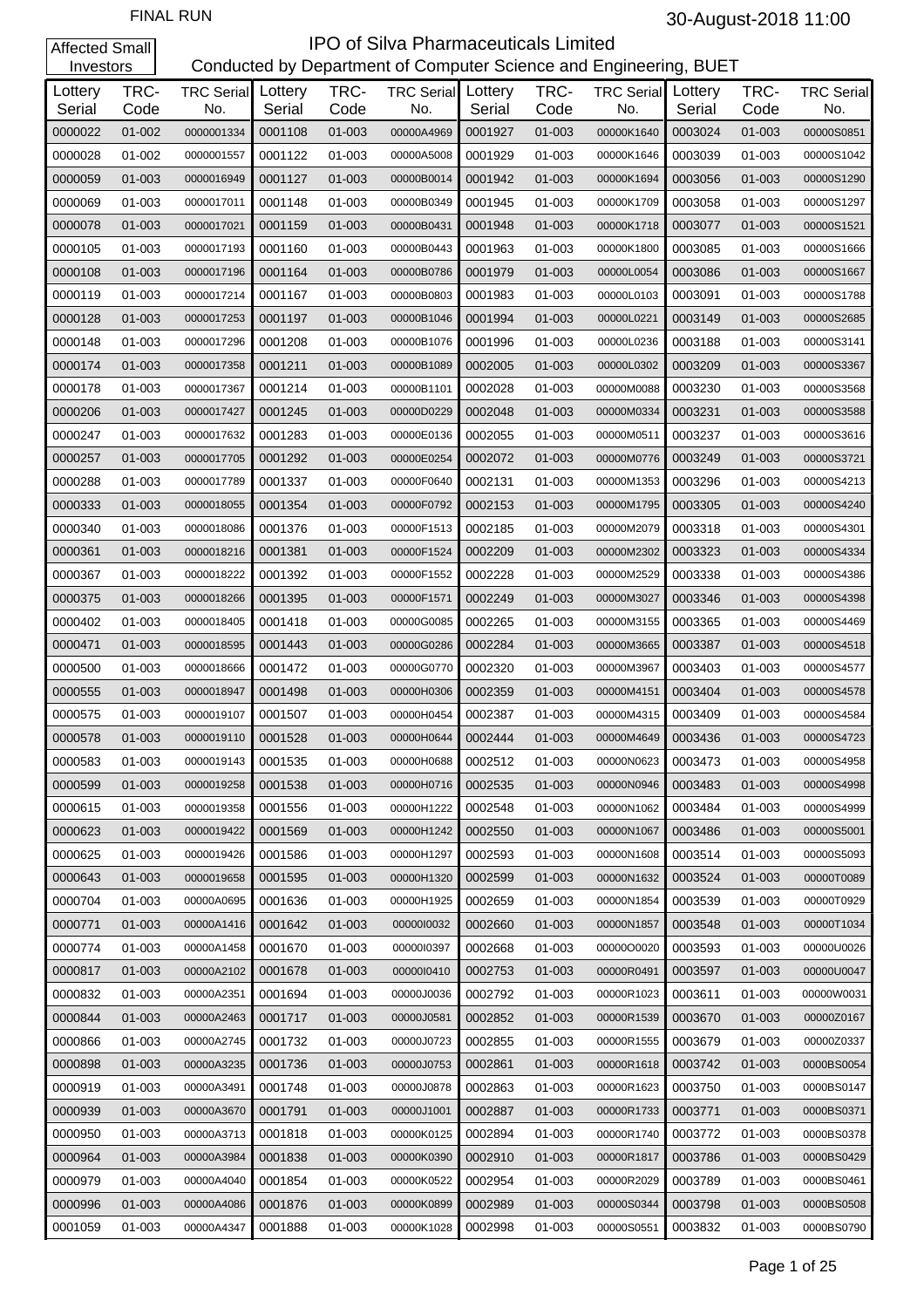FINAL RUN

30-August-2018 11:00

Affected Small Investors

# IPO of Silva Pharmaceuticals Limited

## Conducted by Department of Computer Science and Engineering, BUET

| Lottery Serial | TRC-Code | TRC Serial No. | Lottery Serial | TRC-Code | TRC Serial No. | Lottery Serial | TRC-Code | TRC Serial No. | Lottery Serial | TRC-Code | TRC Serial No. |
|---|---|---|---|---|---|---|---|---|---|---|---|
| 0000022 | 01-002 | 0000001334 | 0001108 | 01-003 | 00000A4969 | 0001927 | 01-003 | 00000K1640 | 0003024 | 01-003 | 00000S0851 |
| 0000028 | 01-002 | 0000001557 | 0001122 | 01-003 | 00000A5008 | 0001929 | 01-003 | 00000K1646 | 0003039 | 01-003 | 00000S1042 |
| 0000059 | 01-003 | 0000016949 | 0001127 | 01-003 | 00000B0014 | 0001942 | 01-003 | 00000K1694 | 0003056 | 01-003 | 00000S1290 |
| 0000069 | 01-003 | 0000017011 | 0001148 | 01-003 | 00000B0349 | 0001945 | 01-003 | 00000K1709 | 0003058 | 01-003 | 00000S1297 |
| 0000078 | 01-003 | 0000017021 | 0001159 | 01-003 | 00000B0431 | 0001948 | 01-003 | 00000K1718 | 0003077 | 01-003 | 00000S1521 |
| 0000105 | 01-003 | 0000017193 | 0001160 | 01-003 | 00000B0443 | 0001963 | 01-003 | 00000K1800 | 0003085 | 01-003 | 00000S1666 |
| 0000108 | 01-003 | 0000017196 | 0001164 | 01-003 | 00000B0786 | 0001979 | 01-003 | 00000L0054 | 0003086 | 01-003 | 00000S1667 |
| 0000119 | 01-003 | 0000017214 | 0001167 | 01-003 | 00000B0803 | 0001983 | 01-003 | 00000L0103 | 0003091 | 01-003 | 00000S1788 |
| 0000128 | 01-003 | 0000017253 | 0001197 | 01-003 | 00000B1046 | 0001994 | 01-003 | 00000L0221 | 0003149 | 01-003 | 00000S2685 |
| 0000148 | 01-003 | 0000017296 | 0001208 | 01-003 | 00000B1076 | 0001996 | 01-003 | 00000L0236 | 0003188 | 01-003 | 00000S3141 |
| 0000174 | 01-003 | 0000017358 | 0001211 | 01-003 | 00000B1089 | 0002005 | 01-003 | 00000L0302 | 0003209 | 01-003 | 00000S3367 |
| 0000178 | 01-003 | 0000017367 | 0001214 | 01-003 | 00000B1101 | 0002028 | 01-003 | 00000M0088 | 0003230 | 01-003 | 00000S3568 |
| 0000206 | 01-003 | 0000017427 | 0001245 | 01-003 | 00000D0229 | 0002048 | 01-003 | 00000M0334 | 0003231 | 01-003 | 00000S3588 |
| 0000247 | 01-003 | 0000017632 | 0001283 | 01-003 | 00000E0136 | 0002055 | 01-003 | 00000M0511 | 0003237 | 01-003 | 00000S3616 |
| 0000257 | 01-003 | 0000017705 | 0001292 | 01-003 | 00000E0254 | 0002072 | 01-003 | 00000M0776 | 0003249 | 01-003 | 00000S3721 |
| 0000288 | 01-003 | 0000017789 | 0001337 | 01-003 | 00000F0640 | 0002131 | 01-003 | 00000M1353 | 0003296 | 01-003 | 00000S4213 |
| 0000333 | 01-003 | 0000018055 | 0001354 | 01-003 | 00000F0792 | 0002153 | 01-003 | 00000M1795 | 0003305 | 01-003 | 00000S4240 |
| 0000340 | 01-003 | 0000018086 | 0001376 | 01-003 | 00000F1513 | 0002185 | 01-003 | 00000M2079 | 0003318 | 01-003 | 00000S4301 |
| 0000361 | 01-003 | 0000018216 | 0001381 | 01-003 | 00000F1524 | 0002209 | 01-003 | 00000M2302 | 0003323 | 01-003 | 00000S4334 |
| 0000367 | 01-003 | 0000018222 | 0001392 | 01-003 | 00000F1552 | 0002228 | 01-003 | 00000M2529 | 0003338 | 01-003 | 00000S4386 |
| 0000375 | 01-003 | 0000018266 | 0001395 | 01-003 | 00000F1571 | 0002249 | 01-003 | 00000M3027 | 0003346 | 01-003 | 00000S4398 |
| 0000402 | 01-003 | 0000018405 | 0001418 | 01-003 | 00000G0085 | 0002265 | 01-003 | 00000M3155 | 0003365 | 01-003 | 00000S4469 |
| 0000471 | 01-003 | 0000018595 | 0001443 | 01-003 | 00000G0286 | 0002284 | 01-003 | 00000M3665 | 0003387 | 01-003 | 00000S4518 |
| 0000500 | 01-003 | 0000018666 | 0001472 | 01-003 | 00000G0770 | 0002320 | 01-003 | 00000M3967 | 0003403 | 01-003 | 00000S4577 |
| 0000555 | 01-003 | 0000018947 | 0001498 | 01-003 | 00000H0306 | 0002359 | 01-003 | 00000M4151 | 0003404 | 01-003 | 00000S4578 |
| 0000575 | 01-003 | 0000019107 | 0001507 | 01-003 | 00000H0454 | 0002387 | 01-003 | 00000M4315 | 0003409 | 01-003 | 00000S4584 |
| 0000578 | 01-003 | 0000019110 | 0001528 | 01-003 | 00000H0644 | 0002444 | 01-003 | 00000M4649 | 0003436 | 01-003 | 00000S4723 |
| 0000583 | 01-003 | 0000019143 | 0001535 | 01-003 | 00000H0688 | 0002512 | 01-003 | 00000N0623 | 0003473 | 01-003 | 00000S4958 |
| 0000599 | 01-003 | 0000019258 | 0001538 | 01-003 | 00000H0716 | 0002535 | 01-003 | 00000N0946 | 0003483 | 01-003 | 00000S4998 |
| 0000615 | 01-003 | 0000019358 | 0001556 | 01-003 | 00000H1222 | 0002548 | 01-003 | 00000N1062 | 0003484 | 01-003 | 00000S4999 |
| 0000623 | 01-003 | 0000019422 | 0001569 | 01-003 | 00000H1242 | 0002550 | 01-003 | 00000N1067 | 0003486 | 01-003 | 00000S5001 |
| 0000625 | 01-003 | 0000019426 | 0001586 | 01-003 | 00000H1297 | 0002593 | 01-003 | 00000N1608 | 0003514 | 01-003 | 00000S5093 |
| 0000643 | 01-003 | 0000019658 | 0001595 | 01-003 | 00000H1320 | 0002599 | 01-003 | 00000N1632 | 0003524 | 01-003 | 00000T0089 |
| 0000704 | 01-003 | 00000A0695 | 0001636 | 01-003 | 00000H1925 | 0002659 | 01-003 | 00000N1854 | 0003539 | 01-003 | 00000T0929 |
| 0000771 | 01-003 | 00000A1416 | 0001642 | 01-003 | 00000I0032 | 0002660 | 01-003 | 00000N1857 | 0003548 | 01-003 | 00000T1034 |
| 0000774 | 01-003 | 00000A1458 | 0001670 | 01-003 | 00000I0397 | 0002668 | 01-003 | 00000O0020 | 0003593 | 01-003 | 00000U0026 |
| 0000817 | 01-003 | 00000A2102 | 0001678 | 01-003 | 00000I0410 | 0002753 | 01-003 | 00000R0491 | 0003597 | 01-003 | 00000U0047 |
| 0000832 | 01-003 | 00000A2351 | 0001694 | 01-003 | 00000J0036 | 0002792 | 01-003 | 00000R1023 | 0003611 | 01-003 | 00000W0031 |
| 0000844 | 01-003 | 00000A2463 | 0001717 | 01-003 | 00000J0581 | 0002852 | 01-003 | 00000R1539 | 0003670 | 01-003 | 00000Z0167 |
| 0000866 | 01-003 | 00000A2745 | 0001732 | 01-003 | 00000J0723 | 0002855 | 01-003 | 00000R1555 | 0003679 | 01-003 | 00000Z0337 |
| 0000898 | 01-003 | 00000A3235 | 0001736 | 01-003 | 00000J0753 | 0002861 | 01-003 | 00000R1618 | 0003742 | 01-003 | 0000BS0054 |
| 0000919 | 01-003 | 00000A3491 | 0001748 | 01-003 | 00000J0878 | 0002863 | 01-003 | 00000R1623 | 0003750 | 01-003 | 0000BS0147 |
| 0000939 | 01-003 | 00000A3670 | 0001791 | 01-003 | 00000J1001 | 0002887 | 01-003 | 00000R1733 | 0003771 | 01-003 | 0000BS0371 |
| 0000950 | 01-003 | 00000A3713 | 0001818 | 01-003 | 00000K0125 | 0002894 | 01-003 | 00000R1740 | 0003772 | 01-003 | 0000BS0378 |
| 0000964 | 01-003 | 00000A3984 | 0001838 | 01-003 | 00000K0390 | 0002910 | 01-003 | 00000R1817 | 0003786 | 01-003 | 0000BS0429 |
| 0000979 | 01-003 | 00000A4040 | 0001854 | 01-003 | 00000K0522 | 0002954 | 01-003 | 00000R2029 | 0003789 | 01-003 | 0000BS0461 |
| 0000996 | 01-003 | 00000A4086 | 0001876 | 01-003 | 00000K0899 | 0002989 | 01-003 | 00000S0344 | 0003798 | 01-003 | 0000BS0508 |
| 0001059 | 01-003 | 00000A4347 | 0001888 | 01-003 | 00000K1028 | 0002998 | 01-003 | 00000S0551 | 0003832 | 01-003 | 0000BS0790 |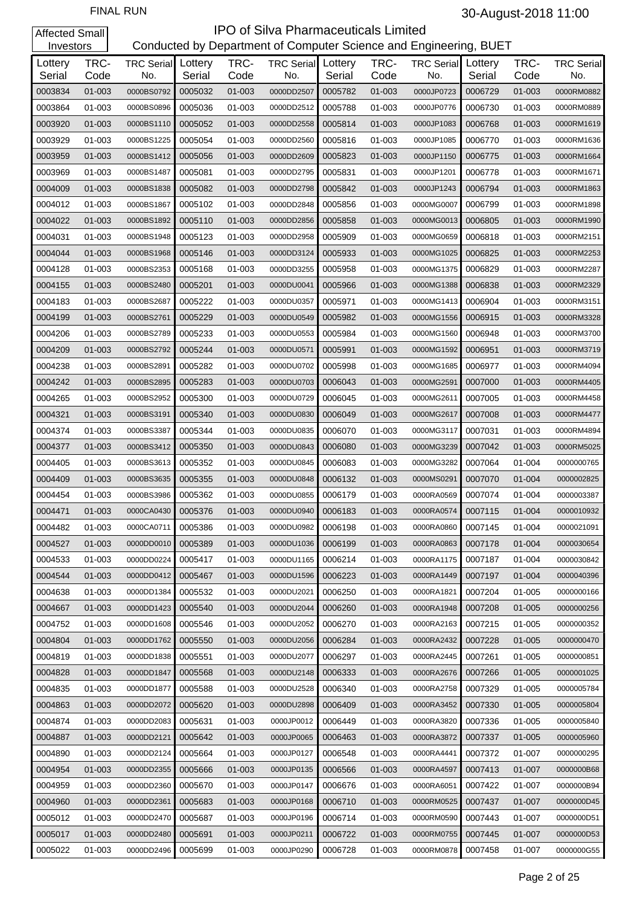FINAL RUN

30-August-2018 11:00

Affected Small Investors

# IPO of Silva Pharmaceuticals Limited

## Conducted by Department of Computer Science and Engineering, BUET

| Lottery Serial | TRC-Code | TRC Serial No. | Lottery Serial | TRC-Code | TRC Serial No. | Lottery Serial | TRC-Code | TRC Serial No. | Lottery Serial | TRC-Code | TRC Serial No. |
|---|---|---|---|---|---|---|---|---|---|---|---|
| 0003834 | 01-003 | 0000BS0792 | 0005032 | 01-003 | 0000DD2507 | 0005782 | 01-003 | 0000JP0723 | 0006729 | 01-003 | 0000RM0882 |
| 0003864 | 01-003 | 0000BS0896 | 0005036 | 01-003 | 0000DD2512 | 0005788 | 01-003 | 0000JP0776 | 0006730 | 01-003 | 0000RM0889 |
| 0003920 | 01-003 | 0000BS1110 | 0005052 | 01-003 | 0000DD2558 | 0005814 | 01-003 | 0000JP1083 | 0006768 | 01-003 | 0000RM1619 |
| 0003929 | 01-003 | 0000BS1225 | 0005054 | 01-003 | 0000DD2560 | 0005816 | 01-003 | 0000JP1085 | 0006770 | 01-003 | 0000RM1636 |
| 0003959 | 01-003 | 0000BS1412 | 0005056 | 01-003 | 0000DD2609 | 0005823 | 01-003 | 0000JP1150 | 0006775 | 01-003 | 0000RM1664 |
| 0003969 | 01-003 | 0000BS1487 | 0005081 | 01-003 | 0000DD2795 | 0005831 | 01-003 | 0000JP1201 | 0006778 | 01-003 | 0000RM1671 |
| 0004009 | 01-003 | 0000BS1838 | 0005082 | 01-003 | 0000DD2798 | 0005842 | 01-003 | 0000JP1243 | 0006794 | 01-003 | 0000RM1863 |
| 0004012 | 01-003 | 0000BS1867 | 0005102 | 01-003 | 0000DD2848 | 0005856 | 01-003 | 0000MG0007 | 0006799 | 01-003 | 0000RM1898 |
| 0004022 | 01-003 | 0000BS1892 | 0005110 | 01-003 | 0000DD2856 | 0005858 | 01-003 | 0000MG0013 | 0006805 | 01-003 | 0000RM1990 |
| 0004031 | 01-003 | 0000BS1948 | 0005123 | 01-003 | 0000DD2958 | 0005909 | 01-003 | 0000MG0659 | 0006818 | 01-003 | 0000RM2151 |
| 0004044 | 01-003 | 0000BS1968 | 0005146 | 01-003 | 0000DD3124 | 0005933 | 01-003 | 0000MG1025 | 0006825 | 01-003 | 0000RM2253 |
| 0004128 | 01-003 | 0000BS2353 | 0005168 | 01-003 | 0000DD3255 | 0005958 | 01-003 | 0000MG1375 | 0006829 | 01-003 | 0000RM2287 |
| 0004155 | 01-003 | 0000BS2480 | 0005201 | 01-003 | 0000DU0041 | 0005966 | 01-003 | 0000MG1388 | 0006838 | 01-003 | 0000RM2329 |
| 0004183 | 01-003 | 0000BS2687 | 0005222 | 01-003 | 0000DU0357 | 0005971 | 01-003 | 0000MG1413 | 0006904 | 01-003 | 0000RM3151 |
| 0004199 | 01-003 | 0000BS2761 | 0005229 | 01-003 | 0000DU0549 | 0005982 | 01-003 | 0000MG1556 | 0006915 | 01-003 | 0000RM3328 |
| 0004206 | 01-003 | 0000BS2789 | 0005233 | 01-003 | 0000DU0553 | 0005984 | 01-003 | 0000MG1560 | 0006948 | 01-003 | 0000RM3700 |
| 0004209 | 01-003 | 0000BS2792 | 0005244 | 01-003 | 0000DU0571 | 0005991 | 01-003 | 0000MG1592 | 0006951 | 01-003 | 0000RM3719 |
| 0004238 | 01-003 | 0000BS2891 | 0005282 | 01-003 | 0000DU0702 | 0005998 | 01-003 | 0000MG1685 | 0006977 | 01-003 | 0000RM4094 |
| 0004242 | 01-003 | 0000BS2895 | 0005283 | 01-003 | 0000DU0703 | 0006043 | 01-003 | 0000MG2591 | 0007000 | 01-003 | 0000RM4405 |
| 0004265 | 01-003 | 0000BS2952 | 0005300 | 01-003 | 0000DU0729 | 0006045 | 01-003 | 0000MG2611 | 0007005 | 01-003 | 0000RM4458 |
| 0004321 | 01-003 | 0000BS3191 | 0005340 | 01-003 | 0000DU0830 | 0006049 | 01-003 | 0000MG2617 | 0007008 | 01-003 | 0000RM4477 |
| 0004374 | 01-003 | 0000BS3387 | 0005344 | 01-003 | 0000DU0835 | 0006070 | 01-003 | 0000MG3117 | 0007031 | 01-003 | 0000RM4894 |
| 0004377 | 01-003 | 0000BS3412 | 0005350 | 01-003 | 0000DU0843 | 0006080 | 01-003 | 0000MG3239 | 0007042 | 01-003 | 0000RM5025 |
| 0004405 | 01-003 | 0000BS3613 | 0005352 | 01-003 | 0000DU0845 | 0006083 | 01-003 | 0000MG3282 | 0007064 | 01-004 | 0000000765 |
| 0004409 | 01-003 | 0000BS3635 | 0005355 | 01-003 | 0000DU0848 | 0006132 | 01-003 | 0000MS0291 | 0007070 | 01-004 | 0000002825 |
| 0004454 | 01-003 | 0000BS3986 | 0005362 | 01-003 | 0000DU0855 | 0006179 | 01-003 | 0000RA0569 | 0007074 | 01-004 | 0000003387 |
| 0004471 | 01-003 | 0000CA0430 | 0005376 | 01-003 | 0000DU0940 | 0006183 | 01-003 | 0000RA0574 | 0007115 | 01-004 | 0000010932 |
| 0004482 | 01-003 | 0000CA0711 | 0005386 | 01-003 | 0000DU0982 | 0006198 | 01-003 | 0000RA0860 | 0007145 | 01-004 | 0000021091 |
| 0004527 | 01-003 | 0000DD0010 | 0005389 | 01-003 | 0000DU1036 | 0006199 | 01-003 | 0000RA0863 | 0007178 | 01-004 | 0000030654 |
| 0004533 | 01-003 | 0000DD0224 | 0005417 | 01-003 | 0000DU1165 | 0006214 | 01-003 | 0000RA1175 | 0007187 | 01-004 | 0000030842 |
| 0004544 | 01-003 | 0000DD0412 | 0005467 | 01-003 | 0000DU1596 | 0006223 | 01-003 | 0000RA1449 | 0007197 | 01-004 | 0000040396 |
| 0004638 | 01-003 | 0000DD1384 | 0005532 | 01-003 | 0000DU2021 | 0006250 | 01-003 | 0000RA1821 | 0007204 | 01-005 | 0000000166 |
| 0004667 | 01-003 | 0000DD1423 | 0005540 | 01-003 | 0000DU2044 | 0006260 | 01-003 | 0000RA1948 | 0007208 | 01-005 | 0000000256 |
| 0004752 | 01-003 | 0000DD1608 | 0005546 | 01-003 | 0000DU2052 | 0006270 | 01-003 | 0000RA2163 | 0007215 | 01-005 | 0000000352 |
| 0004804 | 01-003 | 0000DD1762 | 0005550 | 01-003 | 0000DU2056 | 0006284 | 01-003 | 0000RA2432 | 0007228 | 01-005 | 0000000470 |
| 0004819 | 01-003 | 0000DD1838 | 0005551 | 01-003 | 0000DU2077 | 0006297 | 01-003 | 0000RA2445 | 0007261 | 01-005 | 0000000851 |
| 0004828 | 01-003 | 0000DD1847 | 0005568 | 01-003 | 0000DU2148 | 0006333 | 01-003 | 0000RA2676 | 0007266 | 01-005 | 0000001025 |
| 0004835 | 01-003 | 0000DD1877 | 0005588 | 01-003 | 0000DU2528 | 0006340 | 01-003 | 0000RA2758 | 0007329 | 01-005 | 0000005784 |
| 0004863 | 01-003 | 0000DD2072 | 0005620 | 01-003 | 0000DU2898 | 0006409 | 01-003 | 0000RA3452 | 0007330 | 01-005 | 0000005804 |
| 0004874 | 01-003 | 0000DD2083 | 0005631 | 01-003 | 0000JP0012 | 0006449 | 01-003 | 0000RA3820 | 0007336 | 01-005 | 0000005840 |
| 0004887 | 01-003 | 0000DD2121 | 0005642 | 01-003 | 0000JP0065 | 0006463 | 01-003 | 0000RA3872 | 0007337 | 01-005 | 0000005960 |
| 0004890 | 01-003 | 0000DD2124 | 0005664 | 01-003 | 0000JP0127 | 0006548 | 01-003 | 0000RA4441 | 0007372 | 01-007 | 0000000295 |
| 0004954 | 01-003 | 0000DD2355 | 0005666 | 01-003 | 0000JP0135 | 0006566 | 01-003 | 0000RA4597 | 0007413 | 01-007 | 0000000B68 |
| 0004959 | 01-003 | 0000DD2360 | 0005670 | 01-003 | 0000JP0147 | 0006676 | 01-003 | 0000RA6051 | 0007422 | 01-007 | 0000000B94 |
| 0004960 | 01-003 | 0000DD2361 | 0005683 | 01-003 | 0000JP0168 | 0006710 | 01-003 | 0000RM0525 | 0007437 | 01-007 | 0000000D45 |
| 0005012 | 01-003 | 0000DD2470 | 0005687 | 01-003 | 0000JP0196 | 0006714 | 01-003 | 0000RM0590 | 0007443 | 01-007 | 0000000D51 |
| 0005017 | 01-003 | 0000DD2480 | 0005691 | 01-003 | 0000JP0211 | 0006722 | 01-003 | 0000RM0755 | 0007445 | 01-007 | 0000000D53 |
| 0005022 | 01-003 | 0000DD2496 | 0005699 | 01-003 | 0000JP0290 | 0006728 | 01-003 | 0000RM0878 | 0007458 | 01-007 | 0000000G55 |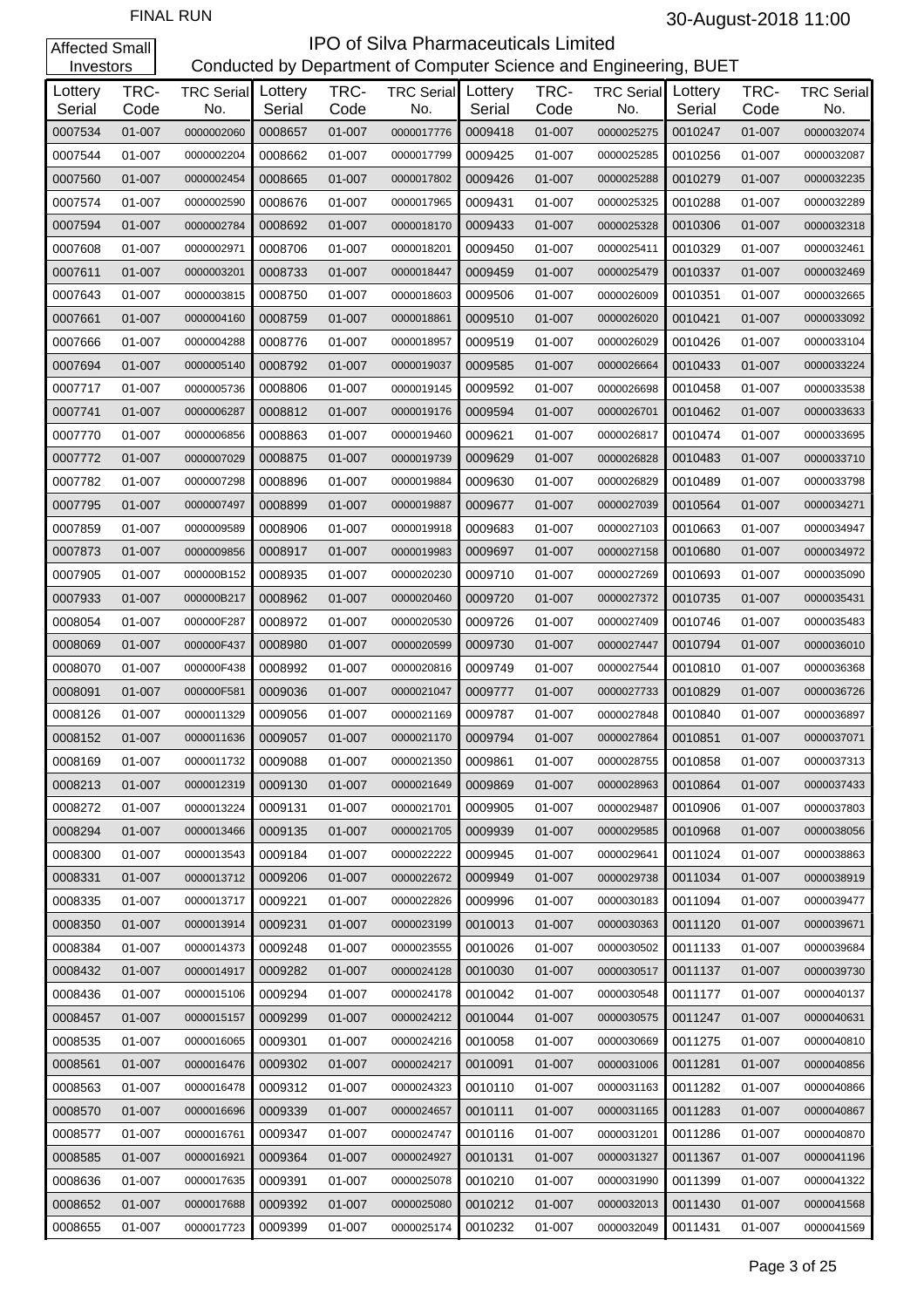FINAL RUN

30-August-2018 11:00

Affected Small Investors

# IPO of Silva Pharmaceuticals Limited

Conducted by Department of Computer Science and Engineering, BUET

| Lottery Serial | TRC-Code | TRC Serial No. | Lottery Serial | TRC-Code | TRC Serial No. | Lottery Serial | TRC-Code | TRC Serial No. | Lottery Serial | TRC-Code | TRC Serial No. |
|---|---|---|---|---|---|---|---|---|---|---|---|
| 0007534 | 01-007 | 0000002060 | 0008657 | 01-007 | 0000017776 | 0009418 | 01-007 | 0000025275 | 0010247 | 01-007 | 0000032074 |
| 0007544 | 01-007 | 0000002204 | 0008662 | 01-007 | 0000017799 | 0009425 | 01-007 | 0000025285 | 0010256 | 01-007 | 0000032087 |
| 0007560 | 01-007 | 0000002454 | 0008665 | 01-007 | 0000017802 | 0009426 | 01-007 | 0000025288 | 0010279 | 01-007 | 0000032235 |
| 0007574 | 01-007 | 0000002590 | 0008676 | 01-007 | 0000017965 | 0009431 | 01-007 | 0000025325 | 0010288 | 01-007 | 0000032289 |
| 0007594 | 01-007 | 0000002784 | 0008692 | 01-007 | 0000018170 | 0009433 | 01-007 | 0000025328 | 0010306 | 01-007 | 0000032318 |
| 0007608 | 01-007 | 0000002971 | 0008706 | 01-007 | 0000018201 | 0009450 | 01-007 | 0000025411 | 0010329 | 01-007 | 0000032461 |
| 0007611 | 01-007 | 0000003201 | 0008733 | 01-007 | 0000018447 | 0009459 | 01-007 | 0000025479 | 0010337 | 01-007 | 0000032469 |
| 0007643 | 01-007 | 0000003815 | 0008750 | 01-007 | 0000018603 | 0009506 | 01-007 | 0000026009 | 0010351 | 01-007 | 0000032665 |
| 0007661 | 01-007 | 0000004160 | 0008759 | 01-007 | 0000018861 | 0009510 | 01-007 | 0000026020 | 0010421 | 01-007 | 0000033092 |
| 0007666 | 01-007 | 0000004288 | 0008776 | 01-007 | 0000018957 | 0009519 | 01-007 | 0000026029 | 0010426 | 01-007 | 0000033104 |
| 0007694 | 01-007 | 0000005140 | 0008792 | 01-007 | 0000019037 | 0009585 | 01-007 | 0000026664 | 0010433 | 01-007 | 0000033224 |
| 0007717 | 01-007 | 0000005736 | 0008806 | 01-007 | 0000019145 | 0009592 | 01-007 | 0000026698 | 0010458 | 01-007 | 0000033538 |
| 0007741 | 01-007 | 0000006287 | 0008812 | 01-007 | 0000019176 | 0009594 | 01-007 | 0000026701 | 0010462 | 01-007 | 0000033633 |
| 0007770 | 01-007 | 0000006856 | 0008863 | 01-007 | 0000019460 | 0009621 | 01-007 | 0000026817 | 0010474 | 01-007 | 0000033695 |
| 0007772 | 01-007 | 0000007029 | 0008875 | 01-007 | 0000019739 | 0009629 | 01-007 | 0000026828 | 0010483 | 01-007 | 0000033710 |
| 0007782 | 01-007 | 0000007298 | 0008896 | 01-007 | 0000019884 | 0009630 | 01-007 | 0000026829 | 0010489 | 01-007 | 0000033798 |
| 0007795 | 01-007 | 0000007497 | 0008899 | 01-007 | 0000019887 | 0009677 | 01-007 | 0000027039 | 0010564 | 01-007 | 0000034271 |
| 0007859 | 01-007 | 0000009589 | 0008906 | 01-007 | 0000019918 | 0009683 | 01-007 | 0000027103 | 0010663 | 01-007 | 0000034947 |
| 0007873 | 01-007 | 0000009856 | 0008917 | 01-007 | 0000019983 | 0009697 | 01-007 | 0000027158 | 0010680 | 01-007 | 0000034972 |
| 0007905 | 01-007 | 000000B152 | 0008935 | 01-007 | 0000020230 | 0009710 | 01-007 | 0000027269 | 0010693 | 01-007 | 0000035090 |
| 0007933 | 01-007 | 000000B217 | 0008962 | 01-007 | 0000020460 | 0009720 | 01-007 | 0000027372 | 0010735 | 01-007 | 0000035431 |
| 0008054 | 01-007 | 000000F287 | 0008972 | 01-007 | 0000020530 | 0009726 | 01-007 | 0000027409 | 0010746 | 01-007 | 0000035483 |
| 0008069 | 01-007 | 000000F437 | 0008980 | 01-007 | 0000020599 | 0009730 | 01-007 | 0000027447 | 0010794 | 01-007 | 0000036010 |
| 0008070 | 01-007 | 000000F438 | 0008992 | 01-007 | 0000020816 | 0009749 | 01-007 | 0000027544 | 0010810 | 01-007 | 0000036368 |
| 0008091 | 01-007 | 000000F581 | 0009036 | 01-007 | 0000021047 | 0009777 | 01-007 | 0000027733 | 0010829 | 01-007 | 0000036726 |
| 0008126 | 01-007 | 0000011329 | 0009056 | 01-007 | 0000021169 | 0009787 | 01-007 | 0000027848 | 0010840 | 01-007 | 0000036897 |
| 0008152 | 01-007 | 0000011636 | 0009057 | 01-007 | 0000021170 | 0009794 | 01-007 | 0000027864 | 0010851 | 01-007 | 0000037071 |
| 0008169 | 01-007 | 0000011732 | 0009088 | 01-007 | 0000021350 | 0009861 | 01-007 | 0000028755 | 0010858 | 01-007 | 0000037313 |
| 0008213 | 01-007 | 0000012319 | 0009130 | 01-007 | 0000021649 | 0009869 | 01-007 | 0000028963 | 0010864 | 01-007 | 0000037433 |
| 0008272 | 01-007 | 0000013224 | 0009131 | 01-007 | 0000021701 | 0009905 | 01-007 | 0000029487 | 0010906 | 01-007 | 0000037803 |
| 0008294 | 01-007 | 0000013466 | 0009135 | 01-007 | 0000021705 | 0009939 | 01-007 | 0000029585 | 0010968 | 01-007 | 0000038056 |
| 0008300 | 01-007 | 0000013543 | 0009184 | 01-007 | 0000022222 | 0009945 | 01-007 | 0000029641 | 0011024 | 01-007 | 0000038863 |
| 0008331 | 01-007 | 0000013712 | 0009206 | 01-007 | 0000022672 | 0009949 | 01-007 | 0000029738 | 0011034 | 01-007 | 0000038919 |
| 0008335 | 01-007 | 0000013717 | 0009221 | 01-007 | 0000022826 | 0009996 | 01-007 | 0000030183 | 0011094 | 01-007 | 0000039477 |
| 0008350 | 01-007 | 0000013914 | 0009231 | 01-007 | 0000023199 | 0010013 | 01-007 | 0000030363 | 0011120 | 01-007 | 0000039671 |
| 0008384 | 01-007 | 0000014373 | 0009248 | 01-007 | 0000023555 | 0010026 | 01-007 | 0000030502 | 0011133 | 01-007 | 0000039684 |
| 0008432 | 01-007 | 0000014917 | 0009282 | 01-007 | 0000024128 | 0010030 | 01-007 | 0000030517 | 0011137 | 01-007 | 0000039730 |
| 0008436 | 01-007 | 0000015106 | 0009294 | 01-007 | 0000024178 | 0010042 | 01-007 | 0000030548 | 0011177 | 01-007 | 0000040137 |
| 0008457 | 01-007 | 0000015157 | 0009299 | 01-007 | 0000024212 | 0010044 | 01-007 | 0000030575 | 0011247 | 01-007 | 0000040631 |
| 0008535 | 01-007 | 0000016065 | 0009301 | 01-007 | 0000024216 | 0010058 | 01-007 | 0000030669 | 0011275 | 01-007 | 0000040810 |
| 0008561 | 01-007 | 0000016476 | 0009302 | 01-007 | 0000024217 | 0010091 | 01-007 | 0000031006 | 0011281 | 01-007 | 0000040856 |
| 0008563 | 01-007 | 0000016478 | 0009312 | 01-007 | 0000024323 | 0010110 | 01-007 | 0000031163 | 0011282 | 01-007 | 0000040866 |
| 0008570 | 01-007 | 0000016696 | 0009339 | 01-007 | 0000024657 | 0010111 | 01-007 | 0000031165 | 0011283 | 01-007 | 0000040867 |
| 0008577 | 01-007 | 0000016761 | 0009347 | 01-007 | 0000024747 | 0010116 | 01-007 | 0000031201 | 0011286 | 01-007 | 0000040870 |
| 0008585 | 01-007 | 0000016921 | 0009364 | 01-007 | 0000024927 | 0010131 | 01-007 | 0000031327 | 0011367 | 01-007 | 0000041196 |
| 0008636 | 01-007 | 0000017635 | 0009391 | 01-007 | 0000025078 | 0010210 | 01-007 | 0000031990 | 0011399 | 01-007 | 0000041322 |
| 0008652 | 01-007 | 0000017688 | 0009392 | 01-007 | 0000025080 | 0010212 | 01-007 | 0000032013 | 0011430 | 01-007 | 0000041568 |
| 0008655 | 01-007 | 0000017723 | 0009399 | 01-007 | 0000025174 | 0010232 | 01-007 | 0000032049 | 0011431 | 01-007 | 0000041569 |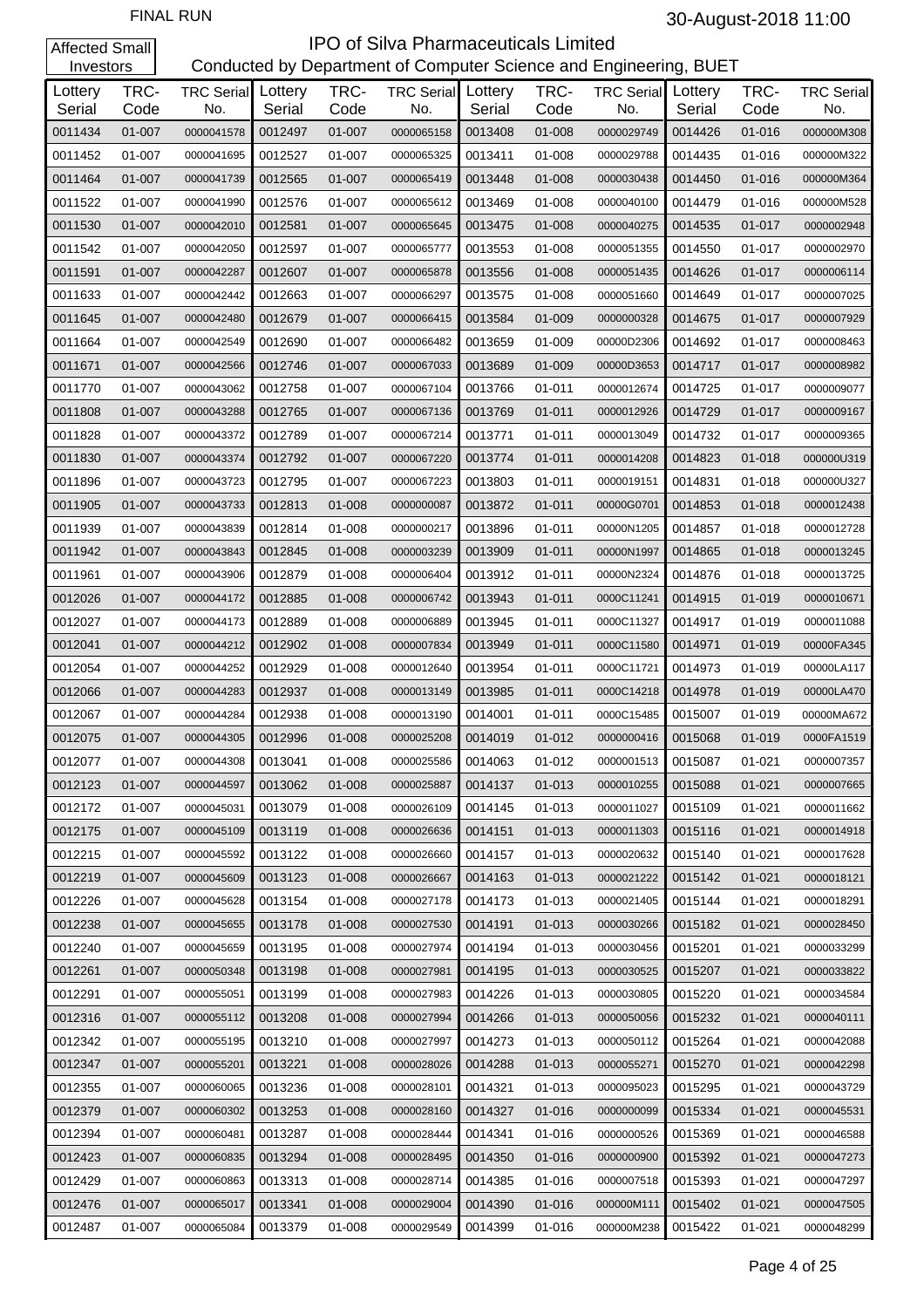FINAL RUN

30-August-2018 11:00

Affected Small Investors

# IPO of Silva Pharmaceuticals Limited

## Conducted by Department of Computer Science and Engineering, BUET

| Lottery Serial | TRC-Code | TRC Serial No. | Lottery Serial | TRC-Code | TRC Serial No. | Lottery Serial | TRC-Code | TRC Serial No. | Lottery Serial | TRC-Code | TRC Serial No. |
|---|---|---|---|---|---|---|---|---|---|---|---|
| 0011434 | 01-007 | 0000041578 | 0012497 | 01-007 | 0000065158 | 0013408 | 01-008 | 0000029749 | 0014426 | 01-016 | 000000M308 |
| 0011452 | 01-007 | 0000041695 | 0012527 | 01-007 | 0000065325 | 0013411 | 01-008 | 0000029788 | 0014435 | 01-016 | 000000M322 |
| 0011464 | 01-007 | 0000041739 | 0012565 | 01-007 | 0000065419 | 0013448 | 01-008 | 0000030438 | 0014450 | 01-016 | 000000M364 |
| 0011522 | 01-007 | 0000041990 | 0012576 | 01-007 | 0000065612 | 0013469 | 01-008 | 0000040100 | 0014479 | 01-016 | 000000M528 |
| 0011530 | 01-007 | 0000042010 | 0012581 | 01-007 | 0000065645 | 0013475 | 01-008 | 0000040275 | 0014535 | 01-017 | 0000002948 |
| 0011542 | 01-007 | 0000042050 | 0012597 | 01-007 | 0000065777 | 0013553 | 01-008 | 0000051355 | 0014550 | 01-017 | 0000002970 |
| 0011591 | 01-007 | 0000042287 | 0012607 | 01-007 | 0000065878 | 0013556 | 01-008 | 0000051435 | 0014626 | 01-017 | 0000006114 |
| 0011633 | 01-007 | 0000042442 | 0012663 | 01-007 | 0000066297 | 0013575 | 01-008 | 0000051660 | 0014649 | 01-017 | 0000007025 |
| 0011645 | 01-007 | 0000042480 | 0012679 | 01-007 | 0000066415 | 0013584 | 01-009 | 0000000328 | 0014675 | 01-017 | 0000007929 |
| 0011664 | 01-007 | 0000042549 | 0012690 | 01-007 | 0000066482 | 0013659 | 01-009 | 00000D2306 | 0014692 | 01-017 | 0000008463 |
| 0011671 | 01-007 | 0000042566 | 0012746 | 01-007 | 0000067033 | 0013689 | 01-009 | 00000D3653 | 0014717 | 01-017 | 0000008982 |
| 0011770 | 01-007 | 0000043062 | 0012758 | 01-007 | 0000067104 | 0013766 | 01-011 | 0000012674 | 0014725 | 01-017 | 0000009077 |
| 0011808 | 01-007 | 0000043288 | 0012765 | 01-007 | 0000067136 | 0013769 | 01-011 | 0000012926 | 0014729 | 01-017 | 0000009167 |
| 0011828 | 01-007 | 0000043372 | 0012789 | 01-007 | 0000067214 | 0013771 | 01-011 | 0000013049 | 0014732 | 01-017 | 0000009365 |
| 0011830 | 01-007 | 0000043374 | 0012792 | 01-007 | 0000067220 | 0013774 | 01-011 | 0000014208 | 0014823 | 01-018 | 000000U319 |
| 0011896 | 01-007 | 0000043723 | 0012795 | 01-007 | 0000067223 | 0013803 | 01-011 | 0000019151 | 0014831 | 01-018 | 000000U327 |
| 0011905 | 01-007 | 0000043733 | 0012813 | 01-008 | 0000000087 | 0013872 | 01-011 | 00000G0701 | 0014853 | 01-018 | 0000012438 |
| 0011939 | 01-007 | 0000043839 | 0012814 | 01-008 | 0000000217 | 0013896 | 01-011 | 00000N1205 | 0014857 | 01-018 | 0000012728 |
| 0011942 | 01-007 | 0000043843 | 0012845 | 01-008 | 0000003239 | 0013909 | 01-011 | 00000N1997 | 0014865 | 01-018 | 0000013245 |
| 0011961 | 01-007 | 0000043906 | 0012879 | 01-008 | 0000006404 | 0013912 | 01-011 | 00000N2324 | 0014876 | 01-018 | 0000013725 |
| 0012026 | 01-007 | 0000044172 | 0012885 | 01-008 | 0000006742 | 0013943 | 01-011 | 0000C11241 | 0014915 | 01-019 | 0000010671 |
| 0012027 | 01-007 | 0000044173 | 0012889 | 01-008 | 0000006889 | 0013945 | 01-011 | 0000C11327 | 0014917 | 01-019 | 0000011088 |
| 0012041 | 01-007 | 0000044212 | 0012902 | 01-008 | 0000007834 | 0013949 | 01-011 | 0000C11580 | 0014971 | 01-019 | 00000FA345 |
| 0012054 | 01-007 | 0000044252 | 0012929 | 01-008 | 0000012640 | 0013954 | 01-011 | 0000C11721 | 0014973 | 01-019 | 00000LA117 |
| 0012066 | 01-007 | 0000044283 | 0012937 | 01-008 | 0000013149 | 0013985 | 01-011 | 0000C14218 | 0014978 | 01-019 | 00000LA470 |
| 0012067 | 01-007 | 0000044284 | 0012938 | 01-008 | 0000013190 | 0014001 | 01-011 | 0000C15485 | 0015007 | 01-019 | 00000MA672 |
| 0012075 | 01-007 | 0000044305 | 0012996 | 01-008 | 0000025208 | 0014019 | 01-012 | 0000000416 | 0015068 | 01-019 | 0000FA1519 |
| 0012077 | 01-007 | 0000044308 | 0013041 | 01-008 | 0000025586 | 0014063 | 01-012 | 0000001513 | 0015087 | 01-021 | 0000007357 |
| 0012123 | 01-007 | 0000044597 | 0013062 | 01-008 | 0000025887 | 0014137 | 01-013 | 0000010255 | 0015088 | 01-021 | 0000007665 |
| 0012172 | 01-007 | 0000045031 | 0013079 | 01-008 | 0000026109 | 0014145 | 01-013 | 0000011027 | 0015109 | 01-021 | 0000011662 |
| 0012175 | 01-007 | 0000045109 | 0013119 | 01-008 | 0000026636 | 0014151 | 01-013 | 0000011303 | 0015116 | 01-021 | 0000014918 |
| 0012215 | 01-007 | 0000045592 | 0013122 | 01-008 | 0000026660 | 0014157 | 01-013 | 0000020632 | 0015140 | 01-021 | 0000017628 |
| 0012219 | 01-007 | 0000045609 | 0013123 | 01-008 | 0000026667 | 0014163 | 01-013 | 0000021222 | 0015142 | 01-021 | 0000018121 |
| 0012226 | 01-007 | 0000045628 | 0013154 | 01-008 | 0000027178 | 0014173 | 01-013 | 0000021405 | 0015144 | 01-021 | 0000018291 |
| 0012238 | 01-007 | 0000045655 | 0013178 | 01-008 | 0000027530 | 0014191 | 01-013 | 0000030266 | 0015182 | 01-021 | 0000028450 |
| 0012240 | 01-007 | 0000045659 | 0013195 | 01-008 | 0000027974 | 0014194 | 01-013 | 0000030456 | 0015201 | 01-021 | 0000033299 |
| 0012261 | 01-007 | 0000050348 | 0013198 | 01-008 | 0000027981 | 0014195 | 01-013 | 0000030525 | 0015207 | 01-021 | 0000033822 |
| 0012291 | 01-007 | 0000055051 | 0013199 | 01-008 | 0000027983 | 0014226 | 01-013 | 0000030805 | 0015220 | 01-021 | 0000034584 |
| 0012316 | 01-007 | 0000055112 | 0013208 | 01-008 | 0000027994 | 0014266 | 01-013 | 0000050056 | 0015232 | 01-021 | 0000040111 |
| 0012342 | 01-007 | 0000055195 | 0013210 | 01-008 | 0000027997 | 0014273 | 01-013 | 0000050112 | 0015264 | 01-021 | 0000042088 |
| 0012347 | 01-007 | 0000055201 | 0013221 | 01-008 | 0000028026 | 0014288 | 01-013 | 0000055271 | 0015270 | 01-021 | 0000042298 |
| 0012355 | 01-007 | 0000060065 | 0013236 | 01-008 | 0000028101 | 0014321 | 01-013 | 0000095023 | 0015295 | 01-021 | 0000043729 |
| 0012379 | 01-007 | 0000060302 | 0013253 | 01-008 | 0000028160 | 0014327 | 01-016 | 0000000099 | 0015334 | 01-021 | 0000045531 |
| 0012394 | 01-007 | 0000060481 | 0013287 | 01-008 | 0000028444 | 0014341 | 01-016 | 0000000526 | 0015369 | 01-021 | 0000046588 |
| 0012423 | 01-007 | 0000060835 | 0013294 | 01-008 | 0000028495 | 0014350 | 01-016 | 0000000900 | 0015392 | 01-021 | 0000047273 |
| 0012429 | 01-007 | 0000060863 | 0013313 | 01-008 | 0000028714 | 0014385 | 01-016 | 0000007518 | 0015393 | 01-021 | 0000047297 |
| 0012476 | 01-007 | 0000065017 | 0013341 | 01-008 | 0000029004 | 0014390 | 01-016 | 000000M111 | 0015402 | 01-021 | 0000047505 |
| 0012487 | 01-007 | 0000065084 | 0013379 | 01-008 | 0000029549 | 0014399 | 01-016 | 000000M238 | 0015422 | 01-021 | 0000048299 |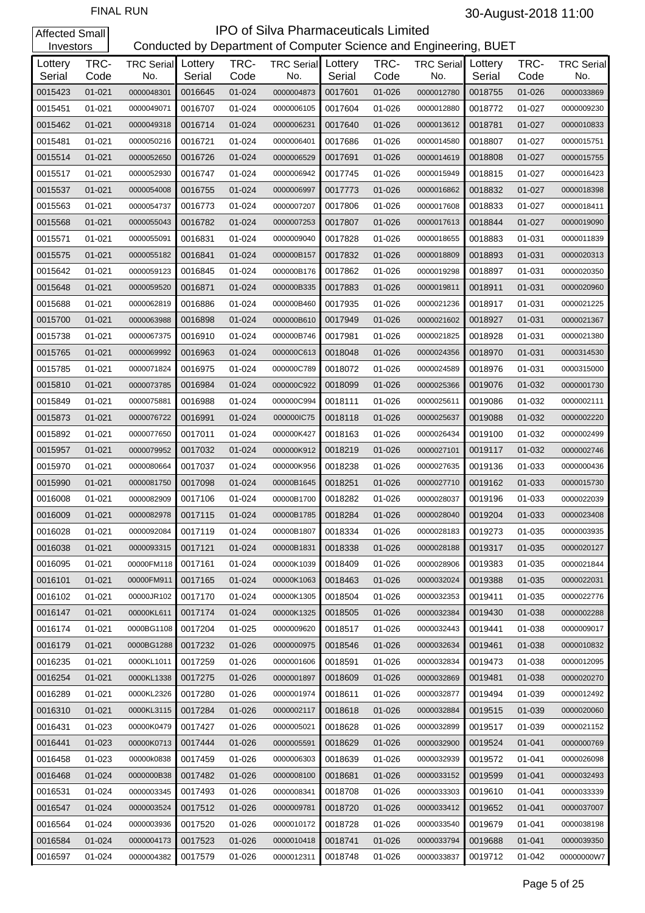FINAL RUN

30-August-2018 11:00

Affected Small Investors

# IPO of Silva Pharmaceuticals Limited

Conducted by Department of Computer Science and Engineering, BUET

| Lottery Serial | TRC-Code | TRC Serial No. | Lottery Serial | TRC-Code | TRC Serial No. | Lottery Serial | TRC-Code | TRC Serial No. | Lottery Serial | TRC-Code | TRC Serial No. |
|---|---|---|---|---|---|---|---|---|---|---|---|
| 0015423 | 01-021 | 0000048301 | 0016645 | 01-024 | 0000004873 | 0017601 | 01-026 | 0000012780 | 0018755 | 01-026 | 0000033869 |
| 0015451 | 01-021 | 0000049071 | 0016707 | 01-024 | 0000006105 | 0017604 | 01-026 | 0000012880 | 0018772 | 01-027 | 0000009230 |
| 0015462 | 01-021 | 0000049318 | 0016714 | 01-024 | 0000006231 | 0017640 | 01-026 | 0000013612 | 0018781 | 01-027 | 0000010833 |
| 0015481 | 01-021 | 0000050216 | 0016721 | 01-024 | 0000006401 | 0017686 | 01-026 | 0000014580 | 0018807 | 01-027 | 0000015751 |
| 0015514 | 01-021 | 0000052650 | 0016726 | 01-024 | 0000006529 | 0017691 | 01-026 | 0000014619 | 0018808 | 01-027 | 0000015755 |
| 0015517 | 01-021 | 0000052930 | 0016747 | 01-024 | 0000006942 | 0017745 | 01-026 | 0000015949 | 0018815 | 01-027 | 0000016423 |
| 0015537 | 01-021 | 0000054008 | 0016755 | 01-024 | 0000006997 | 0017773 | 01-026 | 0000016862 | 0018832 | 01-027 | 0000018398 |
| 0015563 | 01-021 | 0000054737 | 0016773 | 01-024 | 0000007207 | 0017806 | 01-026 | 0000017608 | 0018833 | 01-027 | 0000018411 |
| 0015568 | 01-021 | 0000055043 | 0016782 | 01-024 | 0000007253 | 0017807 | 01-026 | 0000017613 | 0018844 | 01-027 | 0000019090 |
| 0015571 | 01-021 | 0000055091 | 0016831 | 01-024 | 0000009040 | 0017828 | 01-026 | 0000018655 | 0018883 | 01-031 | 0000011839 |
| 0015575 | 01-021 | 0000055182 | 0016841 | 01-024 | 000000B157 | 0017832 | 01-026 | 0000018809 | 0018893 | 01-031 | 0000020313 |
| 0015642 | 01-021 | 0000059123 | 0016845 | 01-024 | 000000B176 | 0017862 | 01-026 | 0000019298 | 0018897 | 01-031 | 0000020350 |
| 0015648 | 01-021 | 0000059520 | 0016871 | 01-024 | 000000B335 | 0017883 | 01-026 | 0000019811 | 0018911 | 01-031 | 0000020960 |
| 0015688 | 01-021 | 0000062819 | 0016886 | 01-024 | 000000B460 | 0017935 | 01-026 | 0000021236 | 0018917 | 01-031 | 0000021225 |
| 0015700 | 01-021 | 0000063988 | 0016898 | 01-024 | 000000B610 | 0017949 | 01-026 | 0000021602 | 0018927 | 01-031 | 0000021367 |
| 0015738 | 01-021 | 0000067375 | 0016910 | 01-024 | 000000B746 | 0017981 | 01-026 | 0000021825 | 0018928 | 01-031 | 0000021380 |
| 0015765 | 01-021 | 0000069992 | 0016963 | 01-024 | 000000C613 | 0018048 | 01-026 | 0000024356 | 0018970 | 01-031 | 0000314530 |
| 0015785 | 01-021 | 0000071824 | 0016975 | 01-024 | 000000C789 | 0018072 | 01-026 | 0000024589 | 0018976 | 01-031 | 0000315000 |
| 0015810 | 01-021 | 0000073785 | 0016984 | 01-024 | 000000C922 | 0018099 | 01-026 | 0000025366 | 0019076 | 01-032 | 0000001730 |
| 0015849 | 01-021 | 0000075881 | 0016988 | 01-024 | 000000C994 | 0018111 | 01-026 | 0000025611 | 0019086 | 01-032 | 0000002111 |
| 0015873 | 01-021 | 0000076722 | 0016991 | 01-024 | 000000IC75 | 0018118 | 01-026 | 0000025637 | 0019088 | 01-032 | 0000002220 |
| 0015892 | 01-021 | 0000077650 | 0017011 | 01-024 | 000000K427 | 0018163 | 01-026 | 0000026434 | 0019100 | 01-032 | 0000002499 |
| 0015957 | 01-021 | 0000079952 | 0017032 | 01-024 | 000000K912 | 0018219 | 01-026 | 0000027101 | 0019117 | 01-032 | 0000002746 |
| 0015970 | 01-021 | 0000080664 | 0017037 | 01-024 | 000000K956 | 0018238 | 01-026 | 0000027635 | 0019136 | 01-033 | 0000000436 |
| 0015990 | 01-021 | 0000081750 | 0017098 | 01-024 | 00000B1645 | 0018251 | 01-026 | 0000027710 | 0019162 | 01-033 | 0000015730 |
| 0016008 | 01-021 | 0000082909 | 0017106 | 01-024 | 00000B1700 | 0018282 | 01-026 | 0000028037 | 0019196 | 01-033 | 0000022039 |
| 0016009 | 01-021 | 0000082978 | 0017115 | 01-024 | 00000B1785 | 0018284 | 01-026 | 0000028040 | 0019204 | 01-033 | 0000023408 |
| 0016028 | 01-021 | 0000092084 | 0017119 | 01-024 | 00000B1807 | 0018334 | 01-026 | 0000028183 | 0019273 | 01-035 | 0000003935 |
| 0016038 | 01-021 | 0000093315 | 0017121 | 01-024 | 00000B1831 | 0018338 | 01-026 | 0000028188 | 0019317 | 01-035 | 0000020127 |
| 0016095 | 01-021 | 00000FM118 | 0017161 | 01-024 | 00000K1039 | 0018409 | 01-026 | 0000028906 | 0019383 | 01-035 | 0000021844 |
| 0016101 | 01-021 | 00000FM911 | 0017165 | 01-024 | 00000K1063 | 0018463 | 01-026 | 0000032024 | 0019388 | 01-035 | 0000022031 |
| 0016102 | 01-021 | 00000JR102 | 0017170 | 01-024 | 00000K1305 | 0018504 | 01-026 | 0000032353 | 0019411 | 01-035 | 0000022776 |
| 0016147 | 01-021 | 00000KL611 | 0017174 | 01-024 | 00000K1325 | 0018505 | 01-026 | 0000032384 | 0019430 | 01-038 | 0000002288 |
| 0016174 | 01-021 | 0000BG1108 | 0017204 | 01-025 | 0000009620 | 0018517 | 01-026 | 0000032443 | 0019441 | 01-038 | 0000009017 |
| 0016179 | 01-021 | 0000BG1288 | 0017232 | 01-026 | 0000000975 | 0018546 | 01-026 | 0000032634 | 0019461 | 01-038 | 0000010832 |
| 0016235 | 01-021 | 0000KL1011 | 0017259 | 01-026 | 0000001606 | 0018591 | 01-026 | 0000032834 | 0019473 | 01-038 | 0000012095 |
| 0016254 | 01-021 | 0000KL1338 | 0017275 | 01-026 | 0000001897 | 0018609 | 01-026 | 0000032869 | 0019481 | 01-038 | 0000020270 |
| 0016289 | 01-021 | 0000KL2326 | 0017280 | 01-026 | 0000001974 | 0018611 | 01-026 | 0000032877 | 0019494 | 01-039 | 0000012492 |
| 0016310 | 01-021 | 0000KL3115 | 0017284 | 01-026 | 0000002117 | 0018618 | 01-026 | 0000032884 | 0019515 | 01-039 | 0000020060 |
| 0016431 | 01-023 | 00000K0479 | 0017427 | 01-026 | 0000005021 | 0018628 | 01-026 | 0000032899 | 0019517 | 01-039 | 0000021152 |
| 0016441 | 01-023 | 00000K0713 | 0017444 | 01-026 | 0000005591 | 0018629 | 01-026 | 0000032900 | 0019524 | 01-041 | 0000000769 |
| 0016458 | 01-023 | 00000k0838 | 0017459 | 01-026 | 0000006303 | 0018639 | 01-026 | 0000032939 | 0019572 | 01-041 | 0000026098 |
| 0016468 | 01-024 | 0000000B38 | 0017482 | 01-026 | 0000008100 | 0018681 | 01-026 | 0000033152 | 0019599 | 01-041 | 0000032493 |
| 0016531 | 01-024 | 0000003345 | 0017493 | 01-026 | 0000008341 | 0018708 | 01-026 | 0000033303 | 0019610 | 01-041 | 0000033339 |
| 0016547 | 01-024 | 0000003524 | 0017512 | 01-026 | 0000009781 | 0018720 | 01-026 | 0000033412 | 0019652 | 01-041 | 0000037007 |
| 0016564 | 01-024 | 0000003936 | 0017520 | 01-026 | 0000010172 | 0018728 | 01-026 | 0000033540 | 0019679 | 01-041 | 0000038198 |
| 0016584 | 01-024 | 0000004173 | 0017523 | 01-026 | 0000010418 | 0018741 | 01-026 | 0000033794 | 0019688 | 01-041 | 0000039350 |
| 0016597 | 01-024 | 0000004382 | 0017579 | 01-026 | 0000012311 | 0018748 | 01-026 | 0000033837 | 0019712 | 01-042 | 00000000W7 |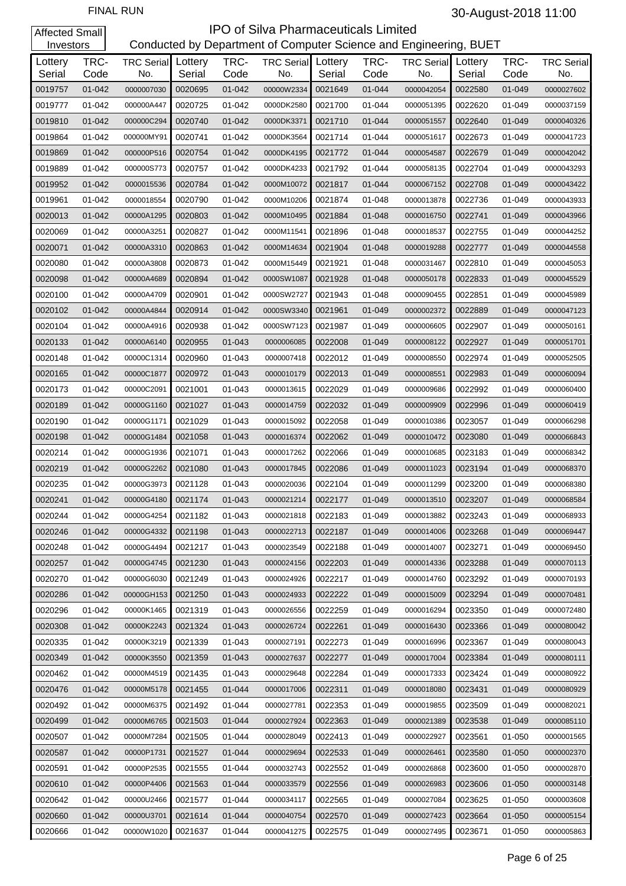FINAL RUN

30-August-2018 11:00

Affected Small Investors

# IPO of Silva Pharmaceuticals Limited

Conducted by Department of Computer Science and Engineering, BUET

| Lottery Serial | TRC-Code | TRC Serial No. | Lottery Serial | TRC-Code | TRC Serial No. | Lottery Serial | TRC-Code | TRC Serial No. | Lottery Serial | TRC-Code | TRC Serial No. |
|---|---|---|---|---|---|---|---|---|---|---|---|
| 0019757 | 01-042 | 0000007030 | 0020695 | 01-042 | 00000W2334 | 0021649 | 01-044 | 0000042054 | 0022580 | 01-049 | 0000027602 |
| 0019777 | 01-042 | 000000A447 | 0020725 | 01-042 | 0000DK2580 | 0021700 | 01-044 | 0000051395 | 0022620 | 01-049 | 0000037159 |
| 0019810 | 01-042 | 000000C294 | 0020740 | 01-042 | 0000DK3371 | 0021710 | 01-044 | 0000051557 | 0022640 | 01-049 | 0000040326 |
| 0019864 | 01-042 | 000000MY91 | 0020741 | 01-042 | 0000DK3564 | 0021714 | 01-044 | 0000051617 | 0022673 | 01-049 | 0000041723 |
| 0019869 | 01-042 | 000000P516 | 0020754 | 01-042 | 0000DK4195 | 0021772 | 01-044 | 0000054587 | 0022679 | 01-049 | 0000042042 |
| 0019889 | 01-042 | 000000S773 | 0020757 | 01-042 | 0000DK4233 | 0021792 | 01-044 | 0000058135 | 0022704 | 01-049 | 0000043293 |
| 0019952 | 01-042 | 0000015536 | 0020784 | 01-042 | 0000M10072 | 0021817 | 01-044 | 0000067152 | 0022708 | 01-049 | 0000043422 |
| 0019961 | 01-042 | 0000018554 | 0020790 | 01-042 | 0000M10206 | 0021874 | 01-048 | 0000013878 | 0022736 | 01-049 | 0000043933 |
| 0020013 | 01-042 | 00000A1295 | 0020803 | 01-042 | 0000M10495 | 0021884 | 01-048 | 0000016750 | 0022741 | 01-049 | 0000043966 |
| 0020069 | 01-042 | 00000A3251 | 0020827 | 01-042 | 0000M11541 | 0021896 | 01-048 | 0000018537 | 0022755 | 01-049 | 0000044252 |
| 0020071 | 01-042 | 00000A3310 | 0020863 | 01-042 | 0000M14634 | 0021904 | 01-048 | 0000019288 | 0022777 | 01-049 | 0000044558 |
| 0020080 | 01-042 | 00000A3808 | 0020873 | 01-042 | 0000M15449 | 0021921 | 01-048 | 0000031467 | 0022810 | 01-049 | 0000045053 |
| 0020098 | 01-042 | 00000A4689 | 0020894 | 01-042 | 0000SW1087 | 0021928 | 01-048 | 0000050178 | 0022833 | 01-049 | 0000045529 |
| 0020100 | 01-042 | 00000A4709 | 0020901 | 01-042 | 0000SW2727 | 0021943 | 01-048 | 0000090455 | 0022851 | 01-049 | 0000045989 |
| 0020102 | 01-042 | 00000A4844 | 0020914 | 01-042 | 0000SW3340 | 0021961 | 01-049 | 0000002372 | 0022889 | 01-049 | 0000047123 |
| 0020104 | 01-042 | 00000A4916 | 0020938 | 01-042 | 0000SW7123 | 0021987 | 01-049 | 0000006605 | 0022907 | 01-049 | 0000050161 |
| 0020133 | 01-042 | 00000A6140 | 0020955 | 01-043 | 0000006085 | 0022008 | 01-049 | 0000008122 | 0022927 | 01-049 | 0000051701 |
| 0020148 | 01-042 | 00000C1314 | 0020960 | 01-043 | 0000007418 | 0022012 | 01-049 | 0000008550 | 0022974 | 01-049 | 0000052505 |
| 0020165 | 01-042 | 00000C1877 | 0020972 | 01-043 | 0000010179 | 0022013 | 01-049 | 0000008551 | 0022983 | 01-049 | 0000060094 |
| 0020173 | 01-042 | 00000C2091 | 0021001 | 01-043 | 0000013615 | 0022029 | 01-049 | 0000009686 | 0022992 | 01-049 | 0000060400 |
| 0020189 | 01-042 | 00000G1160 | 0021027 | 01-043 | 0000014759 | 0022032 | 01-049 | 0000009909 | 0022996 | 01-049 | 0000060419 |
| 0020190 | 01-042 | 00000G1171 | 0021029 | 01-043 | 0000015092 | 0022058 | 01-049 | 0000010386 | 0023057 | 01-049 | 0000066298 |
| 0020198 | 01-042 | 00000G1484 | 0021058 | 01-043 | 0000016374 | 0022062 | 01-049 | 0000010472 | 0023080 | 01-049 | 0000066843 |
| 0020214 | 01-042 | 00000G1936 | 0021071 | 01-043 | 0000017262 | 0022066 | 01-049 | 0000010685 | 0023183 | 01-049 | 0000068342 |
| 0020219 | 01-042 | 00000G2262 | 0021080 | 01-043 | 0000017845 | 0022086 | 01-049 | 0000011023 | 0023194 | 01-049 | 0000068370 |
| 0020235 | 01-042 | 00000G3973 | 0021128 | 01-043 | 0000020036 | 0022104 | 01-049 | 0000011299 | 0023200 | 01-049 | 0000068380 |
| 0020241 | 01-042 | 00000G4180 | 0021174 | 01-043 | 0000021214 | 0022177 | 01-049 | 0000013510 | 0023207 | 01-049 | 0000068584 |
| 0020244 | 01-042 | 00000G4254 | 0021182 | 01-043 | 0000021818 | 0022183 | 01-049 | 0000013882 | 0023243 | 01-049 | 0000068933 |
| 0020246 | 01-042 | 00000G4332 | 0021198 | 01-043 | 0000022713 | 0022187 | 01-049 | 0000014006 | 0023268 | 01-049 | 0000069447 |
| 0020248 | 01-042 | 00000G4494 | 0021217 | 01-043 | 0000023549 | 0022188 | 01-049 | 0000014007 | 0023271 | 01-049 | 0000069450 |
| 0020257 | 01-042 | 00000G4745 | 0021230 | 01-043 | 0000024156 | 0022203 | 01-049 | 0000014336 | 0023288 | 01-049 | 0000070113 |
| 0020270 | 01-042 | 00000G6030 | 0021249 | 01-043 | 0000024926 | 0022217 | 01-049 | 0000014760 | 0023292 | 01-049 | 0000070193 |
| 0020286 | 01-042 | 00000GH153 | 0021250 | 01-043 | 0000024933 | 0022222 | 01-049 | 0000015009 | 0023294 | 01-049 | 0000070481 |
| 0020296 | 01-042 | 00000K1465 | 0021319 | 01-043 | 0000026556 | 0022259 | 01-049 | 0000016294 | 0023350 | 01-049 | 0000072480 |
| 0020308 | 01-042 | 00000K2243 | 0021324 | 01-043 | 0000026724 | 0022261 | 01-049 | 0000016430 | 0023366 | 01-049 | 0000080042 |
| 0020335 | 01-042 | 00000K3219 | 0021339 | 01-043 | 0000027191 | 0022273 | 01-049 | 0000016996 | 0023367 | 01-049 | 0000080043 |
| 0020349 | 01-042 | 00000K3550 | 0021359 | 01-043 | 0000027637 | 0022277 | 01-049 | 0000017004 | 0023384 | 01-049 | 0000080111 |
| 0020462 | 01-042 | 00000M4519 | 0021435 | 01-043 | 0000029648 | 0022284 | 01-049 | 0000017333 | 0023424 | 01-049 | 0000080922 |
| 0020476 | 01-042 | 00000M5178 | 0021455 | 01-044 | 0000017006 | 0022311 | 01-049 | 0000018080 | 0023431 | 01-049 | 0000080929 |
| 0020492 | 01-042 | 00000M6375 | 0021492 | 01-044 | 0000027781 | 0022353 | 01-049 | 0000019855 | 0023509 | 01-049 | 0000082021 |
| 0020499 | 01-042 | 00000M6765 | 0021503 | 01-044 | 0000027924 | 0022363 | 01-049 | 0000021389 | 0023538 | 01-049 | 0000085110 |
| 0020507 | 01-042 | 00000M7284 | 0021505 | 01-044 | 0000028049 | 0022413 | 01-049 | 0000022927 | 0023561 | 01-050 | 0000001565 |
| 0020587 | 01-042 | 00000P1731 | 0021527 | 01-044 | 0000029694 | 0022533 | 01-049 | 0000026461 | 0023580 | 01-050 | 0000002370 |
| 0020591 | 01-042 | 00000P2535 | 0021555 | 01-044 | 0000032743 | 0022552 | 01-049 | 0000026868 | 0023600 | 01-050 | 0000002870 |
| 0020610 | 01-042 | 00000P4406 | 0021563 | 01-044 | 0000033579 | 0022556 | 01-049 | 0000026983 | 0023606 | 01-050 | 0000003148 |
| 0020642 | 01-042 | 00000U2466 | 0021577 | 01-044 | 0000034117 | 0022565 | 01-049 | 0000027084 | 0023625 | 01-050 | 0000003608 |
| 0020660 | 01-042 | 00000U3701 | 0021614 | 01-044 | 0000040754 | 0022570 | 01-049 | 0000027423 | 0023664 | 01-050 | 0000005154 |
| 0020666 | 01-042 | 00000W1020 | 0021637 | 01-044 | 0000041275 | 0022575 | 01-049 | 0000027495 | 0023671 | 01-050 | 0000005863 |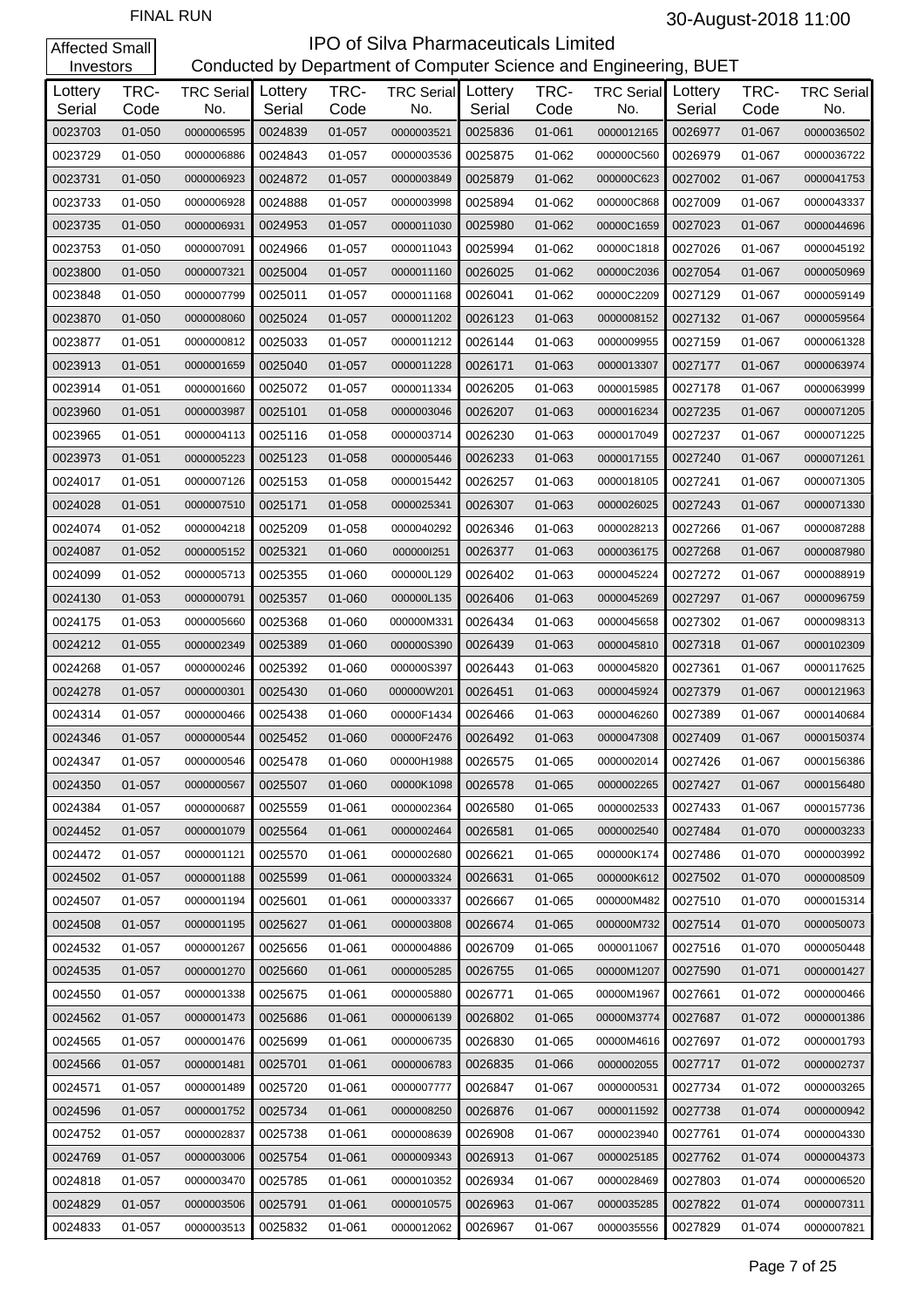FINAL RUN

30-August-2018 11:00

Affected Small Investors

# IPO of Silva Pharmaceuticals Limited

## Conducted by Department of Computer Science and Engineering, BUET

| Lottery Serial | TRC-Code | TRC Serial No. | Lottery Serial | TRC-Code | TRC Serial No. | Lottery Serial | TRC-Code | TRC Serial No. | Lottery Serial | TRC-Code | TRC Serial No. |
|---|---|---|---|---|---|---|---|---|---|---|---|
| 0023703 | 01-050 | 0000006595 | 0024839 | 01-057 | 0000003521 | 0025836 | 01-061 | 0000012165 | 0026977 | 01-067 | 0000036502 |
| 0023729 | 01-050 | 0000006886 | 0024843 | 01-057 | 0000003536 | 0025875 | 01-062 | 000000C560 | 0026979 | 01-067 | 0000036722 |
| 0023731 | 01-050 | 0000006923 | 0024872 | 01-057 | 0000003849 | 0025879 | 01-062 | 000000C623 | 0027002 | 01-067 | 0000041753 |
| 0023733 | 01-050 | 0000006928 | 0024888 | 01-057 | 0000003998 | 0025894 | 01-062 | 000000C868 | 0027009 | 01-067 | 0000043337 |
| 0023735 | 01-050 | 0000006931 | 0024953 | 01-057 | 0000011030 | 0025980 | 01-062 | 00000C1659 | 0027023 | 01-067 | 0000044696 |
| 0023753 | 01-050 | 0000007091 | 0024966 | 01-057 | 0000011043 | 0025994 | 01-062 | 00000C1818 | 0027026 | 01-067 | 0000045192 |
| 0023800 | 01-050 | 0000007321 | 0025004 | 01-057 | 0000011160 | 0026025 | 01-062 | 00000C2036 | 0027054 | 01-067 | 0000050969 |
| 0023848 | 01-050 | 0000007799 | 0025011 | 01-057 | 0000011168 | 0026041 | 01-062 | 00000C2209 | 0027129 | 01-067 | 0000059149 |
| 0023870 | 01-050 | 0000008060 | 0025024 | 01-057 | 0000011202 | 0026123 | 01-063 | 0000008152 | 0027132 | 01-067 | 0000059564 |
| 0023877 | 01-051 | 0000000812 | 0025033 | 01-057 | 0000011212 | 0026144 | 01-063 | 0000009955 | 0027159 | 01-067 | 0000061328 |
| 0023913 | 01-051 | 0000001659 | 0025040 | 01-057 | 0000011228 | 0026171 | 01-063 | 0000013307 | 0027177 | 01-067 | 0000063974 |
| 0023914 | 01-051 | 0000001660 | 0025072 | 01-057 | 0000011334 | 0026205 | 01-063 | 0000015985 | 0027178 | 01-067 | 0000063999 |
| 0023960 | 01-051 | 0000003987 | 0025101 | 01-058 | 0000003046 | 0026207 | 01-063 | 0000016234 | 0027235 | 01-067 | 0000071205 |
| 0023965 | 01-051 | 0000004113 | 0025116 | 01-058 | 0000003714 | 0026230 | 01-063 | 0000017049 | 0027237 | 01-067 | 0000071225 |
| 0023973 | 01-051 | 0000005223 | 0025123 | 01-058 | 0000005446 | 0026233 | 01-063 | 0000017155 | 0027240 | 01-067 | 0000071261 |
| 0024017 | 01-051 | 0000007126 | 0025153 | 01-058 | 0000015442 | 0026257 | 01-063 | 0000018105 | 0027241 | 01-067 | 0000071305 |
| 0024028 | 01-051 | 0000007510 | 0025171 | 01-058 | 0000025341 | 0026307 | 01-063 | 0000026025 | 0027243 | 01-067 | 0000071330 |
| 0024074 | 01-052 | 0000004218 | 0025209 | 01-058 | 0000040292 | 0026346 | 01-063 | 0000028213 | 0027266 | 01-067 | 0000087288 |
| 0024087 | 01-052 | 0000005152 | 0025321 | 01-060 | 000000I251 | 0026377 | 01-063 | 0000036175 | 0027268 | 01-067 | 0000087980 |
| 0024099 | 01-052 | 0000005713 | 0025355 | 01-060 | 000000L129 | 0026402 | 01-063 | 0000045224 | 0027272 | 01-067 | 0000088919 |
| 0024130 | 01-053 | 0000000791 | 0025357 | 01-060 | 000000L135 | 0026406 | 01-063 | 0000045269 | 0027297 | 01-067 | 0000096759 |
| 0024175 | 01-053 | 0000005660 | 0025368 | 01-060 | 000000M331 | 0026434 | 01-063 | 0000045658 | 0027302 | 01-067 | 0000098313 |
| 0024212 | 01-055 | 0000002349 | 0025389 | 01-060 | 000000S390 | 0026439 | 01-063 | 0000045810 | 0027318 | 01-067 | 0000102309 |
| 0024268 | 01-057 | 0000000246 | 0025392 | 01-060 | 000000S397 | 0026443 | 01-063 | 0000045820 | 0027361 | 01-067 | 0000117625 |
| 0024278 | 01-057 | 0000000301 | 0025430 | 01-060 | 000000W201 | 0026451 | 01-063 | 0000045924 | 0027379 | 01-067 | 0000121963 |
| 0024314 | 01-057 | 0000000466 | 0025438 | 01-060 | 00000F1434 | 0026466 | 01-063 | 0000046260 | 0027389 | 01-067 | 0000140684 |
| 0024346 | 01-057 | 0000000544 | 0025452 | 01-060 | 00000F2476 | 0026492 | 01-063 | 0000047308 | 0027409 | 01-067 | 0000150374 |
| 0024347 | 01-057 | 0000000546 | 0025478 | 01-060 | 00000H1988 | 0026575 | 01-065 | 0000002014 | 0027426 | 01-067 | 0000156386 |
| 0024350 | 01-057 | 0000000567 | 0025507 | 01-060 | 00000K1098 | 0026578 | 01-065 | 0000002265 | 0027427 | 01-067 | 0000156480 |
| 0024384 | 01-057 | 0000000687 | 0025559 | 01-061 | 0000002364 | 0026580 | 01-065 | 0000002533 | 0027433 | 01-067 | 0000157736 |
| 0024452 | 01-057 | 0000001079 | 0025564 | 01-061 | 0000002464 | 0026581 | 01-065 | 0000002540 | 0027484 | 01-070 | 0000003233 |
| 0024472 | 01-057 | 0000001121 | 0025570 | 01-061 | 0000002680 | 0026621 | 01-065 | 000000K174 | 0027486 | 01-070 | 0000003992 |
| 0024502 | 01-057 | 0000001188 | 0025599 | 01-061 | 0000003324 | 0026631 | 01-065 | 000000K612 | 0027502 | 01-070 | 0000008509 |
| 0024507 | 01-057 | 0000001194 | 0025601 | 01-061 | 0000003337 | 0026667 | 01-065 | 000000M482 | 0027510 | 01-070 | 0000015314 |
| 0024508 | 01-057 | 0000001195 | 0025627 | 01-061 | 0000003808 | 0026674 | 01-065 | 000000M732 | 0027514 | 01-070 | 0000050073 |
| 0024532 | 01-057 | 0000001267 | 0025656 | 01-061 | 0000004886 | 0026709 | 01-065 | 0000011067 | 0027516 | 01-070 | 0000050448 |
| 0024535 | 01-057 | 0000001270 | 0025660 | 01-061 | 0000005285 | 0026755 | 01-065 | 00000M1207 | 0027590 | 01-071 | 0000001427 |
| 0024550 | 01-057 | 0000001338 | 0025675 | 01-061 | 0000005880 | 0026771 | 01-065 | 00000M1967 | 0027661 | 01-072 | 0000000466 |
| 0024562 | 01-057 | 0000001473 | 0025686 | 01-061 | 0000006139 | 0026802 | 01-065 | 00000M3774 | 0027687 | 01-072 | 0000001386 |
| 0024565 | 01-057 | 0000001476 | 0025699 | 01-061 | 0000006735 | 0026830 | 01-065 | 00000M4616 | 0027697 | 01-072 | 0000001793 |
| 0024566 | 01-057 | 0000001481 | 0025701 | 01-061 | 0000006783 | 0026835 | 01-066 | 0000002055 | 0027717 | 01-072 | 0000002737 |
| 0024571 | 01-057 | 0000001489 | 0025720 | 01-061 | 0000007777 | 0026847 | 01-067 | 0000000531 | 0027734 | 01-072 | 0000003265 |
| 0024596 | 01-057 | 0000001752 | 0025734 | 01-061 | 0000008250 | 0026876 | 01-067 | 0000011592 | 0027738 | 01-074 | 0000000942 |
| 0024752 | 01-057 | 0000002837 | 0025738 | 01-061 | 0000008639 | 0026908 | 01-067 | 0000023940 | 0027761 | 01-074 | 0000004330 |
| 0024769 | 01-057 | 0000003006 | 0025754 | 01-061 | 0000009343 | 0026913 | 01-067 | 0000025185 | 0027762 | 01-074 | 0000004373 |
| 0024818 | 01-057 | 0000003470 | 0025785 | 01-061 | 0000010352 | 0026934 | 01-067 | 0000028469 | 0027803 | 01-074 | 0000006520 |
| 0024829 | 01-057 | 0000003506 | 0025791 | 01-061 | 0000010575 | 0026963 | 01-067 | 0000035285 | 0027822 | 01-074 | 0000007311 |
| 0024833 | 01-057 | 0000003513 | 0025832 | 01-061 | 0000012062 | 0026967 | 01-067 | 0000035556 | 0027829 | 01-074 | 0000007821 |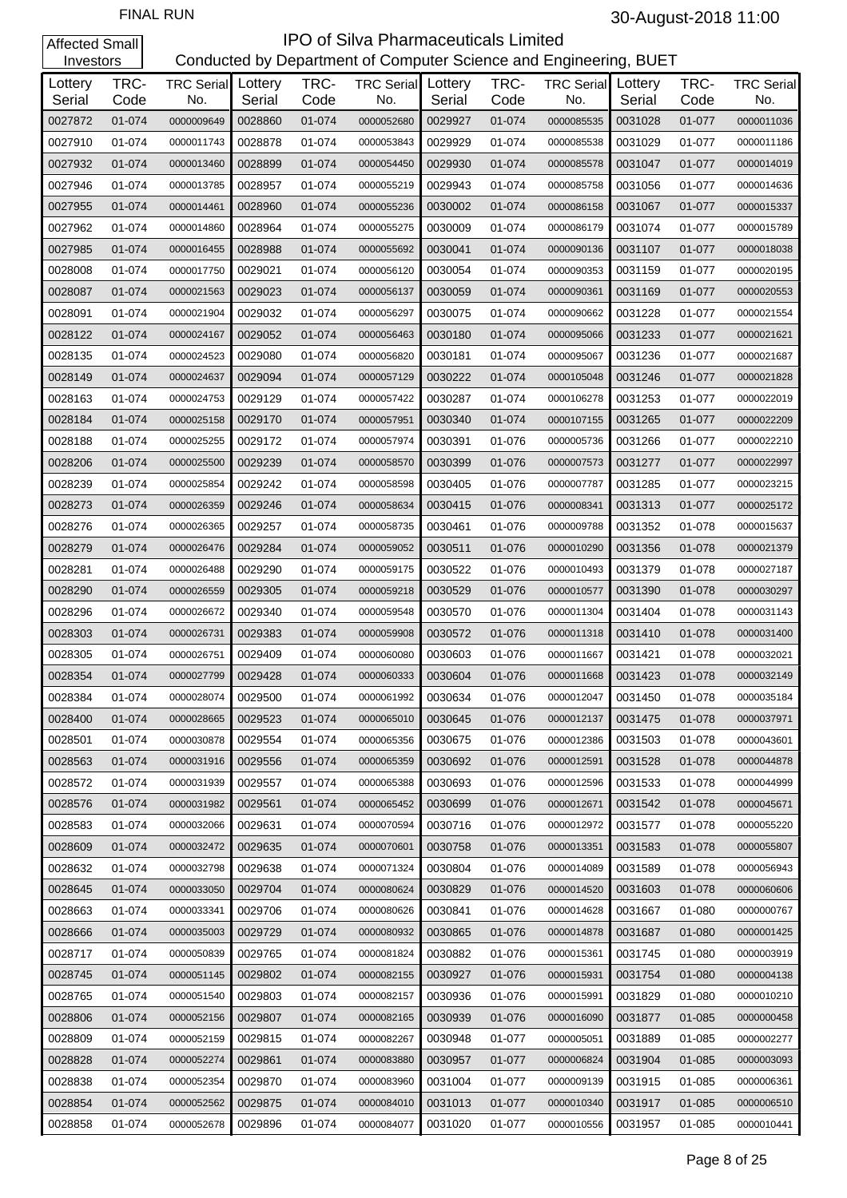FINAL RUN

30-August-2018 11:00

Affected Small Investors

# IPO of Silva Pharmaceuticals Limited

Conducted by Department of Computer Science and Engineering, BUET

| Lottery Serial | TRC-Code | TRC Serial No. | Lottery Serial | TRC-Code | TRC Serial No. | Lottery Serial | TRC-Code | TRC Serial No. | Lottery Serial | TRC-Code | TRC Serial No. |
|---|---|---|---|---|---|---|---|---|---|---|---|
| 0027872 | 01-074 | 0000009649 | 0028860 | 01-074 | 0000052680 | 0029927 | 01-074 | 0000085535 | 0031028 | 01-077 | 0000011036 |
| 0027910 | 01-074 | 0000011743 | 0028878 | 01-074 | 0000053843 | 0029929 | 01-074 | 0000085538 | 0031029 | 01-077 | 0000011186 |
| 0027932 | 01-074 | 0000013460 | 0028899 | 01-074 | 0000054450 | 0029930 | 01-074 | 0000085578 | 0031047 | 01-077 | 0000014019 |
| 0027946 | 01-074 | 0000013785 | 0028957 | 01-074 | 0000055219 | 0029943 | 01-074 | 0000085758 | 0031056 | 01-077 | 0000014636 |
| 0027955 | 01-074 | 0000014461 | 0028960 | 01-074 | 0000055236 | 0030002 | 01-074 | 0000086158 | 0031067 | 01-077 | 0000015337 |
| 0027962 | 01-074 | 0000014860 | 0028964 | 01-074 | 0000055275 | 0030009 | 01-074 | 0000086179 | 0031074 | 01-077 | 0000015789 |
| 0027985 | 01-074 | 0000016455 | 0028988 | 01-074 | 0000055692 | 0030041 | 01-074 | 0000090136 | 0031107 | 01-077 | 0000018038 |
| 0028008 | 01-074 | 0000017750 | 0029021 | 01-074 | 0000056120 | 0030054 | 01-074 | 0000090353 | 0031159 | 01-077 | 0000020195 |
| 0028087 | 01-074 | 0000021563 | 0029023 | 01-074 | 0000056137 | 0030059 | 01-074 | 0000090361 | 0031169 | 01-077 | 0000020553 |
| 0028091 | 01-074 | 0000021904 | 0029032 | 01-074 | 0000056297 | 0030075 | 01-074 | 0000090662 | 0031228 | 01-077 | 0000021554 |
| 0028122 | 01-074 | 0000024167 | 0029052 | 01-074 | 0000056463 | 0030180 | 01-074 | 0000095066 | 0031233 | 01-077 | 0000021621 |
| 0028135 | 01-074 | 0000024523 | 0029080 | 01-074 | 0000056820 | 0030181 | 01-074 | 0000095067 | 0031236 | 01-077 | 0000021687 |
| 0028149 | 01-074 | 0000024637 | 0029094 | 01-074 | 0000057129 | 0030222 | 01-074 | 0000105048 | 0031246 | 01-077 | 0000021828 |
| 0028163 | 01-074 | 0000024753 | 0029129 | 01-074 | 0000057422 | 0030287 | 01-074 | 0000106278 | 0031253 | 01-077 | 0000022019 |
| 0028184 | 01-074 | 0000025158 | 0029170 | 01-074 | 0000057951 | 0030340 | 01-074 | 0000107155 | 0031265 | 01-077 | 0000022209 |
| 0028188 | 01-074 | 0000025255 | 0029172 | 01-074 | 0000057974 | 0030391 | 01-076 | 0000005736 | 0031266 | 01-077 | 0000022210 |
| 0028206 | 01-074 | 0000025500 | 0029239 | 01-074 | 0000058570 | 0030399 | 01-076 | 0000007573 | 0031277 | 01-077 | 0000022997 |
| 0028239 | 01-074 | 0000025854 | 0029242 | 01-074 | 0000058598 | 0030405 | 01-076 | 0000007787 | 0031285 | 01-077 | 0000023215 |
| 0028273 | 01-074 | 0000026359 | 0029246 | 01-074 | 0000058634 | 0030415 | 01-076 | 0000008341 | 0031313 | 01-077 | 0000025172 |
| 0028276 | 01-074 | 0000026365 | 0029257 | 01-074 | 0000058735 | 0030461 | 01-076 | 0000009788 | 0031352 | 01-078 | 0000015637 |
| 0028279 | 01-074 | 0000026476 | 0029284 | 01-074 | 0000059052 | 0030511 | 01-076 | 0000010290 | 0031356 | 01-078 | 0000021379 |
| 0028281 | 01-074 | 0000026488 | 0029290 | 01-074 | 0000059175 | 0030522 | 01-076 | 0000010493 | 0031379 | 01-078 | 0000027187 |
| 0028290 | 01-074 | 0000026559 | 0029305 | 01-074 | 0000059218 | 0030529 | 01-076 | 0000010577 | 0031390 | 01-078 | 0000030297 |
| 0028296 | 01-074 | 0000026672 | 0029340 | 01-074 | 0000059548 | 0030570 | 01-076 | 0000011304 | 0031404 | 01-078 | 0000031143 |
| 0028303 | 01-074 | 0000026731 | 0029383 | 01-074 | 0000059908 | 0030572 | 01-076 | 0000011318 | 0031410 | 01-078 | 0000031400 |
| 0028305 | 01-074 | 0000026751 | 0029409 | 01-074 | 0000060080 | 0030603 | 01-076 | 0000011667 | 0031421 | 01-078 | 0000032021 |
| 0028354 | 01-074 | 0000027799 | 0029428 | 01-074 | 0000060333 | 0030604 | 01-076 | 0000011668 | 0031423 | 01-078 | 0000032149 |
| 0028384 | 01-074 | 0000028074 | 0029500 | 01-074 | 0000061992 | 0030634 | 01-076 | 0000012047 | 0031450 | 01-078 | 0000035184 |
| 0028400 | 01-074 | 0000028665 | 0029523 | 01-074 | 0000065010 | 0030645 | 01-076 | 0000012137 | 0031475 | 01-078 | 0000037971 |
| 0028501 | 01-074 | 0000030878 | 0029554 | 01-074 | 0000065356 | 0030675 | 01-076 | 0000012386 | 0031503 | 01-078 | 0000043601 |
| 0028563 | 01-074 | 0000031916 | 0029556 | 01-074 | 0000065359 | 0030692 | 01-076 | 0000012591 | 0031528 | 01-078 | 0000044878 |
| 0028572 | 01-074 | 0000031939 | 0029557 | 01-074 | 0000065388 | 0030693 | 01-076 | 0000012596 | 0031533 | 01-078 | 0000044999 |
| 0028576 | 01-074 | 0000031982 | 0029561 | 01-074 | 0000065452 | 0030699 | 01-076 | 0000012671 | 0031542 | 01-078 | 0000045671 |
| 0028583 | 01-074 | 0000032066 | 0029631 | 01-074 | 0000070594 | 0030716 | 01-076 | 0000012972 | 0031577 | 01-078 | 0000055220 |
| 0028609 | 01-074 | 0000032472 | 0029635 | 01-074 | 0000070601 | 0030758 | 01-076 | 0000013351 | 0031583 | 01-078 | 0000055807 |
| 0028632 | 01-074 | 0000032798 | 0029638 | 01-074 | 0000071324 | 0030804 | 01-076 | 0000014089 | 0031589 | 01-078 | 0000056943 |
| 0028645 | 01-074 | 0000033050 | 0029704 | 01-074 | 0000080624 | 0030829 | 01-076 | 0000014520 | 0031603 | 01-078 | 0000060606 |
| 0028663 | 01-074 | 0000033341 | 0029706 | 01-074 | 0000080626 | 0030841 | 01-076 | 0000014628 | 0031667 | 01-080 | 0000000767 |
| 0028666 | 01-074 | 0000035003 | 0029729 | 01-074 | 0000080932 | 0030865 | 01-076 | 0000014878 | 0031687 | 01-080 | 0000001425 |
| 0028717 | 01-074 | 0000050839 | 0029765 | 01-074 | 0000081824 | 0030882 | 01-076 | 0000015361 | 0031745 | 01-080 | 0000003919 |
| 0028745 | 01-074 | 0000051145 | 0029802 | 01-074 | 0000082155 | 0030927 | 01-076 | 0000015931 | 0031754 | 01-080 | 0000004138 |
| 0028765 | 01-074 | 0000051540 | 0029803 | 01-074 | 0000082157 | 0030936 | 01-076 | 0000015991 | 0031829 | 01-080 | 0000010210 |
| 0028806 | 01-074 | 0000052156 | 0029807 | 01-074 | 0000082165 | 0030939 | 01-076 | 0000016090 | 0031877 | 01-085 | 0000000458 |
| 0028809 | 01-074 | 0000052159 | 0029815 | 01-074 | 0000082267 | 0030948 | 01-077 | 0000005051 | 0031889 | 01-085 | 0000002277 |
| 0028828 | 01-074 | 0000052274 | 0029861 | 01-074 | 0000083880 | 0030957 | 01-077 | 0000006824 | 0031904 | 01-085 | 0000003093 |
| 0028838 | 01-074 | 0000052354 | 0029870 | 01-074 | 0000083960 | 0031004 | 01-077 | 0000009139 | 0031915 | 01-085 | 0000006361 |
| 0028854 | 01-074 | 0000052562 | 0029875 | 01-074 | 0000084010 | 0031013 | 01-077 | 0000010340 | 0031917 | 01-085 | 0000006510 |
| 0028858 | 01-074 | 0000052678 | 0029896 | 01-074 | 0000084077 | 0031020 | 01-077 | 0000010556 | 0031957 | 01-085 | 0000010441 |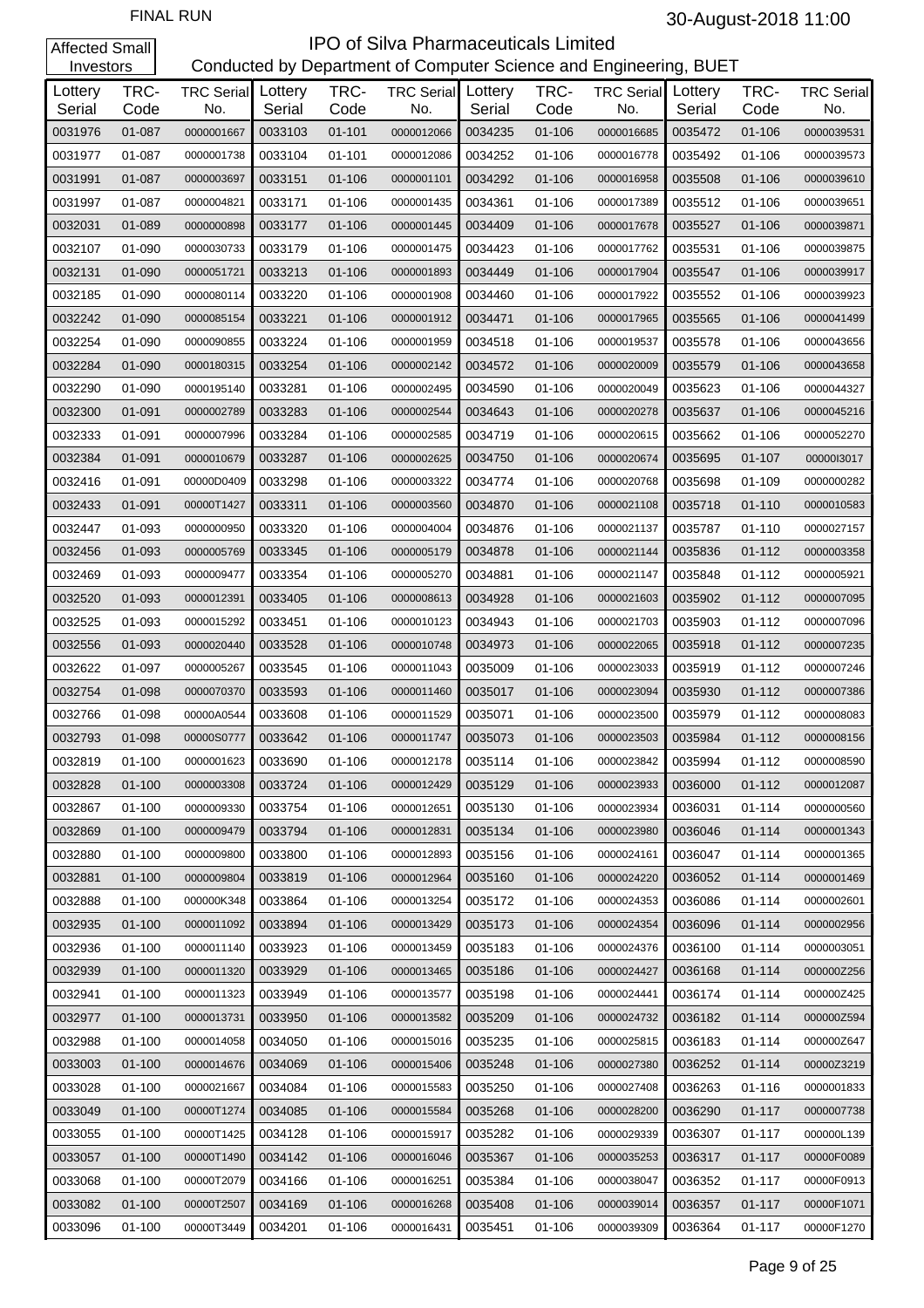FINAL RUN

30-August-2018 11:00

Affected Small Investors

# IPO of Silva Pharmaceuticals Limited

Conducted by Department of Computer Science and Engineering, BUET

| Lottery Serial | TRC-Code | TRC Serial No. | Lottery Serial | TRC-Code | TRC Serial No. | Lottery Serial | TRC-Code | TRC Serial No. | Lottery Serial | TRC-Code | TRC Serial No. |
|---|---|---|---|---|---|---|---|---|---|---|---|
| 0031976 | 01-087 | 0000001667 | 0033103 | 01-101 | 0000012066 | 0034235 | 01-106 | 0000016685 | 0035472 | 01-106 | 0000039531 |
| 0031977 | 01-087 | 0000001738 | 0033104 | 01-101 | 0000012086 | 0034252 | 01-106 | 0000016778 | 0035492 | 01-106 | 0000039573 |
| 0031991 | 01-087 | 0000003697 | 0033151 | 01-106 | 0000001101 | 0034292 | 01-106 | 0000016958 | 0035508 | 01-106 | 0000039610 |
| 0031997 | 01-087 | 0000004821 | 0033171 | 01-106 | 0000001435 | 0034361 | 01-106 | 0000017389 | 0035512 | 01-106 | 0000039651 |
| 0032031 | 01-089 | 0000000898 | 0033177 | 01-106 | 0000001445 | 0034409 | 01-106 | 0000017678 | 0035527 | 01-106 | 0000039871 |
| 0032107 | 01-090 | 0000030733 | 0033179 | 01-106 | 0000001475 | 0034423 | 01-106 | 0000017762 | 0035531 | 01-106 | 0000039875 |
| 0032131 | 01-090 | 0000051721 | 0033213 | 01-106 | 0000001893 | 0034449 | 01-106 | 0000017904 | 0035547 | 01-106 | 0000039917 |
| 0032185 | 01-090 | 0000080114 | 0033220 | 01-106 | 0000001908 | 0034460 | 01-106 | 0000017922 | 0035552 | 01-106 | 0000039923 |
| 0032242 | 01-090 | 0000085154 | 0033221 | 01-106 | 0000001912 | 0034471 | 01-106 | 0000017965 | 0035565 | 01-106 | 0000041499 |
| 0032254 | 01-090 | 0000090855 | 0033224 | 01-106 | 0000001959 | 0034518 | 01-106 | 0000019537 | 0035578 | 01-106 | 0000043656 |
| 0032284 | 01-090 | 0000180315 | 0033254 | 01-106 | 0000002142 | 0034572 | 01-106 | 0000020009 | 0035579 | 01-106 | 0000043658 |
| 0032290 | 01-090 | 0000195140 | 0033281 | 01-106 | 0000002495 | 0034590 | 01-106 | 0000020049 | 0035623 | 01-106 | 0000044327 |
| 0032300 | 01-091 | 0000002789 | 0033283 | 01-106 | 0000002544 | 0034643 | 01-106 | 0000020278 | 0035637 | 01-106 | 0000045216 |
| 0032333 | 01-091 | 0000007996 | 0033284 | 01-106 | 0000002585 | 0034719 | 01-106 | 0000020615 | 0035662 | 01-106 | 0000052270 |
| 0032384 | 01-091 | 0000010679 | 0033287 | 01-106 | 0000002625 | 0034750 | 01-106 | 0000020674 | 0035695 | 01-107 | 00000I3017 |
| 0032416 | 01-091 | 00000D0409 | 0033298 | 01-106 | 0000003322 | 0034774 | 01-106 | 0000020768 | 0035698 | 01-109 | 0000000282 |
| 0032433 | 01-091 | 00000T1427 | 0033311 | 01-106 | 0000003560 | 0034870 | 01-106 | 0000021108 | 0035718 | 01-110 | 0000010583 |
| 0032447 | 01-093 | 0000000950 | 0033320 | 01-106 | 0000004004 | 0034876 | 01-106 | 0000021137 | 0035787 | 01-110 | 0000027157 |
| 0032456 | 01-093 | 0000005769 | 0033345 | 01-106 | 0000005179 | 0034878 | 01-106 | 0000021144 | 0035836 | 01-112 | 0000003358 |
| 0032469 | 01-093 | 0000009477 | 0033354 | 01-106 | 0000005270 | 0034881 | 01-106 | 0000021147 | 0035848 | 01-112 | 0000005921 |
| 0032520 | 01-093 | 0000012391 | 0033405 | 01-106 | 0000008613 | 0034928 | 01-106 | 0000021603 | 0035902 | 01-112 | 0000007095 |
| 0032525 | 01-093 | 0000015292 | 0033451 | 01-106 | 0000010123 | 0034943 | 01-106 | 0000021703 | 0035903 | 01-112 | 0000007096 |
| 0032556 | 01-093 | 0000020440 | 0033528 | 01-106 | 0000010748 | 0034973 | 01-106 | 0000022065 | 0035918 | 01-112 | 0000007235 |
| 0032622 | 01-097 | 0000005267 | 0033545 | 01-106 | 0000011043 | 0035009 | 01-106 | 0000023033 | 0035919 | 01-112 | 0000007246 |
| 0032754 | 01-098 | 0000070370 | 0033593 | 01-106 | 0000011460 | 0035017 | 01-106 | 0000023094 | 0035930 | 01-112 | 0000007386 |
| 0032766 | 01-098 | 00000A0544 | 0033608 | 01-106 | 0000011529 | 0035071 | 01-106 | 0000023500 | 0035979 | 01-112 | 0000008083 |
| 0032793 | 01-098 | 00000S0777 | 0033642 | 01-106 | 0000011747 | 0035073 | 01-106 | 0000023503 | 0035984 | 01-112 | 0000008156 |
| 0032819 | 01-100 | 0000001623 | 0033690 | 01-106 | 0000012178 | 0035114 | 01-106 | 0000023842 | 0035994 | 01-112 | 0000008590 |
| 0032828 | 01-100 | 0000003308 | 0033724 | 01-106 | 0000012429 | 0035129 | 01-106 | 0000023933 | 0036000 | 01-112 | 0000012087 |
| 0032867 | 01-100 | 0000009330 | 0033754 | 01-106 | 0000012651 | 0035130 | 01-106 | 0000023934 | 0036031 | 01-114 | 0000000560 |
| 0032869 | 01-100 | 0000009479 | 0033794 | 01-106 | 0000012831 | 0035134 | 01-106 | 0000023980 | 0036046 | 01-114 | 0000001343 |
| 0032880 | 01-100 | 0000009800 | 0033800 | 01-106 | 0000012893 | 0035156 | 01-106 | 0000024161 | 0036047 | 01-114 | 0000001365 |
| 0032881 | 01-100 | 0000009804 | 0033819 | 01-106 | 0000012964 | 0035160 | 01-106 | 0000024220 | 0036052 | 01-114 | 0000001469 |
| 0032888 | 01-100 | 000000K348 | 0033864 | 01-106 | 0000013254 | 0035172 | 01-106 | 0000024353 | 0036086 | 01-114 | 0000002601 |
| 0032935 | 01-100 | 0000011092 | 0033894 | 01-106 | 0000013429 | 0035173 | 01-106 | 0000024354 | 0036096 | 01-114 | 0000002956 |
| 0032936 | 01-100 | 0000011140 | 0033923 | 01-106 | 0000013459 | 0035183 | 01-106 | 0000024376 | 0036100 | 01-114 | 0000003051 |
| 0032939 | 01-100 | 0000011320 | 0033929 | 01-106 | 0000013465 | 0035186 | 01-106 | 0000024427 | 0036168 | 01-114 | 000000Z256 |
| 0032941 | 01-100 | 0000011323 | 0033949 | 01-106 | 0000013577 | 0035198 | 01-106 | 0000024441 | 0036174 | 01-114 | 000000Z425 |
| 0032977 | 01-100 | 0000013731 | 0033950 | 01-106 | 0000013582 | 0035209 | 01-106 | 0000024732 | 0036182 | 01-114 | 000000Z594 |
| 0032988 | 01-100 | 0000014058 | 0034050 | 01-106 | 0000015016 | 0035235 | 01-106 | 0000025815 | 0036183 | 01-114 | 000000Z647 |
| 0033003 | 01-100 | 0000014676 | 0034069 | 01-106 | 0000015406 | 0035248 | 01-106 | 0000027380 | 0036252 | 01-114 | 00000Z3219 |
| 0033028 | 01-100 | 0000021667 | 0034084 | 01-106 | 0000015583 | 0035250 | 01-106 | 0000027408 | 0036263 | 01-116 | 0000001833 |
| 0033049 | 01-100 | 00000T1274 | 0034085 | 01-106 | 0000015584 | 0035268 | 01-106 | 0000028200 | 0036290 | 01-117 | 0000007738 |
| 0033055 | 01-100 | 00000T1425 | 0034128 | 01-106 | 0000015917 | 0035282 | 01-106 | 0000029339 | 0036307 | 01-117 | 000000L139 |
| 0033057 | 01-100 | 00000T1490 | 0034142 | 01-106 | 0000016046 | 0035367 | 01-106 | 0000035253 | 0036317 | 01-117 | 00000F0089 |
| 0033068 | 01-100 | 00000T2079 | 0034166 | 01-106 | 0000016251 | 0035384 | 01-106 | 0000038047 | 0036352 | 01-117 | 00000F0913 |
| 0033082 | 01-100 | 00000T2507 | 0034169 | 01-106 | 0000016268 | 0035408 | 01-106 | 0000039014 | 0036357 | 01-117 | 00000F1071 |
| 0033096 | 01-100 | 00000T3449 | 0034201 | 01-106 | 0000016431 | 0035451 | 01-106 | 0000039309 | 0036364 | 01-117 | 00000F1270 |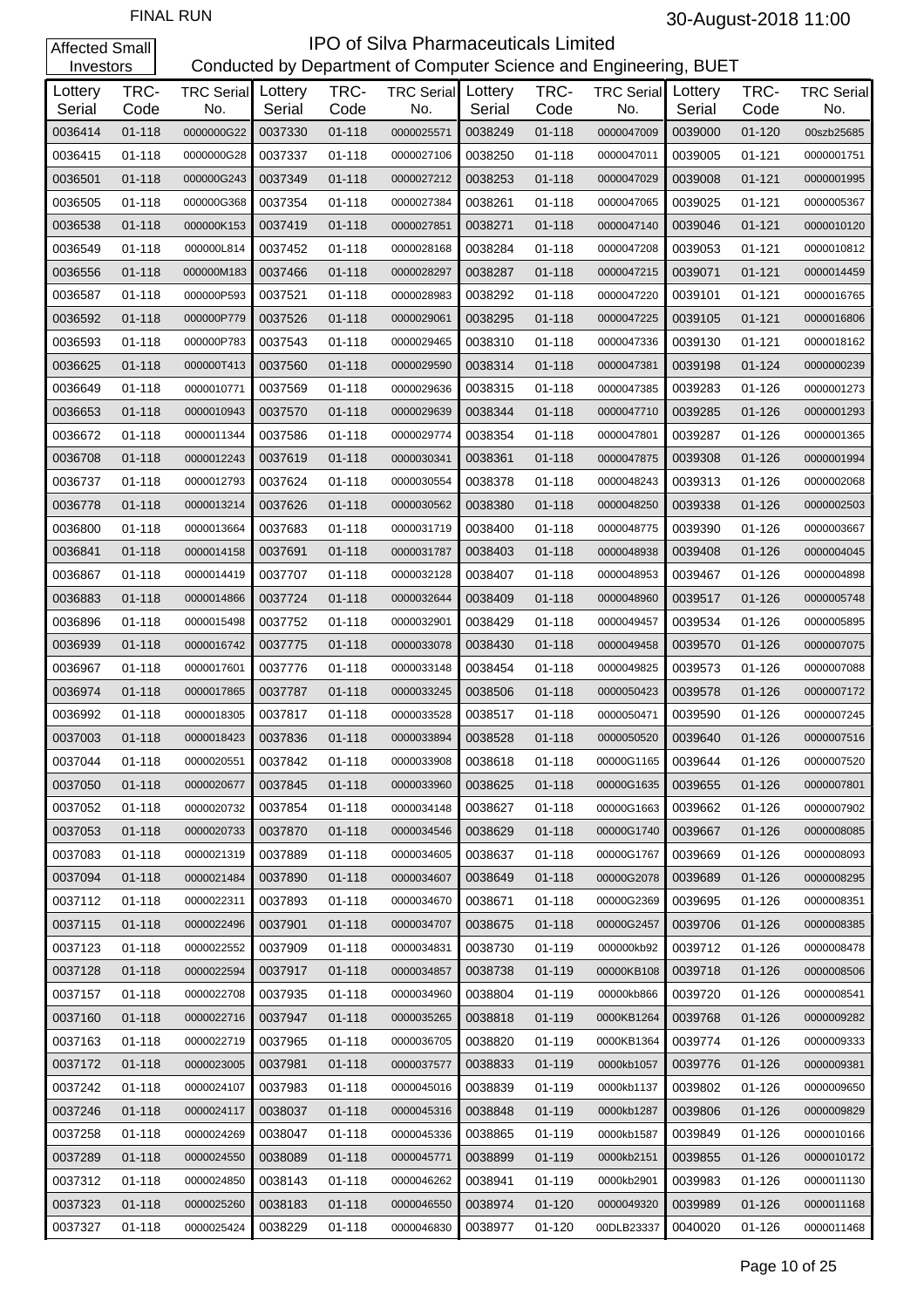FINAL RUN

30-August-2018 11:00

Affected Small Investors

# IPO of Silva Pharmaceuticals Limited

Conducted by Department of Computer Science and Engineering, BUET

| Lottery Serial | TRC-Code | TRC Serial No. | Lottery Serial | TRC-Code | TRC Serial No. | Lottery Serial | TRC-Code | TRC Serial No. | Lottery Serial | TRC-Code | TRC Serial No. |
|---|---|---|---|---|---|---|---|---|---|---|---|
| 0036414 | 01-118 | 0000000G22 | 0037330 | 01-118 | 0000025571 | 0038249 | 01-118 | 0000047009 | 0039000 | 01-120 | 00szb25685 |
| 0036415 | 01-118 | 0000000G28 | 0037337 | 01-118 | 0000027106 | 0038250 | 01-118 | 0000047011 | 0039005 | 01-121 | 0000001751 |
| 0036501 | 01-118 | 000000G243 | 0037349 | 01-118 | 0000027212 | 0038253 | 01-118 | 0000047029 | 0039008 | 01-121 | 0000001995 |
| 0036505 | 01-118 | 000000G368 | 0037354 | 01-118 | 0000027384 | 0038261 | 01-118 | 0000047065 | 0039025 | 01-121 | 0000005367 |
| 0036538 | 01-118 | 000000K153 | 0037419 | 01-118 | 0000027851 | 0038271 | 01-118 | 0000047140 | 0039046 | 01-121 | 0000010120 |
| 0036549 | 01-118 | 000000L814 | 0037452 | 01-118 | 0000028168 | 0038284 | 01-118 | 0000047208 | 0039053 | 01-121 | 0000010812 |
| 0036556 | 01-118 | 000000M183 | 0037466 | 01-118 | 0000028297 | 0038287 | 01-118 | 0000047215 | 0039071 | 01-121 | 0000014459 |
| 0036587 | 01-118 | 000000P593 | 0037521 | 01-118 | 0000028983 | 0038292 | 01-118 | 0000047220 | 0039101 | 01-121 | 0000016765 |
| 0036592 | 01-118 | 000000P779 | 0037526 | 01-118 | 0000029061 | 0038295 | 01-118 | 0000047225 | 0039105 | 01-121 | 0000016806 |
| 0036593 | 01-118 | 000000P783 | 0037543 | 01-118 | 0000029465 | 0038310 | 01-118 | 0000047336 | 0039130 | 01-121 | 0000018162 |
| 0036625 | 01-118 | 000000T413 | 0037560 | 01-118 | 0000029590 | 0038314 | 01-118 | 0000047381 | 0039198 | 01-124 | 0000000239 |
| 0036649 | 01-118 | 0000010771 | 0037569 | 01-118 | 0000029636 | 0038315 | 01-118 | 0000047385 | 0039283 | 01-126 | 0000001273 |
| 0036653 | 01-118 | 0000010943 | 0037570 | 01-118 | 0000029639 | 0038344 | 01-118 | 0000047710 | 0039285 | 01-126 | 0000001293 |
| 0036672 | 01-118 | 0000011344 | 0037586 | 01-118 | 0000029774 | 0038354 | 01-118 | 0000047801 | 0039287 | 01-126 | 0000001365 |
| 0036708 | 01-118 | 0000012243 | 0037619 | 01-118 | 0000030341 | 0038361 | 01-118 | 0000047875 | 0039308 | 01-126 | 0000001994 |
| 0036737 | 01-118 | 0000012793 | 0037624 | 01-118 | 0000030554 | 0038378 | 01-118 | 0000048243 | 0039313 | 01-126 | 0000002068 |
| 0036778 | 01-118 | 0000013214 | 0037626 | 01-118 | 0000030562 | 0038380 | 01-118 | 0000048250 | 0039338 | 01-126 | 0000002503 |
| 0036800 | 01-118 | 0000013664 | 0037683 | 01-118 | 0000031719 | 0038400 | 01-118 | 0000048775 | 0039390 | 01-126 | 0000003667 |
| 0036841 | 01-118 | 0000014158 | 0037691 | 01-118 | 0000031787 | 0038403 | 01-118 | 0000048938 | 0039408 | 01-126 | 0000004045 |
| 0036867 | 01-118 | 0000014419 | 0037707 | 01-118 | 0000032128 | 0038407 | 01-118 | 0000048953 | 0039467 | 01-126 | 0000004898 |
| 0036883 | 01-118 | 0000014866 | 0037724 | 01-118 | 0000032644 | 0038409 | 01-118 | 0000048960 | 0039517 | 01-126 | 0000005748 |
| 0036896 | 01-118 | 0000015498 | 0037752 | 01-118 | 0000032901 | 0038429 | 01-118 | 0000049457 | 0039534 | 01-126 | 0000005895 |
| 0036939 | 01-118 | 0000016742 | 0037775 | 01-118 | 0000033078 | 0038430 | 01-118 | 0000049458 | 0039570 | 01-126 | 0000007075 |
| 0036967 | 01-118 | 0000017601 | 0037776 | 01-118 | 0000033148 | 0038454 | 01-118 | 0000049825 | 0039573 | 01-126 | 0000007088 |
| 0036974 | 01-118 | 0000017865 | 0037787 | 01-118 | 0000033245 | 0038506 | 01-118 | 0000050423 | 0039578 | 01-126 | 0000007172 |
| 0036992 | 01-118 | 0000018305 | 0037817 | 01-118 | 0000033528 | 0038517 | 01-118 | 0000050471 | 0039590 | 01-126 | 0000007245 |
| 0037003 | 01-118 | 0000018423 | 0037836 | 01-118 | 0000033894 | 0038528 | 01-118 | 0000050520 | 0039640 | 01-126 | 0000007516 |
| 0037044 | 01-118 | 0000020551 | 0037842 | 01-118 | 0000033908 | 0038618 | 01-118 | 00000G1165 | 0039644 | 01-126 | 0000007520 |
| 0037050 | 01-118 | 0000020677 | 0037845 | 01-118 | 0000033960 | 0038625 | 01-118 | 00000G1635 | 0039655 | 01-126 | 0000007801 |
| 0037052 | 01-118 | 0000020732 | 0037854 | 01-118 | 0000034148 | 0038627 | 01-118 | 00000G1663 | 0039662 | 01-126 | 0000007902 |
| 0037053 | 01-118 | 0000020733 | 0037870 | 01-118 | 0000034546 | 0038629 | 01-118 | 00000G1740 | 0039667 | 01-126 | 0000008085 |
| 0037083 | 01-118 | 0000021319 | 0037889 | 01-118 | 0000034605 | 0038637 | 01-118 | 00000G1767 | 0039669 | 01-126 | 0000008093 |
| 0037094 | 01-118 | 0000021484 | 0037890 | 01-118 | 0000034607 | 0038649 | 01-118 | 00000G2078 | 0039689 | 01-126 | 0000008295 |
| 0037112 | 01-118 | 0000022311 | 0037893 | 01-118 | 0000034670 | 0038671 | 01-118 | 00000G2369 | 0039695 | 01-126 | 0000008351 |
| 0037115 | 01-118 | 0000022496 | 0037901 | 01-118 | 0000034707 | 0038675 | 01-118 | 00000G2457 | 0039706 | 01-126 | 0000008385 |
| 0037123 | 01-118 | 0000022552 | 0037909 | 01-118 | 0000034831 | 0038730 | 01-119 | 000000kb92 | 0039712 | 01-126 | 0000008478 |
| 0037128 | 01-118 | 0000022594 | 0037917 | 01-118 | 0000034857 | 0038738 | 01-119 | 00000KB108 | 0039718 | 01-126 | 0000008506 |
| 0037157 | 01-118 | 0000022708 | 0037935 | 01-118 | 0000034960 | 0038804 | 01-119 | 00000kb866 | 0039720 | 01-126 | 0000008541 |
| 0037160 | 01-118 | 0000022716 | 0037947 | 01-118 | 0000035265 | 0038818 | 01-119 | 0000KB1264 | 0039768 | 01-126 | 0000009282 |
| 0037163 | 01-118 | 0000022719 | 0037965 | 01-118 | 0000036705 | 0038820 | 01-119 | 0000KB1364 | 0039774 | 01-126 | 0000009333 |
| 0037172 | 01-118 | 0000023005 | 0037981 | 01-118 | 0000037577 | 0038833 | 01-119 | 0000kb1057 | 0039776 | 01-126 | 0000009381 |
| 0037242 | 01-118 | 0000024107 | 0037983 | 01-118 | 0000045016 | 0038839 | 01-119 | 0000kb1137 | 0039802 | 01-126 | 0000009650 |
| 0037246 | 01-118 | 0000024117 | 0038037 | 01-118 | 0000045316 | 0038848 | 01-119 | 0000kb1287 | 0039806 | 01-126 | 0000009829 |
| 0037258 | 01-118 | 0000024269 | 0038047 | 01-118 | 0000045336 | 0038865 | 01-119 | 0000kb1587 | 0039849 | 01-126 | 0000010166 |
| 0037289 | 01-118 | 0000024550 | 0038089 | 01-118 | 0000045771 | 0038899 | 01-119 | 0000kb2151 | 0039855 | 01-126 | 0000010172 |
| 0037312 | 01-118 | 0000024850 | 0038143 | 01-118 | 0000046262 | 0038941 | 01-119 | 0000kb2901 | 0039983 | 01-126 | 0000011130 |
| 0037323 | 01-118 | 0000025260 | 0038183 | 01-118 | 0000046550 | 0038974 | 01-120 | 0000049320 | 0039989 | 01-126 | 0000011168 |
| 0037327 | 01-118 | 0000025424 | 0038229 | 01-118 | 0000046830 | 0038977 | 01-120 | 00DLB23337 | 0040020 | 01-126 | 0000011468 |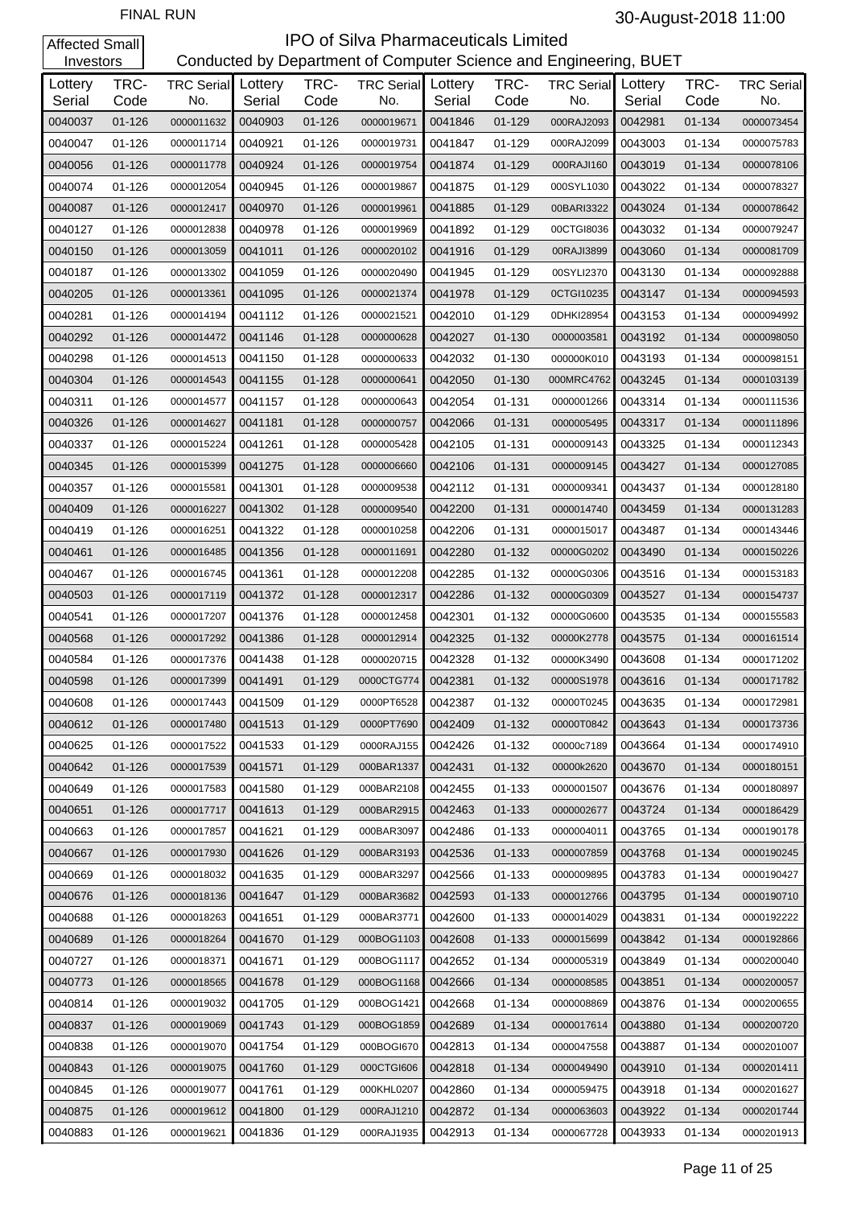FINAL RUN

30-August-2018 11:00

Affected Small Investors

# IPO of Silva Pharmaceuticals Limited

## Conducted by Department of Computer Science and Engineering, BUET

| Lottery Serial | TRC-Code | TRC Serial No. | Lottery Serial | TRC-Code | TRC Serial No. | Lottery Serial | TRC-Code | TRC Serial No. | Lottery Serial | TRC-Code | TRC Serial No. |
|---|---|---|---|---|---|---|---|---|---|---|---|
| 0040037 | 01-126 | 0000011632 | 0040903 | 01-126 | 0000019671 | 0041846 | 01-129 | 000RAJ2093 | 0042981 | 01-134 | 0000073454 |
| 0040047 | 01-126 | 0000011714 | 0040921 | 01-126 | 0000019731 | 0041847 | 01-129 | 000RAJ2099 | 0043003 | 01-134 | 0000075783 |
| 0040056 | 01-126 | 0000011778 | 0040924 | 01-126 | 0000019754 | 0041874 | 01-129 | 000RAJI160 | 0043019 | 01-134 | 0000078106 |
| 0040074 | 01-126 | 0000012054 | 0040945 | 01-126 | 0000019867 | 0041875 | 01-129 | 000SYL1030 | 0043022 | 01-134 | 0000078327 |
| 0040087 | 01-126 | 0000012417 | 0040970 | 01-126 | 0000019961 | 0041885 | 01-129 | 00BARI3322 | 0043024 | 01-134 | 0000078642 |
| 0040127 | 01-126 | 0000012838 | 0040978 | 01-126 | 0000019969 | 0041892 | 01-129 | 00CTGI8036 | 0043032 | 01-134 | 0000079247 |
| 0040150 | 01-126 | 0000013059 | 0041011 | 01-126 | 0000020102 | 0041916 | 01-129 | 00RAJI3899 | 0043060 | 01-134 | 0000081709 |
| 0040187 | 01-126 | 0000013302 | 0041059 | 01-126 | 0000020490 | 0041945 | 01-129 | 00SYLI2370 | 0043130 | 01-134 | 0000092888 |
| 0040205 | 01-126 | 0000013361 | 0041095 | 01-126 | 0000021374 | 0041978 | 01-129 | 0CTGI10235 | 0043147 | 01-134 | 0000094593 |
| 0040281 | 01-126 | 0000014194 | 0041112 | 01-126 | 0000021521 | 0042010 | 01-129 | 0DHKI28954 | 0043153 | 01-134 | 0000094992 |
| 0040292 | 01-126 | 0000014472 | 0041146 | 01-128 | 0000000628 | 0042027 | 01-130 | 0000003581 | 0043192 | 01-134 | 0000098050 |
| 0040298 | 01-126 | 0000014513 | 0041150 | 01-128 | 0000000633 | 0042032 | 01-130 | 000000K010 | 0043193 | 01-134 | 0000098151 |
| 0040304 | 01-126 | 0000014543 | 0041155 | 01-128 | 0000000641 | 0042050 | 01-130 | 000MRC4762 | 0043245 | 01-134 | 0000103139 |
| 0040311 | 01-126 | 0000014577 | 0041157 | 01-128 | 0000000643 | 0042054 | 01-131 | 0000001266 | 0043314 | 01-134 | 0000111536 |
| 0040326 | 01-126 | 0000014627 | 0041181 | 01-128 | 0000000757 | 0042066 | 01-131 | 0000005495 | 0043317 | 01-134 | 0000111896 |
| 0040337 | 01-126 | 0000015224 | 0041261 | 01-128 | 0000005428 | 0042105 | 01-131 | 0000009143 | 0043325 | 01-134 | 0000112343 |
| 0040345 | 01-126 | 0000015399 | 0041275 | 01-128 | 0000006660 | 0042106 | 01-131 | 0000009145 | 0043427 | 01-134 | 0000127085 |
| 0040357 | 01-126 | 0000015581 | 0041301 | 01-128 | 0000009538 | 0042112 | 01-131 | 0000009341 | 0043437 | 01-134 | 0000128180 |
| 0040409 | 01-126 | 0000016227 | 0041302 | 01-128 | 0000009540 | 0042200 | 01-131 | 0000014740 | 0043459 | 01-134 | 0000131283 |
| 0040419 | 01-126 | 0000016251 | 0041322 | 01-128 | 0000010258 | 0042206 | 01-131 | 0000015017 | 0043487 | 01-134 | 0000143446 |
| 0040461 | 01-126 | 0000016485 | 0041356 | 01-128 | 0000011691 | 0042280 | 01-132 | 00000G0202 | 0043490 | 01-134 | 0000150226 |
| 0040467 | 01-126 | 0000016745 | 0041361 | 01-128 | 0000012208 | 0042285 | 01-132 | 00000G0306 | 0043516 | 01-134 | 0000153183 |
| 0040503 | 01-126 | 0000017119 | 0041372 | 01-128 | 0000012317 | 0042286 | 01-132 | 00000G0309 | 0043527 | 01-134 | 0000154737 |
| 0040541 | 01-126 | 0000017207 | 0041376 | 01-128 | 0000012458 | 0042301 | 01-132 | 00000G0600 | 0043535 | 01-134 | 0000155583 |
| 0040568 | 01-126 | 0000017292 | 0041386 | 01-128 | 0000012914 | 0042325 | 01-132 | 00000K2778 | 0043575 | 01-134 | 0000161514 |
| 0040584 | 01-126 | 0000017376 | 0041438 | 01-128 | 0000020715 | 0042328 | 01-132 | 00000K3490 | 0043608 | 01-134 | 0000171202 |
| 0040598 | 01-126 | 0000017399 | 0041491 | 01-129 | 0000CTG774 | 0042381 | 01-132 | 00000S1978 | 0043616 | 01-134 | 0000171782 |
| 0040608 | 01-126 | 0000017443 | 0041509 | 01-129 | 0000PT6528 | 0042387 | 01-132 | 00000T0245 | 0043635 | 01-134 | 0000172981 |
| 0040612 | 01-126 | 0000017480 | 0041513 | 01-129 | 0000PT7690 | 0042409 | 01-132 | 00000T0842 | 0043643 | 01-134 | 0000173736 |
| 0040625 | 01-126 | 0000017522 | 0041533 | 01-129 | 0000RAJ155 | 0042426 | 01-132 | 00000c7189 | 0043664 | 01-134 | 0000174910 |
| 0040642 | 01-126 | 0000017539 | 0041571 | 01-129 | 000BAR1337 | 0042431 | 01-132 | 00000k2620 | 0043670 | 01-134 | 0000180151 |
| 0040649 | 01-126 | 0000017583 | 0041580 | 01-129 | 000BAR2108 | 0042455 | 01-133 | 0000001507 | 0043676 | 01-134 | 0000180897 |
| 0040651 | 01-126 | 0000017717 | 0041613 | 01-129 | 000BAR2915 | 0042463 | 01-133 | 0000002677 | 0043724 | 01-134 | 0000186429 |
| 0040663 | 01-126 | 0000017857 | 0041621 | 01-129 | 000BAR3097 | 0042486 | 01-133 | 0000004011 | 0043765 | 01-134 | 0000190178 |
| 0040667 | 01-126 | 0000017930 | 0041626 | 01-129 | 000BAR3193 | 0042536 | 01-133 | 0000007859 | 0043768 | 01-134 | 0000190245 |
| 0040669 | 01-126 | 0000018032 | 0041635 | 01-129 | 000BAR3297 | 0042566 | 01-133 | 0000009895 | 0043783 | 01-134 | 0000190427 |
| 0040676 | 01-126 | 0000018136 | 0041647 | 01-129 | 000BAR3682 | 0042593 | 01-133 | 0000012766 | 0043795 | 01-134 | 0000190710 |
| 0040688 | 01-126 | 0000018263 | 0041651 | 01-129 | 000BAR3771 | 0042600 | 01-133 | 0000014029 | 0043831 | 01-134 | 0000192222 |
| 0040689 | 01-126 | 0000018264 | 0041670 | 01-129 | 000BOG1103 | 0042608 | 01-133 | 0000015699 | 0043842 | 01-134 | 0000192866 |
| 0040727 | 01-126 | 0000018371 | 0041671 | 01-129 | 000BOG1117 | 0042652 | 01-134 | 0000005319 | 0043849 | 01-134 | 0000200040 |
| 0040773 | 01-126 | 0000018565 | 0041678 | 01-129 | 000BOG1168 | 0042666 | 01-134 | 0000008585 | 0043851 | 01-134 | 0000200057 |
| 0040814 | 01-126 | 0000019032 | 0041705 | 01-129 | 000BOG1421 | 0042668 | 01-134 | 0000008869 | 0043876 | 01-134 | 0000200655 |
| 0040837 | 01-126 | 0000019069 | 0041743 | 01-129 | 000BOG1859 | 0042689 | 01-134 | 0000017614 | 0043880 | 01-134 | 0000200720 |
| 0040838 | 01-126 | 0000019070 | 0041754 | 01-129 | 000BOGI670 | 0042813 | 01-134 | 0000047558 | 0043887 | 01-134 | 0000201007 |
| 0040843 | 01-126 | 0000019075 | 0041760 | 01-129 | 000CTGI606 | 0042818 | 01-134 | 0000049490 | 0043910 | 01-134 | 0000201411 |
| 0040845 | 01-126 | 0000019077 | 0041761 | 01-129 | 000KHL0207 | 0042860 | 01-134 | 0000059475 | 0043918 | 01-134 | 0000201627 |
| 0040875 | 01-126 | 0000019612 | 0041800 | 01-129 | 000RAJ1210 | 0042872 | 01-134 | 0000063603 | 0043922 | 01-134 | 0000201744 |
| 0040883 | 01-126 | 0000019621 | 0041836 | 01-129 | 000RAJ1935 | 0042913 | 01-134 | 0000067728 | 0043933 | 01-134 | 0000201913 |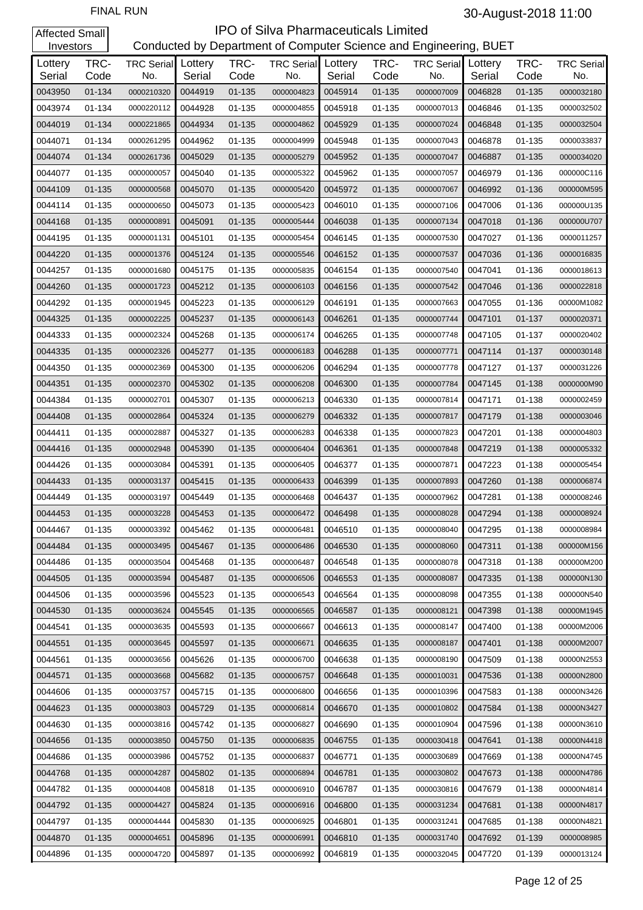FINAL RUN

30-August-2018 11:00

Affected Small Investors

# IPO of Silva Pharmaceuticals Limited

Conducted by Department of Computer Science and Engineering, BUET

| Lottery Serial | TRC-Code | TRC Serial No. | Lottery Serial | TRC-Code | TRC Serial No. | Lottery Serial | TRC-Code | TRC Serial No. | Lottery Serial | TRC-Code | TRC Serial No. |
|---|---|---|---|---|---|---|---|---|---|---|---|
| 0043950 | 01-134 | 0000210320 | 0044919 | 01-135 | 0000004823 | 0045914 | 01-135 | 0000007009 | 0046828 | 01-135 | 0000032180 |
| 0043974 | 01-134 | 0000220112 | 0044928 | 01-135 | 0000004855 | 0045918 | 01-135 | 0000007013 | 0046846 | 01-135 | 0000032502 |
| 0044019 | 01-134 | 0000221865 | 0044934 | 01-135 | 0000004862 | 0045929 | 01-135 | 0000007024 | 0046848 | 01-135 | 0000032504 |
| 0044071 | 01-134 | 0000261295 | 0044962 | 01-135 | 0000004999 | 0045948 | 01-135 | 0000007043 | 0046878 | 01-135 | 0000033837 |
| 0044074 | 01-134 | 0000261736 | 0045029 | 01-135 | 0000005279 | 0045952 | 01-135 | 0000007047 | 0046887 | 01-135 | 0000034020 |
| 0044077 | 01-135 | 0000000057 | 0045040 | 01-135 | 0000005322 | 0045962 | 01-135 | 0000007057 | 0046979 | 01-136 | 000000C116 |
| 0044109 | 01-135 | 0000000568 | 0045070 | 01-135 | 0000005420 | 0045972 | 01-135 | 0000007067 | 0046992 | 01-136 | 000000M595 |
| 0044114 | 01-135 | 0000000650 | 0045073 | 01-135 | 0000005423 | 0046010 | 01-135 | 0000007106 | 0047006 | 01-136 | 000000U135 |
| 0044168 | 01-135 | 0000000891 | 0045091 | 01-135 | 0000005444 | 0046038 | 01-135 | 0000007134 | 0047018 | 01-136 | 000000U707 |
| 0044195 | 01-135 | 0000001131 | 0045101 | 01-135 | 0000005454 | 0046145 | 01-135 | 0000007530 | 0047027 | 01-136 | 0000011257 |
| 0044220 | 01-135 | 0000001376 | 0045124 | 01-135 | 0000005546 | 0046152 | 01-135 | 0000007537 | 0047036 | 01-136 | 0000016835 |
| 0044257 | 01-135 | 0000001680 | 0045175 | 01-135 | 0000005835 | 0046154 | 01-135 | 0000007540 | 0047041 | 01-136 | 0000018613 |
| 0044260 | 01-135 | 0000001723 | 0045212 | 01-135 | 0000006103 | 0046156 | 01-135 | 0000007542 | 0047046 | 01-136 | 0000022818 |
| 0044292 | 01-135 | 0000001945 | 0045223 | 01-135 | 0000006129 | 0046191 | 01-135 | 0000007663 | 0047055 | 01-136 | 00000M1082 |
| 0044325 | 01-135 | 0000002225 | 0045237 | 01-135 | 0000006143 | 0046261 | 01-135 | 0000007744 | 0047101 | 01-137 | 0000020371 |
| 0044333 | 01-135 | 0000002324 | 0045268 | 01-135 | 0000006174 | 0046265 | 01-135 | 0000007748 | 0047105 | 01-137 | 0000020402 |
| 0044335 | 01-135 | 0000002326 | 0045277 | 01-135 | 0000006183 | 0046288 | 01-135 | 0000007771 | 0047114 | 01-137 | 0000030148 |
| 0044350 | 01-135 | 0000002369 | 0045300 | 01-135 | 0000006206 | 0046294 | 01-135 | 0000007778 | 0047127 | 01-137 | 0000031226 |
| 0044351 | 01-135 | 0000002370 | 0045302 | 01-135 | 0000006208 | 0046300 | 01-135 | 0000007784 | 0047145 | 01-138 | 0000000M90 |
| 0044384 | 01-135 | 0000002701 | 0045307 | 01-135 | 0000006213 | 0046330 | 01-135 | 0000007814 | 0047171 | 01-138 | 0000002459 |
| 0044408 | 01-135 | 0000002864 | 0045324 | 01-135 | 0000006279 | 0046332 | 01-135 | 0000007817 | 0047179 | 01-138 | 0000003046 |
| 0044411 | 01-135 | 0000002887 | 0045327 | 01-135 | 0000006283 | 0046338 | 01-135 | 0000007823 | 0047201 | 01-138 | 0000004803 |
| 0044416 | 01-135 | 0000002948 | 0045390 | 01-135 | 0000006404 | 0046361 | 01-135 | 0000007848 | 0047219 | 01-138 | 0000005332 |
| 0044426 | 01-135 | 0000003084 | 0045391 | 01-135 | 0000006405 | 0046377 | 01-135 | 0000007871 | 0047223 | 01-138 | 0000005454 |
| 0044433 | 01-135 | 0000003137 | 0045415 | 01-135 | 0000006433 | 0046399 | 01-135 | 0000007893 | 0047260 | 01-138 | 0000006874 |
| 0044449 | 01-135 | 0000003197 | 0045449 | 01-135 | 0000006468 | 0046437 | 01-135 | 0000007962 | 0047281 | 01-138 | 0000008246 |
| 0044453 | 01-135 | 0000003228 | 0045453 | 01-135 | 0000006472 | 0046498 | 01-135 | 0000008028 | 0047294 | 01-138 | 0000008924 |
| 0044467 | 01-135 | 0000003392 | 0045462 | 01-135 | 0000006481 | 0046510 | 01-135 | 0000008040 | 0047295 | 01-138 | 0000008984 |
| 0044484 | 01-135 | 0000003495 | 0045467 | 01-135 | 0000006486 | 0046530 | 01-135 | 0000008060 | 0047311 | 01-138 | 000000M156 |
| 0044486 | 01-135 | 0000003504 | 0045468 | 01-135 | 0000006487 | 0046548 | 01-135 | 0000008078 | 0047318 | 01-138 | 000000M200 |
| 0044505 | 01-135 | 0000003594 | 0045487 | 01-135 | 0000006506 | 0046553 | 01-135 | 0000008087 | 0047335 | 01-138 | 000000N130 |
| 0044506 | 01-135 | 0000003596 | 0045523 | 01-135 | 0000006543 | 0046564 | 01-135 | 0000008098 | 0047355 | 01-138 | 000000N540 |
| 0044530 | 01-135 | 0000003624 | 0045545 | 01-135 | 0000006565 | 0046587 | 01-135 | 0000008121 | 0047398 | 01-138 | 00000M1945 |
| 0044541 | 01-135 | 0000003635 | 0045593 | 01-135 | 0000006667 | 0046613 | 01-135 | 0000008147 | 0047400 | 01-138 | 00000M2006 |
| 0044551 | 01-135 | 0000003645 | 0045597 | 01-135 | 0000006671 | 0046635 | 01-135 | 0000008187 | 0047401 | 01-138 | 00000M2007 |
| 0044561 | 01-135 | 0000003656 | 0045626 | 01-135 | 0000006700 | 0046638 | 01-135 | 0000008190 | 0047509 | 01-138 | 00000N2553 |
| 0044571 | 01-135 | 0000003668 | 0045682 | 01-135 | 0000006757 | 0046648 | 01-135 | 0000010031 | 0047536 | 01-138 | 00000N2800 |
| 0044606 | 01-135 | 0000003757 | 0045715 | 01-135 | 0000006800 | 0046656 | 01-135 | 0000010396 | 0047583 | 01-138 | 00000N3426 |
| 0044623 | 01-135 | 0000003803 | 0045729 | 01-135 | 0000006814 | 0046670 | 01-135 | 0000010802 | 0047584 | 01-138 | 00000N3427 |
| 0044630 | 01-135 | 0000003816 | 0045742 | 01-135 | 0000006827 | 0046690 | 01-135 | 0000010904 | 0047596 | 01-138 | 00000N3610 |
| 0044656 | 01-135 | 0000003850 | 0045750 | 01-135 | 0000006835 | 0046755 | 01-135 | 0000030418 | 0047641 | 01-138 | 00000N4418 |
| 0044686 | 01-135 | 0000003986 | 0045752 | 01-135 | 0000006837 | 0046771 | 01-135 | 0000030689 | 0047669 | 01-138 | 00000N4745 |
| 0044768 | 01-135 | 0000004287 | 0045802 | 01-135 | 0000006894 | 0046781 | 01-135 | 0000030802 | 0047673 | 01-138 | 00000N4786 |
| 0044782 | 01-135 | 0000004408 | 0045818 | 01-135 | 0000006910 | 0046787 | 01-135 | 0000030816 | 0047679 | 01-138 | 00000N4814 |
| 0044792 | 01-135 | 0000004427 | 0045824 | 01-135 | 0000006916 | 0046800 | 01-135 | 0000031234 | 0047681 | 01-138 | 00000N4817 |
| 0044797 | 01-135 | 0000004444 | 0045830 | 01-135 | 0000006925 | 0046801 | 01-135 | 0000031241 | 0047685 | 01-138 | 00000N4821 |
| 0044870 | 01-135 | 0000004651 | 0045896 | 01-135 | 0000006991 | 0046810 | 01-135 | 0000031740 | 0047692 | 01-139 | 0000008985 |
| 0044896 | 01-135 | 0000004720 | 0045897 | 01-135 | 0000006992 | 0046819 | 01-135 | 0000032045 | 0047720 | 01-139 | 0000013124 |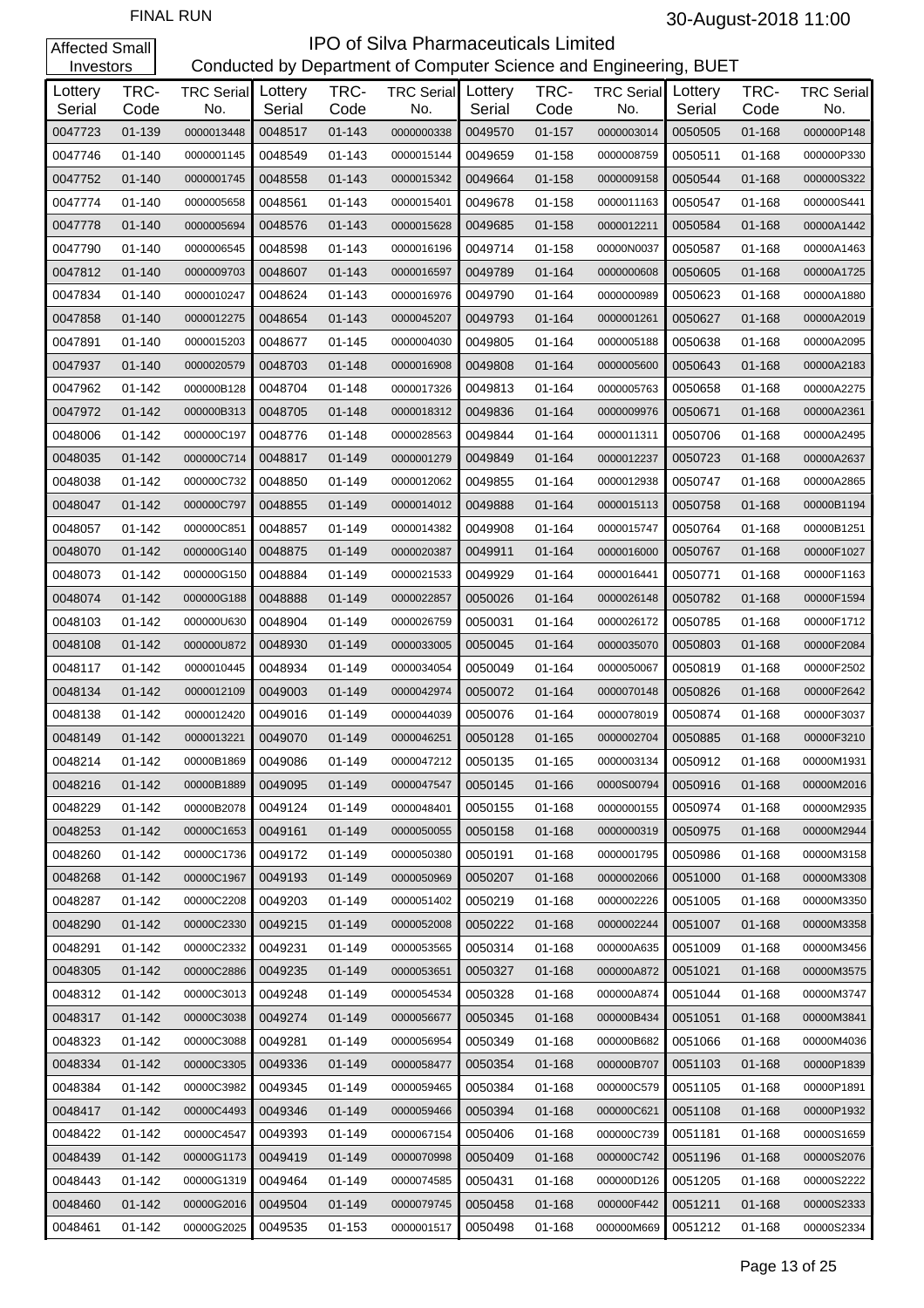FINAL RUN

30-August-2018 11:00

Affected Small Investors

# IPO of Silva Pharmaceuticals Limited

Conducted by Department of Computer Science and Engineering, BUET

| Lottery Serial | TRC-Code | TRC Serial No. | Lottery Serial | TRC-Code | TRC Serial No. | Lottery Serial | TRC-Code | TRC Serial No. | Lottery Serial | TRC-Code | TRC Serial No. |
|---|---|---|---|---|---|---|---|---|---|---|---|
| 0047723 | 01-139 | 0000013448 | 0048517 | 01-143 | 0000000338 | 0049570 | 01-157 | 0000003014 | 0050505 | 01-168 | 000000P148 |
| 0047746 | 01-140 | 0000001145 | 0048549 | 01-143 | 0000015144 | 0049659 | 01-158 | 0000008759 | 0050511 | 01-168 | 000000P330 |
| 0047752 | 01-140 | 0000001745 | 0048558 | 01-143 | 0000015342 | 0049664 | 01-158 | 0000009158 | 0050544 | 01-168 | 000000S322 |
| 0047774 | 01-140 | 0000005658 | 0048561 | 01-143 | 0000015401 | 0049678 | 01-158 | 0000011163 | 0050547 | 01-168 | 000000S441 |
| 0047778 | 01-140 | 0000005694 | 0048576 | 01-143 | 0000015628 | 0049685 | 01-158 | 0000012211 | 0050584 | 01-168 | 00000A1442 |
| 0047790 | 01-140 | 0000006545 | 0048598 | 01-143 | 0000016196 | 0049714 | 01-158 | 00000N0037 | 0050587 | 01-168 | 00000A1463 |
| 0047812 | 01-140 | 0000009703 | 0048607 | 01-143 | 0000016597 | 0049789 | 01-164 | 0000000608 | 0050605 | 01-168 | 00000A1725 |
| 0047834 | 01-140 | 0000010247 | 0048624 | 01-143 | 0000016976 | 0049790 | 01-164 | 0000000989 | 0050623 | 01-168 | 00000A1880 |
| 0047858 | 01-140 | 0000012275 | 0048654 | 01-143 | 0000045207 | 0049793 | 01-164 | 0000001261 | 0050627 | 01-168 | 00000A2019 |
| 0047891 | 01-140 | 0000015203 | 0048677 | 01-145 | 0000004030 | 0049805 | 01-164 | 0000005188 | 0050638 | 01-168 | 00000A2095 |
| 0047937 | 01-140 | 0000020579 | 0048703 | 01-148 | 0000016908 | 0049808 | 01-164 | 0000005600 | 0050643 | 01-168 | 00000A2183 |
| 0047962 | 01-142 | 000000B128 | 0048704 | 01-148 | 0000017326 | 0049813 | 01-164 | 0000005763 | 0050658 | 01-168 | 00000A2275 |
| 0047972 | 01-142 | 000000B313 | 0048705 | 01-148 | 0000018312 | 0049836 | 01-164 | 0000009976 | 0050671 | 01-168 | 00000A2361 |
| 0048006 | 01-142 | 000000C197 | 0048776 | 01-148 | 0000028563 | 0049844 | 01-164 | 0000011311 | 0050706 | 01-168 | 00000A2495 |
| 0048035 | 01-142 | 000000C714 | 0048817 | 01-149 | 0000001279 | 0049849 | 01-164 | 0000012237 | 0050723 | 01-168 | 00000A2637 |
| 0048038 | 01-142 | 000000C732 | 0048850 | 01-149 | 0000012062 | 0049855 | 01-164 | 0000012938 | 0050747 | 01-168 | 00000A2865 |
| 0048047 | 01-142 | 000000C797 | 0048855 | 01-149 | 0000014012 | 0049888 | 01-164 | 0000015113 | 0050758 | 01-168 | 00000B1194 |
| 0048057 | 01-142 | 000000C851 | 0048857 | 01-149 | 0000014382 | 0049908 | 01-164 | 0000015747 | 0050764 | 01-168 | 00000B1251 |
| 0048070 | 01-142 | 000000G140 | 0048875 | 01-149 | 0000020387 | 0049911 | 01-164 | 0000016000 | 0050767 | 01-168 | 00000F1027 |
| 0048073 | 01-142 | 000000G150 | 0048884 | 01-149 | 0000021533 | 0049929 | 01-164 | 0000016441 | 0050771 | 01-168 | 00000F1163 |
| 0048074 | 01-142 | 000000G188 | 0048888 | 01-149 | 0000022857 | 0050026 | 01-164 | 0000026148 | 0050782 | 01-168 | 00000F1594 |
| 0048103 | 01-142 | 000000U630 | 0048904 | 01-149 | 0000026759 | 0050031 | 01-164 | 0000026172 | 0050785 | 01-168 | 00000F1712 |
| 0048108 | 01-142 | 000000U872 | 0048930 | 01-149 | 0000033005 | 0050045 | 01-164 | 0000035070 | 0050803 | 01-168 | 00000F2084 |
| 0048117 | 01-142 | 0000010445 | 0048934 | 01-149 | 0000034054 | 0050049 | 01-164 | 0000050067 | 0050819 | 01-168 | 00000F2502 |
| 0048134 | 01-142 | 0000012109 | 0049003 | 01-149 | 0000042974 | 0050072 | 01-164 | 0000070148 | 0050826 | 01-168 | 00000F2642 |
| 0048138 | 01-142 | 0000012420 | 0049016 | 01-149 | 0000044039 | 0050076 | 01-164 | 0000078019 | 0050874 | 01-168 | 00000F3037 |
| 0048149 | 01-142 | 0000013221 | 0049070 | 01-149 | 0000046251 | 0050128 | 01-165 | 0000002704 | 0050885 | 01-168 | 00000F3210 |
| 0048214 | 01-142 | 00000B1869 | 0049086 | 01-149 | 0000047212 | 0050135 | 01-165 | 0000003134 | 0050912 | 01-168 | 00000M1931 |
| 0048216 | 01-142 | 00000B1889 | 0049095 | 01-149 | 0000047547 | 0050145 | 01-166 | 0000S00794 | 0050916 | 01-168 | 00000M2016 |
| 0048229 | 01-142 | 00000B2078 | 0049124 | 01-149 | 0000048401 | 0050155 | 01-168 | 0000000155 | 0050974 | 01-168 | 00000M2935 |
| 0048253 | 01-142 | 00000C1653 | 0049161 | 01-149 | 0000050055 | 0050158 | 01-168 | 0000000319 | 0050975 | 01-168 | 00000M2944 |
| 0048260 | 01-142 | 00000C1736 | 0049172 | 01-149 | 0000050380 | 0050191 | 01-168 | 0000001795 | 0050986 | 01-168 | 00000M3158 |
| 0048268 | 01-142 | 00000C1967 | 0049193 | 01-149 | 0000050969 | 0050207 | 01-168 | 0000002066 | 0051000 | 01-168 | 00000M3308 |
| 0048287 | 01-142 | 00000C2208 | 0049203 | 01-149 | 0000051402 | 0050219 | 01-168 | 0000002226 | 0051005 | 01-168 | 00000M3350 |
| 0048290 | 01-142 | 00000C2330 | 0049215 | 01-149 | 0000052008 | 0050222 | 01-168 | 0000002244 | 0051007 | 01-168 | 00000M3358 |
| 0048291 | 01-142 | 00000C2332 | 0049231 | 01-149 | 0000053565 | 0050314 | 01-168 | 000000A635 | 0051009 | 01-168 | 00000M3456 |
| 0048305 | 01-142 | 00000C2886 | 0049235 | 01-149 | 0000053651 | 0050327 | 01-168 | 000000A872 | 0051021 | 01-168 | 00000M3575 |
| 0048312 | 01-142 | 00000C3013 | 0049248 | 01-149 | 0000054534 | 0050328 | 01-168 | 000000A874 | 0051044 | 01-168 | 00000M3747 |
| 0048317 | 01-142 | 00000C3038 | 0049274 | 01-149 | 0000056677 | 0050345 | 01-168 | 000000B434 | 0051051 | 01-168 | 00000M3841 |
| 0048323 | 01-142 | 00000C3088 | 0049281 | 01-149 | 0000056954 | 0050349 | 01-168 | 000000B682 | 0051066 | 01-168 | 00000M4036 |
| 0048334 | 01-142 | 00000C3305 | 0049336 | 01-149 | 0000058477 | 0050354 | 01-168 | 000000B707 | 0051103 | 01-168 | 00000P1839 |
| 0048384 | 01-142 | 00000C3982 | 0049345 | 01-149 | 0000059465 | 0050384 | 01-168 | 000000C579 | 0051105 | 01-168 | 00000P1891 |
| 0048417 | 01-142 | 00000C4493 | 0049346 | 01-149 | 0000059466 | 0050394 | 01-168 | 000000C621 | 0051108 | 01-168 | 00000P1932 |
| 0048422 | 01-142 | 00000C4547 | 0049393 | 01-149 | 0000067154 | 0050406 | 01-168 | 000000C739 | 0051181 | 01-168 | 00000S1659 |
| 0048439 | 01-142 | 00000G1173 | 0049419 | 01-149 | 0000070998 | 0050409 | 01-168 | 000000C742 | 0051196 | 01-168 | 00000S2076 |
| 0048443 | 01-142 | 00000G1319 | 0049464 | 01-149 | 0000074585 | 0050431 | 01-168 | 000000D126 | 0051205 | 01-168 | 00000S2222 |
| 0048460 | 01-142 | 00000G2016 | 0049504 | 01-149 | 0000079745 | 0050458 | 01-168 | 000000F442 | 0051211 | 01-168 | 00000S2333 |
| 0048461 | 01-142 | 00000G2025 | 0049535 | 01-153 | 0000001517 | 0050498 | 01-168 | 000000M669 | 0051212 | 01-168 | 00000S2334 |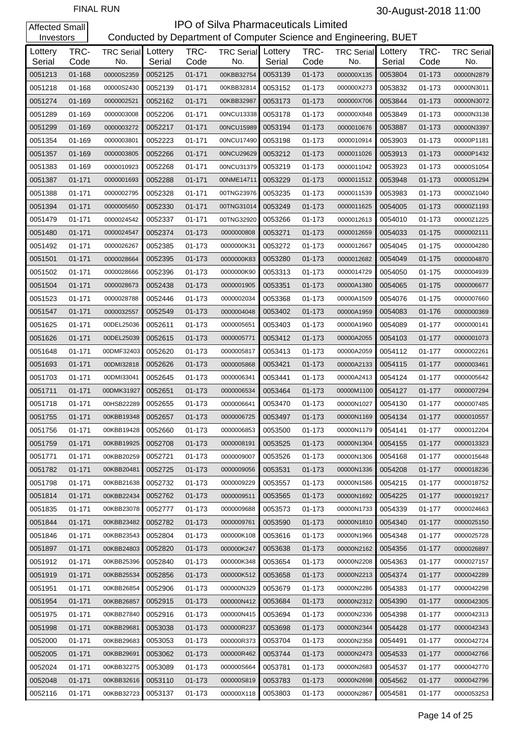FINAL RUN

30-August-2018 11:00

Affected Small Investors

# IPO of Silva Pharmaceuticals Limited

Conducted by Department of Computer Science and Engineering, BUET

| Lottery Serial | TRC-Code | TRC Serial No. | Lottery Serial | TRC-Code | TRC Serial No. | Lottery Serial | TRC-Code | TRC Serial No. | Lottery Serial | TRC-Code | TRC Serial No. |
|---|---|---|---|---|---|---|---|---|---|---|---|
| 0051213 | 01-168 | 00000S2359 | 0052125 | 01-171 | 00KBB32754 | 0053139 | 01-173 | 000000X135 | 0053804 | 01-173 | 00000N2879 |
| 0051218 | 01-168 | 00000S2430 | 0052139 | 01-171 | 00KBB32814 | 0053152 | 01-173 | 000000X273 | 0053832 | 01-173 | 00000N3011 |
| 0051274 | 01-169 | 0000002521 | 0052162 | 01-171 | 00KBB32987 | 0053173 | 01-173 | 000000X706 | 0053844 | 01-173 | 00000N3072 |
| 0051289 | 01-169 | 0000003008 | 0052206 | 01-171 | 00NCU13338 | 0053178 | 01-173 | 000000X848 | 0053849 | 01-173 | 00000N3138 |
| 0051299 | 01-169 | 0000003272 | 0052217 | 01-171 | 00NCU15989 | 0053194 | 01-173 | 0000010676 | 0053887 | 01-173 | 00000N3397 |
| 0051354 | 01-169 | 0000003801 | 0052223 | 01-171 | 00NCU17490 | 0053198 | 01-173 | 0000010914 | 0053903 | 01-173 | 00000P1181 |
| 0051357 | 01-169 | 0000003805 | 0052266 | 01-171 | 00NCU29629 | 0053212 | 01-173 | 0000011026 | 0053913 | 01-173 | 00000P1432 |
| 0051383 | 01-169 | 0000010923 | 0052268 | 01-171 | 00NCU31379 | 0053219 | 01-173 | 0000011042 | 0053923 | 01-173 | 00000S1054 |
| 0051387 | 01-171 | 0000001693 | 0052288 | 01-171 | 00NME14711 | 0053229 | 01-173 | 0000011512 | 0053948 | 01-173 | 00000S1294 |
| 0051388 | 01-171 | 0000002795 | 0052328 | 01-171 | 00TNG23976 | 0053235 | 01-173 | 0000011539 | 0053983 | 01-173 | 00000Z1040 |
| 0051394 | 01-171 | 0000005650 | 0052330 | 01-171 | 00TNG31014 | 0053249 | 01-173 | 0000011625 | 0054005 | 01-173 | 00000Z1193 |
| 0051479 | 01-171 | 0000024542 | 0052337 | 01-171 | 00TNG32920 | 0053266 | 01-173 | 0000012613 | 0054010 | 01-173 | 00000Z1225 |
| 0051480 | 01-171 | 0000024547 | 0052374 | 01-173 | 0000000808 | 0053271 | 01-173 | 0000012659 | 0054033 | 01-175 | 0000002111 |
| 0051492 | 01-171 | 0000026267 | 0052385 | 01-173 | 0000000K31 | 0053272 | 01-173 | 0000012667 | 0054045 | 01-175 | 0000004280 |
| 0051501 | 01-171 | 0000028664 | 0052395 | 01-173 | 0000000K83 | 0053280 | 01-173 | 0000012682 | 0054049 | 01-175 | 0000004870 |
| 0051502 | 01-171 | 0000028666 | 0052396 | 01-173 | 0000000K90 | 0053313 | 01-173 | 0000014729 | 0054050 | 01-175 | 0000004939 |
| 0051504 | 01-171 | 0000028673 | 0052438 | 01-173 | 0000001905 | 0053351 | 01-173 | 00000A1380 | 0054065 | 01-175 | 0000006677 |
| 0051523 | 01-171 | 0000028788 | 0052446 | 01-173 | 0000002034 | 0053368 | 01-173 | 00000A1509 | 0054076 | 01-175 | 0000007660 |
| 0051547 | 01-171 | 0000032557 | 0052549 | 01-173 | 0000004048 | 0053402 | 01-173 | 00000A1959 | 0054083 | 01-176 | 0000000369 |
| 0051625 | 01-171 | 00DEL25036 | 0052611 | 01-173 | 0000005651 | 0053403 | 01-173 | 00000A1960 | 0054089 | 01-177 | 0000000141 |
| 0051626 | 01-171 | 00DEL25039 | 0052615 | 01-173 | 0000005771 | 0053412 | 01-173 | 00000A2055 | 0054103 | 01-177 | 0000001073 |
| 0051648 | 01-171 | 00DMF32403 | 0052620 | 01-173 | 0000005817 | 0053413 | 01-173 | 00000A2059 | 0054112 | 01-177 | 0000002261 |
| 0051693 | 01-171 | 00DMI32818 | 0052626 | 01-173 | 0000005868 | 0053421 | 01-173 | 00000A2133 | 0054115 | 01-177 | 0000003461 |
| 0051703 | 01-171 | 00DMI33041 | 0052645 | 01-173 | 0000006341 | 0053441 | 01-173 | 00000A2413 | 0054124 | 01-177 | 0000005642 |
| 0051711 | 01-171 | 00DMK31927 | 0052651 | 01-173 | 0000006534 | 0053464 | 01-173 | 00000M1100 | 0054127 | 01-177 | 0000007294 |
| 0051718 | 01-171 | 00HSB22289 | 0052655 | 01-173 | 0000006641 | 0053470 | 01-173 | 00000N1027 | 0054130 | 01-177 | 0000007485 |
| 0051755 | 01-171 | 00KBB19348 | 0052657 | 01-173 | 0000006725 | 0053497 | 01-173 | 00000N1169 | 0054134 | 01-177 | 0000010557 |
| 0051756 | 01-171 | 00KBB19428 | 0052660 | 01-173 | 0000006853 | 0053500 | 01-173 | 00000N1179 | 0054141 | 01-177 | 0000012204 |
| 0051759 | 01-171 | 00KBB19925 | 0052708 | 01-173 | 0000008191 | 0053525 | 01-173 | 00000N1304 | 0054155 | 01-177 | 0000013323 |
| 0051771 | 01-171 | 00KBB20259 | 0052721 | 01-173 | 0000009007 | 0053526 | 01-173 | 00000N1306 | 0054168 | 01-177 | 0000015648 |
| 0051782 | 01-171 | 00KBB20481 | 0052725 | 01-173 | 0000009056 | 0053531 | 01-173 | 00000N1336 | 0054208 | 01-177 | 0000018236 |
| 0051798 | 01-171 | 00KBB21638 | 0052732 | 01-173 | 0000009229 | 0053557 | 01-173 | 00000N1586 | 0054215 | 01-177 | 0000018752 |
| 0051814 | 01-171 | 00KBB22434 | 0052762 | 01-173 | 0000009511 | 0053565 | 01-173 | 00000N1692 | 0054225 | 01-177 | 0000019217 |
| 0051835 | 01-171 | 00KBB23078 | 0052777 | 01-173 | 0000009688 | 0053573 | 01-173 | 00000N1733 | 0054339 | 01-177 | 0000024663 |
| 0051844 | 01-171 | 00KBB23482 | 0052782 | 01-173 | 0000009761 | 0053590 | 01-173 | 00000N1810 | 0054340 | 01-177 | 0000025150 |
| 0051846 | 01-171 | 00KBB23543 | 0052804 | 01-173 | 000000K108 | 0053616 | 01-173 | 00000N1966 | 0054348 | 01-177 | 0000025728 |
| 0051897 | 01-171 | 00KBB24803 | 0052820 | 01-173 | 000000K247 | 0053638 | 01-173 | 00000N2162 | 0054356 | 01-177 | 0000026897 |
| 0051912 | 01-171 | 00KBB25396 | 0052840 | 01-173 | 000000K348 | 0053654 | 01-173 | 00000N2208 | 0054363 | 01-177 | 0000027157 |
| 0051919 | 01-171 | 00KBB25534 | 0052856 | 01-173 | 000000K512 | 0053658 | 01-173 | 00000N2213 | 0054374 | 01-177 | 0000042289 |
| 0051951 | 01-171 | 00KBB26854 | 0052906 | 01-173 | 000000N329 | 0053679 | 01-173 | 00000N2286 | 0054383 | 01-177 | 0000042298 |
| 0051954 | 01-171 | 00KBB26857 | 0052915 | 01-173 | 000000N412 | 0053684 | 01-173 | 00000N2312 | 0054390 | 01-177 | 0000042305 |
| 0051975 | 01-171 | 00KBB27840 | 0052916 | 01-173 | 000000N415 | 0053694 | 01-173 | 00000N2336 | 0054398 | 01-177 | 0000042313 |
| 0051998 | 01-171 | 00KBB29681 | 0053038 | 01-173 | 000000R237 | 0053698 | 01-173 | 00000N2344 | 0054428 | 01-177 | 0000042343 |
| 0052000 | 01-171 | 00KBB29683 | 0053053 | 01-173 | 000000R373 | 0053704 | 01-173 | 00000N2358 | 0054491 | 01-177 | 0000042724 |
| 0052005 | 01-171 | 00KBB29691 | 0053062 | 01-173 | 000000R462 | 0053744 | 01-173 | 00000N2473 | 0054533 | 01-177 | 0000042766 |
| 0052024 | 01-171 | 00KBB32275 | 0053089 | 01-173 | 000000S664 | 0053781 | 01-173 | 00000N2683 | 0054537 | 01-177 | 0000042770 |
| 0052048 | 01-171 | 00KBB32616 | 0053110 | 01-173 | 000000S819 | 0053783 | 01-173 | 00000N2698 | 0054562 | 01-177 | 0000042796 |
| 0052116 | 01-171 | 00KBB32723 | 0053137 | 01-173 | 000000X118 | 0053803 | 01-173 | 00000N2867 | 0054581 | 01-177 | 0000053253 |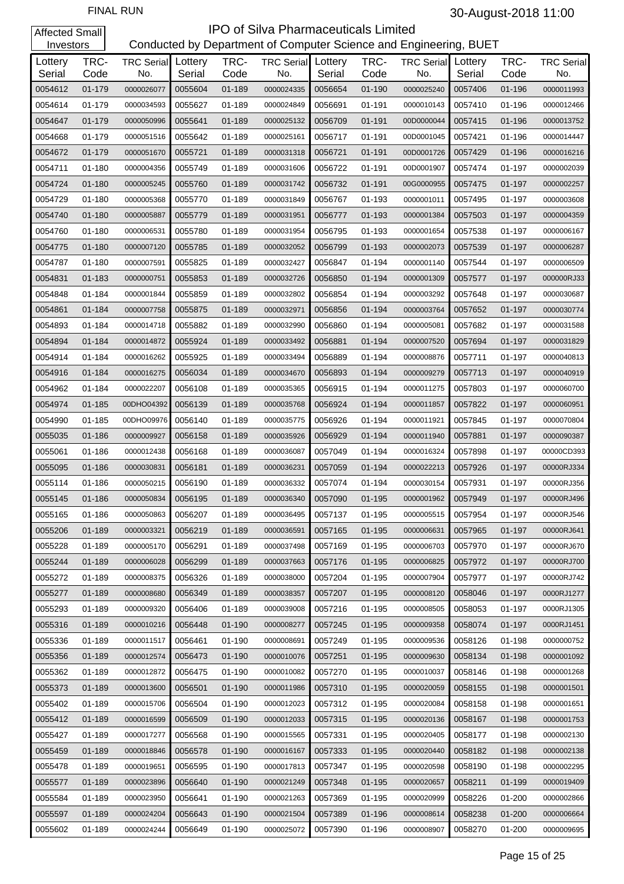FINAL RUN

30-August-2018 11:00

Affected Small Investors

# IPO of Silva Pharmaceuticals Limited

Conducted by Department of Computer Science and Engineering, BUET

| Lottery Serial | TRC-Code | TRC Serial No. | Lottery Serial | TRC-Code | TRC Serial No. | Lottery Serial | TRC-Code | TRC Serial No. | Lottery Serial | TRC-Code | TRC Serial No. |
|---|---|---|---|---|---|---|---|---|---|---|---|
| 0054612 | 01-179 | 0000026077 | 0055604 | 01-189 | 0000024335 | 0056654 | 01-190 | 0000025240 | 0057406 | 01-196 | 0000011993 |
| 0054614 | 01-179 | 0000034593 | 0055627 | 01-189 | 0000024849 | 0056691 | 01-191 | 0000010143 | 0057410 | 01-196 | 0000012466 |
| 0054647 | 01-179 | 0000050996 | 0055641 | 01-189 | 0000025132 | 0056709 | 01-191 | 00D0000044 | 0057415 | 01-196 | 0000013752 |
| 0054668 | 01-179 | 0000051516 | 0055642 | 01-189 | 0000025161 | 0056717 | 01-191 | 00D0001045 | 0057421 | 01-196 | 0000014447 |
| 0054672 | 01-179 | 0000051670 | 0055721 | 01-189 | 0000031318 | 0056721 | 01-191 | 00D0001726 | 0057429 | 01-196 | 0000016216 |
| 0054711 | 01-180 | 0000004356 | 0055749 | 01-189 | 0000031606 | 0056722 | 01-191 | 00D0001907 | 0057474 | 01-197 | 0000002039 |
| 0054724 | 01-180 | 0000005245 | 0055760 | 01-189 | 0000031742 | 0056732 | 01-191 | 00G0000955 | 0057475 | 01-197 | 0000002257 |
| 0054729 | 01-180 | 0000005368 | 0055770 | 01-189 | 0000031849 | 0056767 | 01-193 | 0000001011 | 0057495 | 01-197 | 0000003608 |
| 0054740 | 01-180 | 0000005887 | 0055779 | 01-189 | 0000031951 | 0056777 | 01-193 | 0000001384 | 0057503 | 01-197 | 0000004359 |
| 0054760 | 01-180 | 0000006531 | 0055780 | 01-189 | 0000031954 | 0056795 | 01-193 | 0000001654 | 0057538 | 01-197 | 0000006167 |
| 0054775 | 01-180 | 0000007120 | 0055785 | 01-189 | 0000032052 | 0056799 | 01-193 | 0000002073 | 0057539 | 01-197 | 0000006287 |
| 0054787 | 01-180 | 0000007591 | 0055825 | 01-189 | 0000032427 | 0056847 | 01-194 | 0000001140 | 0057544 | 01-197 | 0000006509 |
| 0054831 | 01-183 | 0000000751 | 0055853 | 01-189 | 0000032726 | 0056850 | 01-194 | 0000001309 | 0057577 | 01-197 | 000000RJ33 |
| 0054848 | 01-184 | 0000001844 | 0055859 | 01-189 | 0000032802 | 0056854 | 01-194 | 0000003292 | 0057648 | 01-197 | 0000030687 |
| 0054861 | 01-184 | 0000007758 | 0055875 | 01-189 | 0000032971 | 0056856 | 01-194 | 0000003764 | 0057652 | 01-197 | 0000030774 |
| 0054893 | 01-184 | 0000014718 | 0055882 | 01-189 | 0000032990 | 0056860 | 01-194 | 0000005081 | 0057682 | 01-197 | 0000031588 |
| 0054894 | 01-184 | 0000014872 | 0055924 | 01-189 | 0000033492 | 0056881 | 01-194 | 0000007520 | 0057694 | 01-197 | 0000031829 |
| 0054914 | 01-184 | 0000016262 | 0055925 | 01-189 | 0000033494 | 0056889 | 01-194 | 0000008876 | 0057711 | 01-197 | 0000040813 |
| 0054916 | 01-184 | 0000016275 | 0056034 | 01-189 | 0000034670 | 0056893 | 01-194 | 0000009279 | 0057713 | 01-197 | 0000040919 |
| 0054962 | 01-184 | 0000022207 | 0056108 | 01-189 | 0000035365 | 0056915 | 01-194 | 0000011275 | 0057803 | 01-197 | 0000060700 |
| 0054974 | 01-185 | 00DHO04392 | 0056139 | 01-189 | 0000035768 | 0056924 | 01-194 | 0000011857 | 0057822 | 01-197 | 0000060951 |
| 0054990 | 01-185 | 00DHO09976 | 0056140 | 01-189 | 0000035775 | 0056926 | 01-194 | 0000011921 | 0057845 | 01-197 | 0000070804 |
| 0055035 | 01-186 | 0000009927 | 0056158 | 01-189 | 0000035926 | 0056929 | 01-194 | 0000011940 | 0057881 | 01-197 | 0000090387 |
| 0055061 | 01-186 | 0000012438 | 0056168 | 01-189 | 0000036087 | 0057049 | 01-194 | 0000016324 | 0057898 | 01-197 | 00000CD393 |
| 0055095 | 01-186 | 0000030831 | 0056181 | 01-189 | 0000036231 | 0057059 | 01-194 | 0000022213 | 0057926 | 01-197 | 00000RJ334 |
| 0055114 | 01-186 | 0000050215 | 0056190 | 01-189 | 0000036332 | 0057074 | 01-194 | 0000030154 | 0057931 | 01-197 | 00000RJ356 |
| 0055145 | 01-186 | 0000050834 | 0056195 | 01-189 | 0000036340 | 0057090 | 01-195 | 0000001962 | 0057949 | 01-197 | 00000RJ496 |
| 0055165 | 01-186 | 0000050863 | 0056207 | 01-189 | 0000036495 | 0057137 | 01-195 | 0000005515 | 0057954 | 01-197 | 00000RJ546 |
| 0055206 | 01-189 | 0000003321 | 0056219 | 01-189 | 0000036591 | 0057165 | 01-195 | 0000006631 | 0057965 | 01-197 | 00000RJ641 |
| 0055228 | 01-189 | 0000005170 | 0056291 | 01-189 | 0000037498 | 0057169 | 01-195 | 0000006703 | 0057970 | 01-197 | 00000RJ670 |
| 0055244 | 01-189 | 0000006028 | 0056299 | 01-189 | 0000037663 | 0057176 | 01-195 | 0000006825 | 0057972 | 01-197 | 00000RJ700 |
| 0055272 | 01-189 | 0000008375 | 0056326 | 01-189 | 0000038000 | 0057204 | 01-195 | 0000007904 | 0057977 | 01-197 | 00000RJ742 |
| 0055277 | 01-189 | 0000008680 | 0056349 | 01-189 | 0000038357 | 0057207 | 01-195 | 0000008120 | 0058046 | 01-197 | 0000RJ1277 |
| 0055293 | 01-189 | 0000009320 | 0056406 | 01-189 | 0000039008 | 0057216 | 01-195 | 0000008505 | 0058053 | 01-197 | 0000RJ1305 |
| 0055316 | 01-189 | 0000010216 | 0056448 | 01-190 | 0000008277 | 0057245 | 01-195 | 0000009358 | 0058074 | 01-197 | 0000RJ1451 |
| 0055336 | 01-189 | 0000011517 | 0056461 | 01-190 | 0000008691 | 0057249 | 01-195 | 0000009536 | 0058126 | 01-198 | 0000000752 |
| 0055356 | 01-189 | 0000012574 | 0056473 | 01-190 | 0000010076 | 0057251 | 01-195 | 0000009630 | 0058134 | 01-198 | 0000001092 |
| 0055362 | 01-189 | 0000012872 | 0056475 | 01-190 | 0000010082 | 0057270 | 01-195 | 0000010037 | 0058146 | 01-198 | 0000001268 |
| 0055373 | 01-189 | 0000013600 | 0056501 | 01-190 | 0000011986 | 0057310 | 01-195 | 0000020059 | 0058155 | 01-198 | 0000001501 |
| 0055402 | 01-189 | 0000015706 | 0056504 | 01-190 | 0000012023 | 0057312 | 01-195 | 0000020084 | 0058158 | 01-198 | 0000001651 |
| 0055412 | 01-189 | 0000016599 | 0056509 | 01-190 | 0000012033 | 0057315 | 01-195 | 0000020136 | 0058167 | 01-198 | 0000001753 |
| 0055427 | 01-189 | 0000017277 | 0056568 | 01-190 | 0000015565 | 0057331 | 01-195 | 0000020405 | 0058177 | 01-198 | 0000002130 |
| 0055459 | 01-189 | 0000018846 | 0056578 | 01-190 | 0000016167 | 0057333 | 01-195 | 0000020440 | 0058182 | 01-198 | 0000002138 |
| 0055478 | 01-189 | 0000019651 | 0056595 | 01-190 | 0000017813 | 0057347 | 01-195 | 0000020598 | 0058190 | 01-198 | 0000002295 |
| 0055577 | 01-189 | 0000023896 | 0056640 | 01-190 | 0000021249 | 0057348 | 01-195 | 0000020657 | 0058211 | 01-199 | 0000019409 |
| 0055584 | 01-189 | 0000023950 | 0056641 | 01-190 | 0000021263 | 0057369 | 01-195 | 0000020999 | 0058226 | 01-200 | 0000002866 |
| 0055597 | 01-189 | 0000024204 | 0056643 | 01-190 | 0000021504 | 0057389 | 01-196 | 0000008614 | 0058238 | 01-200 | 0000006664 |
| 0055602 | 01-189 | 0000024244 | 0056649 | 01-190 | 0000025072 | 0057390 | 01-196 | 0000008907 | 0058270 | 01-200 | 0000009695 |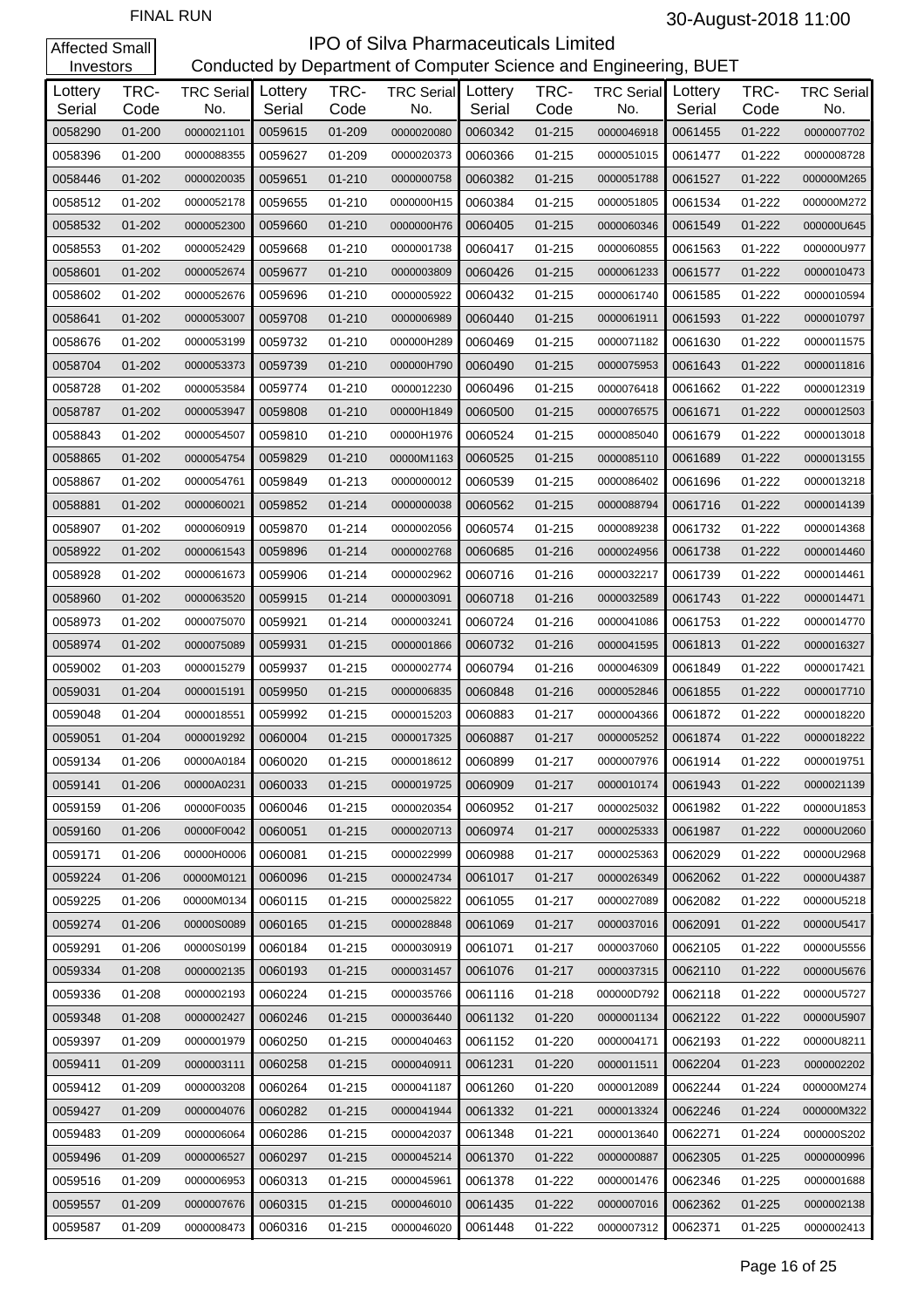FINAL RUN

30-August-2018 11:00

Affected Small Investors

# IPO of Silva Pharmaceuticals Limited

## Conducted by Department of Computer Science and Engineering, BUET

| Lottery Serial | TRC-Code | TRC Serial No. | Lottery Serial | TRC-Code | TRC Serial No. | Lottery Serial | TRC-Code | TRC Serial No. | Lottery Serial | TRC-Code | TRC Serial No. |
|---|---|---|---|---|---|---|---|---|---|---|---|
| 0058290 | 01-200 | 0000021101 | 0059615 | 01-209 | 0000020080 | 0060342 | 01-215 | 0000046918 | 0061455 | 01-222 | 0000007702 |
| 0058396 | 01-200 | 0000088355 | 0059627 | 01-209 | 0000020373 | 0060366 | 01-215 | 0000051015 | 0061477 | 01-222 | 0000008728 |
| 0058446 | 01-202 | 0000020035 | 0059651 | 01-210 | 0000000758 | 0060382 | 01-215 | 0000051788 | 0061527 | 01-222 | 000000M265 |
| 0058512 | 01-202 | 0000052178 | 0059655 | 01-210 | 0000000H15 | 0060384 | 01-215 | 0000051805 | 0061534 | 01-222 | 000000M272 |
| 0058532 | 01-202 | 0000052300 | 0059660 | 01-210 | 0000000H76 | 0060405 | 01-215 | 0000060346 | 0061549 | 01-222 | 000000U645 |
| 0058553 | 01-202 | 0000052429 | 0059668 | 01-210 | 0000001738 | 0060417 | 01-215 | 0000060855 | 0061563 | 01-222 | 000000U977 |
| 0058601 | 01-202 | 0000052674 | 0059677 | 01-210 | 0000003809 | 0060426 | 01-215 | 0000061233 | 0061577 | 01-222 | 0000010473 |
| 0058602 | 01-202 | 0000052676 | 0059696 | 01-210 | 0000005922 | 0060432 | 01-215 | 0000061740 | 0061585 | 01-222 | 0000010594 |
| 0058641 | 01-202 | 0000053007 | 0059708 | 01-210 | 0000006989 | 0060440 | 01-215 | 0000061911 | 0061593 | 01-222 | 0000010797 |
| 0058676 | 01-202 | 0000053199 | 0059732 | 01-210 | 000000H289 | 0060469 | 01-215 | 0000071182 | 0061630 | 01-222 | 0000011575 |
| 0058704 | 01-202 | 0000053373 | 0059739 | 01-210 | 000000H790 | 0060490 | 01-215 | 0000075953 | 0061643 | 01-222 | 0000011816 |
| 0058728 | 01-202 | 0000053584 | 0059774 | 01-210 | 0000012230 | 0060496 | 01-215 | 0000076418 | 0061662 | 01-222 | 0000012319 |
| 0058787 | 01-202 | 0000053947 | 0059808 | 01-210 | 00000H1849 | 0060500 | 01-215 | 0000076575 | 0061671 | 01-222 | 0000012503 |
| 0058843 | 01-202 | 0000054507 | 0059810 | 01-210 | 00000H1976 | 0060524 | 01-215 | 0000085040 | 0061679 | 01-222 | 0000013018 |
| 0058865 | 01-202 | 0000054754 | 0059829 | 01-210 | 00000M1163 | 0060525 | 01-215 | 0000085110 | 0061689 | 01-222 | 0000013155 |
| 0058867 | 01-202 | 0000054761 | 0059849 | 01-213 | 0000000012 | 0060539 | 01-215 | 0000086402 | 0061696 | 01-222 | 0000013218 |
| 0058881 | 01-202 | 0000060021 | 0059852 | 01-214 | 0000000038 | 0060562 | 01-215 | 0000088794 | 0061716 | 01-222 | 0000014139 |
| 0058907 | 01-202 | 0000060919 | 0059870 | 01-214 | 0000002056 | 0060574 | 01-215 | 0000089238 | 0061732 | 01-222 | 0000014368 |
| 0058922 | 01-202 | 0000061543 | 0059896 | 01-214 | 0000002768 | 0060685 | 01-216 | 0000024956 | 0061738 | 01-222 | 0000014460 |
| 0058928 | 01-202 | 0000061673 | 0059906 | 01-214 | 0000002962 | 0060716 | 01-216 | 0000032217 | 0061739 | 01-222 | 0000014461 |
| 0058960 | 01-202 | 0000063520 | 0059915 | 01-214 | 0000003091 | 0060718 | 01-216 | 0000032589 | 0061743 | 01-222 | 0000014471 |
| 0058973 | 01-202 | 0000075070 | 0059921 | 01-214 | 0000003241 | 0060724 | 01-216 | 0000041086 | 0061753 | 01-222 | 0000014770 |
| 0058974 | 01-202 | 0000075089 | 0059931 | 01-215 | 0000001866 | 0060732 | 01-216 | 0000041595 | 0061813 | 01-222 | 0000016327 |
| 0059002 | 01-203 | 0000015279 | 0059937 | 01-215 | 0000002774 | 0060794 | 01-216 | 0000046309 | 0061849 | 01-222 | 0000017421 |
| 0059031 | 01-204 | 0000015191 | 0059950 | 01-215 | 0000006835 | 0060848 | 01-216 | 0000052846 | 0061855 | 01-222 | 0000017710 |
| 0059048 | 01-204 | 0000018551 | 0059992 | 01-215 | 0000015203 | 0060883 | 01-217 | 0000004366 | 0061872 | 01-222 | 0000018220 |
| 0059051 | 01-204 | 0000019292 | 0060004 | 01-215 | 0000017325 | 0060887 | 01-217 | 0000005252 | 0061874 | 01-222 | 0000018222 |
| 0059134 | 01-206 | 00000A0184 | 0060020 | 01-215 | 0000018612 | 0060899 | 01-217 | 0000007976 | 0061914 | 01-222 | 0000019751 |
| 0059141 | 01-206 | 00000A0231 | 0060033 | 01-215 | 0000019725 | 0060909 | 01-217 | 0000010174 | 0061943 | 01-222 | 0000021139 |
| 0059159 | 01-206 | 00000F0035 | 0060046 | 01-215 | 0000020354 | 0060952 | 01-217 | 0000025032 | 0061982 | 01-222 | 00000U1853 |
| 0059160 | 01-206 | 00000F0042 | 0060051 | 01-215 | 0000020713 | 0060974 | 01-217 | 0000025333 | 0061987 | 01-222 | 00000U2060 |
| 0059171 | 01-206 | 00000H0006 | 0060081 | 01-215 | 0000022999 | 0060988 | 01-217 | 0000025363 | 0062029 | 01-222 | 00000U2968 |
| 0059224 | 01-206 | 00000M0121 | 0060096 | 01-215 | 0000024734 | 0061017 | 01-217 | 0000026349 | 0062062 | 01-222 | 00000U4387 |
| 0059225 | 01-206 | 00000M0134 | 0060115 | 01-215 | 0000025822 | 0061055 | 01-217 | 0000027089 | 0062082 | 01-222 | 00000U5218 |
| 0059274 | 01-206 | 00000S0089 | 0060165 | 01-215 | 0000028848 | 0061069 | 01-217 | 0000037016 | 0062091 | 01-222 | 00000U5417 |
| 0059291 | 01-206 | 00000S0199 | 0060184 | 01-215 | 0000030919 | 0061071 | 01-217 | 0000037060 | 0062105 | 01-222 | 00000U5556 |
| 0059334 | 01-208 | 0000002135 | 0060193 | 01-215 | 0000031457 | 0061076 | 01-217 | 0000037315 | 0062110 | 01-222 | 00000U5676 |
| 0059336 | 01-208 | 0000002193 | 0060224 | 01-215 | 0000035766 | 0061116 | 01-218 | 000000D792 | 0062118 | 01-222 | 00000U5727 |
| 0059348 | 01-208 | 0000002427 | 0060246 | 01-215 | 0000036440 | 0061132 | 01-220 | 0000001134 | 0062122 | 01-222 | 00000U5907 |
| 0059397 | 01-209 | 0000001979 | 0060250 | 01-215 | 0000040463 | 0061152 | 01-220 | 0000004171 | 0062193 | 01-222 | 00000U8211 |
| 0059411 | 01-209 | 0000003111 | 0060258 | 01-215 | 0000040911 | 0061231 | 01-220 | 0000011511 | 0062204 | 01-223 | 0000002202 |
| 0059412 | 01-209 | 0000003208 | 0060264 | 01-215 | 0000041187 | 0061260 | 01-220 | 0000012089 | 0062244 | 01-224 | 000000M274 |
| 0059427 | 01-209 | 0000004076 | 0060282 | 01-215 | 0000041944 | 0061332 | 01-221 | 0000013324 | 0062246 | 01-224 | 000000M322 |
| 0059483 | 01-209 | 0000006064 | 0060286 | 01-215 | 0000042037 | 0061348 | 01-221 | 0000013640 | 0062271 | 01-224 | 000000S202 |
| 0059496 | 01-209 | 0000006527 | 0060297 | 01-215 | 0000045214 | 0061370 | 01-222 | 0000000887 | 0062305 | 01-225 | 0000000996 |
| 0059516 | 01-209 | 0000006953 | 0060313 | 01-215 | 0000045961 | 0061378 | 01-222 | 0000001476 | 0062346 | 01-225 | 0000001688 |
| 0059557 | 01-209 | 0000007676 | 0060315 | 01-215 | 0000046010 | 0061435 | 01-222 | 0000007016 | 0062362 | 01-225 | 0000002138 |
| 0059587 | 01-209 | 0000008473 | 0060316 | 01-215 | 0000046020 | 0061448 | 01-222 | 0000007312 | 0062371 | 01-225 | 0000002413 |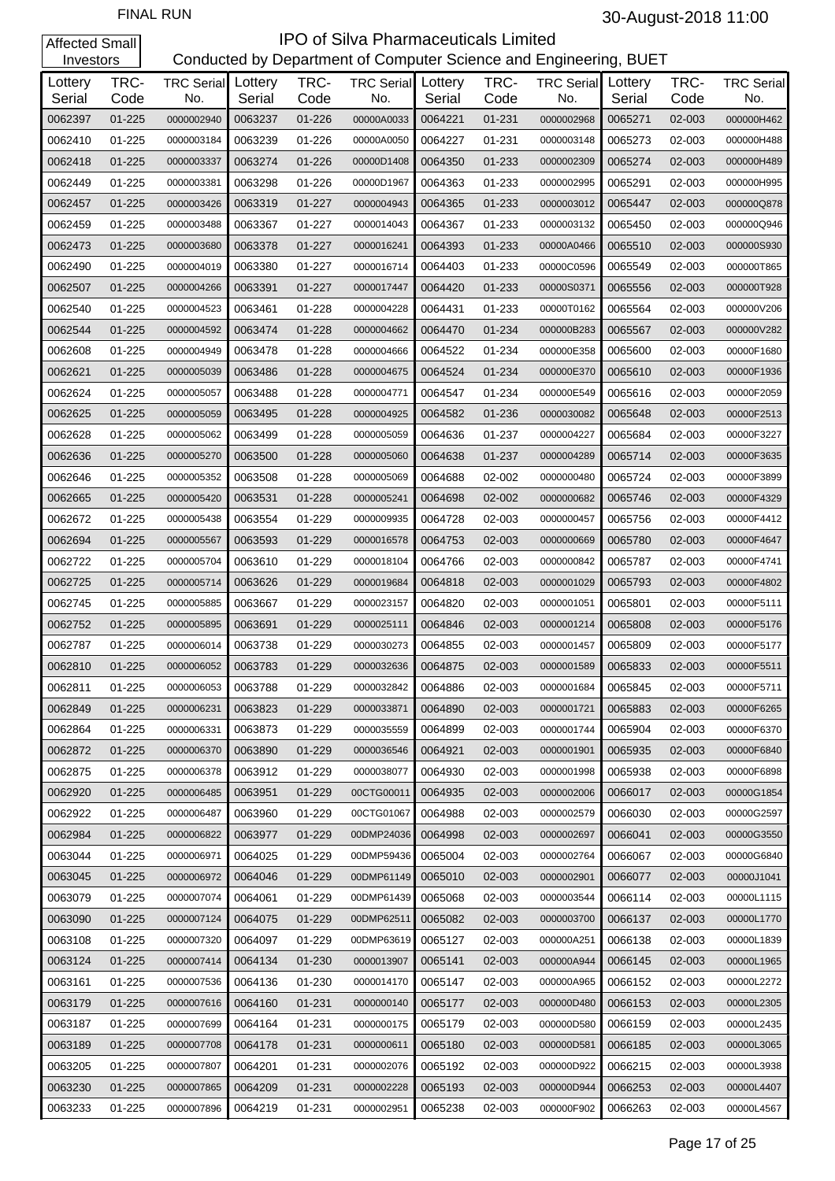FINAL RUN

30-August-2018 11:00

Affected Small Investors

# IPO of Silva Pharmaceuticals Limited

Conducted by Department of Computer Science and Engineering, BUET

| Lottery Serial | TRC-Code | TRC Serial No. | Lottery Serial | TRC-Code | TRC Serial No. | Lottery Serial | TRC-Code | TRC Serial No. | Lottery Serial | TRC-Code | TRC Serial No. |
|---|---|---|---|---|---|---|---|---|---|---|---|
| 0062397 | 01-225 | 0000002940 | 0063237 | 01-226 | 00000A0033 | 0064221 | 01-231 | 0000002968 | 0065271 | 02-003 | 000000H462 |
| 0062410 | 01-225 | 0000003184 | 0063239 | 01-226 | 00000A0050 | 0064227 | 01-231 | 0000003148 | 0065273 | 02-003 | 000000H488 |
| 0062418 | 01-225 | 0000003337 | 0063274 | 01-226 | 00000D1408 | 0064350 | 01-233 | 0000002309 | 0065274 | 02-003 | 000000H489 |
| 0062449 | 01-225 | 0000003381 | 0063298 | 01-226 | 00000D1967 | 0064363 | 01-233 | 0000002995 | 0065291 | 02-003 | 000000H995 |
| 0062457 | 01-225 | 0000003426 | 0063319 | 01-227 | 0000004943 | 0064365 | 01-233 | 0000003012 | 0065447 | 02-003 | 000000Q878 |
| 0062459 | 01-225 | 0000003488 | 0063367 | 01-227 | 0000014043 | 0064367 | 01-233 | 0000003132 | 0065450 | 02-003 | 000000Q946 |
| 0062473 | 01-225 | 0000003680 | 0063378 | 01-227 | 0000016241 | 0064393 | 01-233 | 00000A0466 | 0065510 | 02-003 | 000000S930 |
| 0062490 | 01-225 | 0000004019 | 0063380 | 01-227 | 0000016714 | 0064403 | 01-233 | 00000C0596 | 0065549 | 02-003 | 000000T865 |
| 0062507 | 01-225 | 0000004266 | 0063391 | 01-227 | 0000017447 | 0064420 | 01-233 | 00000S0371 | 0065556 | 02-003 | 000000T928 |
| 0062540 | 01-225 | 0000004523 | 0063461 | 01-228 | 0000004228 | 0064431 | 01-233 | 00000T0162 | 0065564 | 02-003 | 000000V206 |
| 0062544 | 01-225 | 0000004592 | 0063474 | 01-228 | 0000004662 | 0064470 | 01-234 | 000000B283 | 0065567 | 02-003 | 000000V282 |
| 0062608 | 01-225 | 0000004949 | 0063478 | 01-228 | 0000004666 | 0064522 | 01-234 | 000000E358 | 0065600 | 02-003 | 00000F1680 |
| 0062621 | 01-225 | 0000005039 | 0063486 | 01-228 | 0000004675 | 0064524 | 01-234 | 000000E370 | 0065610 | 02-003 | 00000F1936 |
| 0062624 | 01-225 | 0000005057 | 0063488 | 01-228 | 0000004771 | 0064547 | 01-234 | 000000E549 | 0065616 | 02-003 | 00000F2059 |
| 0062625 | 01-225 | 0000005059 | 0063495 | 01-228 | 0000004925 | 0064582 | 01-236 | 0000030082 | 0065648 | 02-003 | 00000F2513 |
| 0062628 | 01-225 | 0000005062 | 0063499 | 01-228 | 0000005059 | 0064636 | 01-237 | 0000004227 | 0065684 | 02-003 | 00000F3227 |
| 0062636 | 01-225 | 0000005270 | 0063500 | 01-228 | 0000005060 | 0064638 | 01-237 | 0000004289 | 0065714 | 02-003 | 00000F3635 |
| 0062646 | 01-225 | 0000005352 | 0063508 | 01-228 | 0000005069 | 0064688 | 02-002 | 0000000480 | 0065724 | 02-003 | 00000F3899 |
| 0062665 | 01-225 | 0000005420 | 0063531 | 01-228 | 0000005241 | 0064698 | 02-002 | 0000000682 | 0065746 | 02-003 | 00000F4329 |
| 0062672 | 01-225 | 0000005438 | 0063554 | 01-229 | 0000009935 | 0064728 | 02-003 | 0000000457 | 0065756 | 02-003 | 00000F4412 |
| 0062694 | 01-225 | 0000005567 | 0063593 | 01-229 | 0000016578 | 0064753 | 02-003 | 0000000669 | 0065780 | 02-003 | 00000F4647 |
| 0062722 | 01-225 | 0000005704 | 0063610 | 01-229 | 0000018104 | 0064766 | 02-003 | 0000000842 | 0065787 | 02-003 | 00000F4741 |
| 0062725 | 01-225 | 0000005714 | 0063626 | 01-229 | 0000019684 | 0064818 | 02-003 | 0000001029 | 0065793 | 02-003 | 00000F4802 |
| 0062745 | 01-225 | 0000005885 | 0063667 | 01-229 | 0000023157 | 0064820 | 02-003 | 0000001051 | 0065801 | 02-003 | 00000F5111 |
| 0062752 | 01-225 | 0000005895 | 0063691 | 01-229 | 0000025111 | 0064846 | 02-003 | 0000001214 | 0065808 | 02-003 | 00000F5176 |
| 0062787 | 01-225 | 0000006014 | 0063738 | 01-229 | 0000030273 | 0064855 | 02-003 | 0000001457 | 0065809 | 02-003 | 00000F5177 |
| 0062810 | 01-225 | 0000006052 | 0063783 | 01-229 | 0000032636 | 0064875 | 02-003 | 0000001589 | 0065833 | 02-003 | 00000F5511 |
| 0062811 | 01-225 | 0000006053 | 0063788 | 01-229 | 0000032842 | 0064886 | 02-003 | 0000001684 | 0065845 | 02-003 | 00000F5711 |
| 0062849 | 01-225 | 0000006231 | 0063823 | 01-229 | 0000033871 | 0064890 | 02-003 | 0000001721 | 0065883 | 02-003 | 00000F6265 |
| 0062864 | 01-225 | 0000006331 | 0063873 | 01-229 | 0000035559 | 0064899 | 02-003 | 0000001744 | 0065904 | 02-003 | 00000F6370 |
| 0062872 | 01-225 | 0000006370 | 0063890 | 01-229 | 0000036546 | 0064921 | 02-003 | 0000001901 | 0065935 | 02-003 | 00000F6840 |
| 0062875 | 01-225 | 0000006378 | 0063912 | 01-229 | 0000038077 | 0064930 | 02-003 | 0000001998 | 0065938 | 02-003 | 00000F6898 |
| 0062920 | 01-225 | 0000006485 | 0063951 | 01-229 | 00CTG00011 | 0064935 | 02-003 | 0000002006 | 0066017 | 02-003 | 00000G1854 |
| 0062922 | 01-225 | 0000006487 | 0063960 | 01-229 | 00CTG01067 | 0064988 | 02-003 | 0000002579 | 0066030 | 02-003 | 00000G2597 |
| 0062984 | 01-225 | 0000006822 | 0063977 | 01-229 | 00DMP24036 | 0064998 | 02-003 | 0000002697 | 0066041 | 02-003 | 00000G3550 |
| 0063044 | 01-225 | 0000006971 | 0064025 | 01-229 | 00DMP59436 | 0065004 | 02-003 | 0000002764 | 0066067 | 02-003 | 00000G6840 |
| 0063045 | 01-225 | 0000006972 | 0064046 | 01-229 | 00DMP61149 | 0065010 | 02-003 | 0000002901 | 0066077 | 02-003 | 00000J1041 |
| 0063079 | 01-225 | 0000007074 | 0064061 | 01-229 | 00DMP61439 | 0065068 | 02-003 | 0000003544 | 0066114 | 02-003 | 00000L1115 |
| 0063090 | 01-225 | 0000007124 | 0064075 | 01-229 | 00DMP62511 | 0065082 | 02-003 | 0000003700 | 0066137 | 02-003 | 00000L1770 |
| 0063108 | 01-225 | 0000007320 | 0064097 | 01-229 | 00DMP63619 | 0065127 | 02-003 | 000000A251 | 0066138 | 02-003 | 00000L1839 |
| 0063124 | 01-225 | 0000007414 | 0064134 | 01-230 | 0000013907 | 0065141 | 02-003 | 000000A944 | 0066145 | 02-003 | 00000L1965 |
| 0063161 | 01-225 | 0000007536 | 0064136 | 01-230 | 0000014170 | 0065147 | 02-003 | 000000A965 | 0066152 | 02-003 | 00000L2272 |
| 0063179 | 01-225 | 0000007616 | 0064160 | 01-231 | 0000000140 | 0065177 | 02-003 | 000000D480 | 0066153 | 02-003 | 00000L2305 |
| 0063187 | 01-225 | 0000007699 | 0064164 | 01-231 | 0000000175 | 0065179 | 02-003 | 000000D580 | 0066159 | 02-003 | 00000L2435 |
| 0063189 | 01-225 | 0000007708 | 0064178 | 01-231 | 0000000611 | 0065180 | 02-003 | 000000D581 | 0066185 | 02-003 | 00000L3065 |
| 0063205 | 01-225 | 0000007807 | 0064201 | 01-231 | 0000002076 | 0065192 | 02-003 | 000000D922 | 0066215 | 02-003 | 00000L3938 |
| 0063230 | 01-225 | 0000007865 | 0064209 | 01-231 | 0000002228 | 0065193 | 02-003 | 000000D944 | 0066253 | 02-003 | 00000L4407 |
| 0063233 | 01-225 | 0000007896 | 0064219 | 01-231 | 0000002951 | 0065238 | 02-003 | 000000F902 | 0066263 | 02-003 | 00000L4567 |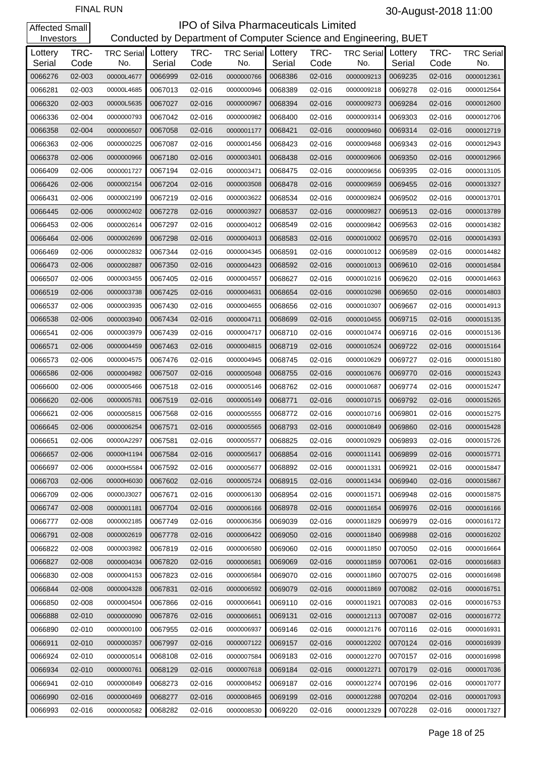FINAL RUN

30-August-2018 11:00

Affected Small Investors

# IPO of Silva Pharmaceuticals Limited

Conducted by Department of Computer Science and Engineering, BUET

| Lottery Serial | TRC-Code | TRC Serial No. | Lottery Serial | TRC-Code | TRC Serial No. | Lottery Serial | TRC-Code | TRC Serial No. | Lottery Serial | TRC-Code | TRC Serial No. |
|---|---|---|---|---|---|---|---|---|---|---|---|
| 0066276 | 02-003 | 00000L4677 | 0066999 | 02-016 | 0000000766 | 0068386 | 02-016 | 0000009213 | 0069235 | 02-016 | 0000012361 |
| 0066281 | 02-003 | 00000L4685 | 0067013 | 02-016 | 0000000946 | 0068389 | 02-016 | 0000009218 | 0069278 | 02-016 | 0000012564 |
| 0066320 | 02-003 | 00000L5635 | 0067027 | 02-016 | 0000000967 | 0068394 | 02-016 | 0000009273 | 0069284 | 02-016 | 0000012600 |
| 0066336 | 02-004 | 0000000793 | 0067042 | 02-016 | 0000000982 | 0068400 | 02-016 | 0000009314 | 0069303 | 02-016 | 0000012706 |
| 0066358 | 02-004 | 0000006507 | 0067058 | 02-016 | 0000001177 | 0068421 | 02-016 | 0000009460 | 0069314 | 02-016 | 0000012719 |
| 0066363 | 02-006 | 0000000225 | 0067087 | 02-016 | 0000001456 | 0068423 | 02-016 | 0000009468 | 0069343 | 02-016 | 0000012943 |
| 0066378 | 02-006 | 0000000966 | 0067180 | 02-016 | 0000003401 | 0068438 | 02-016 | 0000009606 | 0069350 | 02-016 | 0000012966 |
| 0066409 | 02-006 | 0000001727 | 0067194 | 02-016 | 0000003471 | 0068475 | 02-016 | 0000009656 | 0069395 | 02-016 | 0000013105 |
| 0066426 | 02-006 | 0000002154 | 0067204 | 02-016 | 0000003508 | 0068478 | 02-016 | 0000009659 | 0069455 | 02-016 | 0000013327 |
| 0066431 | 02-006 | 0000002199 | 0067219 | 02-016 | 0000003622 | 0068534 | 02-016 | 0000009824 | 0069502 | 02-016 | 0000013701 |
| 0066445 | 02-006 | 0000002402 | 0067278 | 02-016 | 0000003927 | 0068537 | 02-016 | 0000009827 | 0069513 | 02-016 | 0000013789 |
| 0066453 | 02-006 | 0000002614 | 0067297 | 02-016 | 0000004012 | 0068549 | 02-016 | 0000009842 | 0069563 | 02-016 | 0000014382 |
| 0066464 | 02-006 | 0000002699 | 0067298 | 02-016 | 0000004013 | 0068583 | 02-016 | 0000010002 | 0069570 | 02-016 | 0000014393 |
| 0066469 | 02-006 | 0000002832 | 0067344 | 02-016 | 0000004345 | 0068591 | 02-016 | 0000010012 | 0069589 | 02-016 | 0000014482 |
| 0066473 | 02-006 | 0000002887 | 0067350 | 02-016 | 0000004423 | 0068592 | 02-016 | 0000010013 | 0069610 | 02-016 | 0000014584 |
| 0066507 | 02-006 | 0000003455 | 0067405 | 02-016 | 0000004557 | 0068627 | 02-016 | 0000010216 | 0069620 | 02-016 | 0000014663 |
| 0066519 | 02-006 | 0000003738 | 0067425 | 02-016 | 0000004631 | 0068654 | 02-016 | 0000010298 | 0069650 | 02-016 | 0000014803 |
| 0066537 | 02-006 | 0000003935 | 0067430 | 02-016 | 0000004655 | 0068656 | 02-016 | 0000010307 | 0069667 | 02-016 | 0000014913 |
| 0066538 | 02-006 | 0000003940 | 0067434 | 02-016 | 0000004711 | 0068699 | 02-016 | 0000010455 | 0069715 | 02-016 | 0000015135 |
| 0066541 | 02-006 | 0000003979 | 0067439 | 02-016 | 0000004717 | 0068710 | 02-016 | 0000010474 | 0069716 | 02-016 | 0000015136 |
| 0066571 | 02-006 | 0000004459 | 0067463 | 02-016 | 0000004815 | 0068719 | 02-016 | 0000010524 | 0069722 | 02-016 | 0000015164 |
| 0066573 | 02-006 | 0000004575 | 0067476 | 02-016 | 0000004945 | 0068745 | 02-016 | 0000010629 | 0069727 | 02-016 | 0000015180 |
| 0066586 | 02-006 | 0000004982 | 0067507 | 02-016 | 0000005048 | 0068755 | 02-016 | 0000010676 | 0069770 | 02-016 | 0000015243 |
| 0066600 | 02-006 | 0000005466 | 0067518 | 02-016 | 0000005146 | 0068762 | 02-016 | 0000010687 | 0069774 | 02-016 | 0000015247 |
| 0066620 | 02-006 | 0000005781 | 0067519 | 02-016 | 0000005149 | 0068771 | 02-016 | 0000010715 | 0069792 | 02-016 | 0000015265 |
| 0066621 | 02-006 | 0000005815 | 0067568 | 02-016 | 0000005555 | 0068772 | 02-016 | 0000010716 | 0069801 | 02-016 | 0000015275 |
| 0066645 | 02-006 | 0000006254 | 0067571 | 02-016 | 0000005565 | 0068793 | 02-016 | 0000010849 | 0069860 | 02-016 | 0000015428 |
| 0066651 | 02-006 | 00000A2297 | 0067581 | 02-016 | 0000005577 | 0068825 | 02-016 | 0000010929 | 0069893 | 02-016 | 0000015726 |
| 0066657 | 02-006 | 00000H1194 | 0067584 | 02-016 | 0000005617 | 0068854 | 02-016 | 0000011141 | 0069899 | 02-016 | 0000015771 |
| 0066697 | 02-006 | 00000H5584 | 0067592 | 02-016 | 0000005677 | 0068892 | 02-016 | 0000011331 | 0069921 | 02-016 | 0000015847 |
| 0066703 | 02-006 | 00000H6030 | 0067602 | 02-016 | 0000005724 | 0068915 | 02-016 | 0000011434 | 0069940 | 02-016 | 0000015867 |
| 0066709 | 02-006 | 00000J3027 | 0067671 | 02-016 | 0000006130 | 0068954 | 02-016 | 0000011571 | 0069948 | 02-016 | 0000015875 |
| 0066747 | 02-008 | 0000001181 | 0067704 | 02-016 | 0000006166 | 0068978 | 02-016 | 0000011654 | 0069976 | 02-016 | 0000016166 |
| 0066777 | 02-008 | 0000002185 | 0067749 | 02-016 | 0000006356 | 0069039 | 02-016 | 0000011829 | 0069979 | 02-016 | 0000016172 |
| 0066791 | 02-008 | 0000002619 | 0067778 | 02-016 | 0000006422 | 0069050 | 02-016 | 0000011840 | 0069988 | 02-016 | 0000016202 |
| 0066822 | 02-008 | 0000003982 | 0067819 | 02-016 | 0000006580 | 0069060 | 02-016 | 0000011850 | 0070050 | 02-016 | 0000016664 |
| 0066827 | 02-008 | 0000004034 | 0067820 | 02-016 | 0000006581 | 0069069 | 02-016 | 0000011859 | 0070061 | 02-016 | 0000016683 |
| 0066830 | 02-008 | 0000004153 | 0067823 | 02-016 | 0000006584 | 0069070 | 02-016 | 0000011860 | 0070075 | 02-016 | 0000016698 |
| 0066844 | 02-008 | 0000004328 | 0067831 | 02-016 | 0000006592 | 0069079 | 02-016 | 0000011869 | 0070082 | 02-016 | 0000016751 |
| 0066850 | 02-008 | 0000004504 | 0067866 | 02-016 | 0000006641 | 0069110 | 02-016 | 0000011921 | 0070083 | 02-016 | 0000016753 |
| 0066888 | 02-010 | 0000000090 | 0067876 | 02-016 | 0000006651 | 0069131 | 02-016 | 0000012113 | 0070087 | 02-016 | 0000016772 |
| 0066890 | 02-010 | 0000000100 | 0067955 | 02-016 | 0000006937 | 0069146 | 02-016 | 0000012176 | 0070116 | 02-016 | 0000016931 |
| 0066911 | 02-010 | 0000000357 | 0067997 | 02-016 | 0000007122 | 0069157 | 02-016 | 0000012202 | 0070124 | 02-016 | 0000016939 |
| 0066924 | 02-010 | 0000000514 | 0068108 | 02-016 | 0000007584 | 0069183 | 02-016 | 0000012270 | 0070157 | 02-016 | 0000016998 |
| 0066934 | 02-010 | 0000000761 | 0068129 | 02-016 | 0000007618 | 0069184 | 02-016 | 0000012271 | 0070179 | 02-016 | 0000017036 |
| 0066941 | 02-010 | 0000000849 | 0068273 | 02-016 | 0000008452 | 0069187 | 02-016 | 0000012274 | 0070196 | 02-016 | 0000017077 |
| 0066990 | 02-016 | 0000000469 | 0068277 | 02-016 | 0000008465 | 0069199 | 02-016 | 0000012288 | 0070204 | 02-016 | 0000017093 |
| 0066993 | 02-016 | 0000000582 | 0068282 | 02-016 | 0000008530 | 0069220 | 02-016 | 0000012329 | 0070228 | 02-016 | 0000017327 |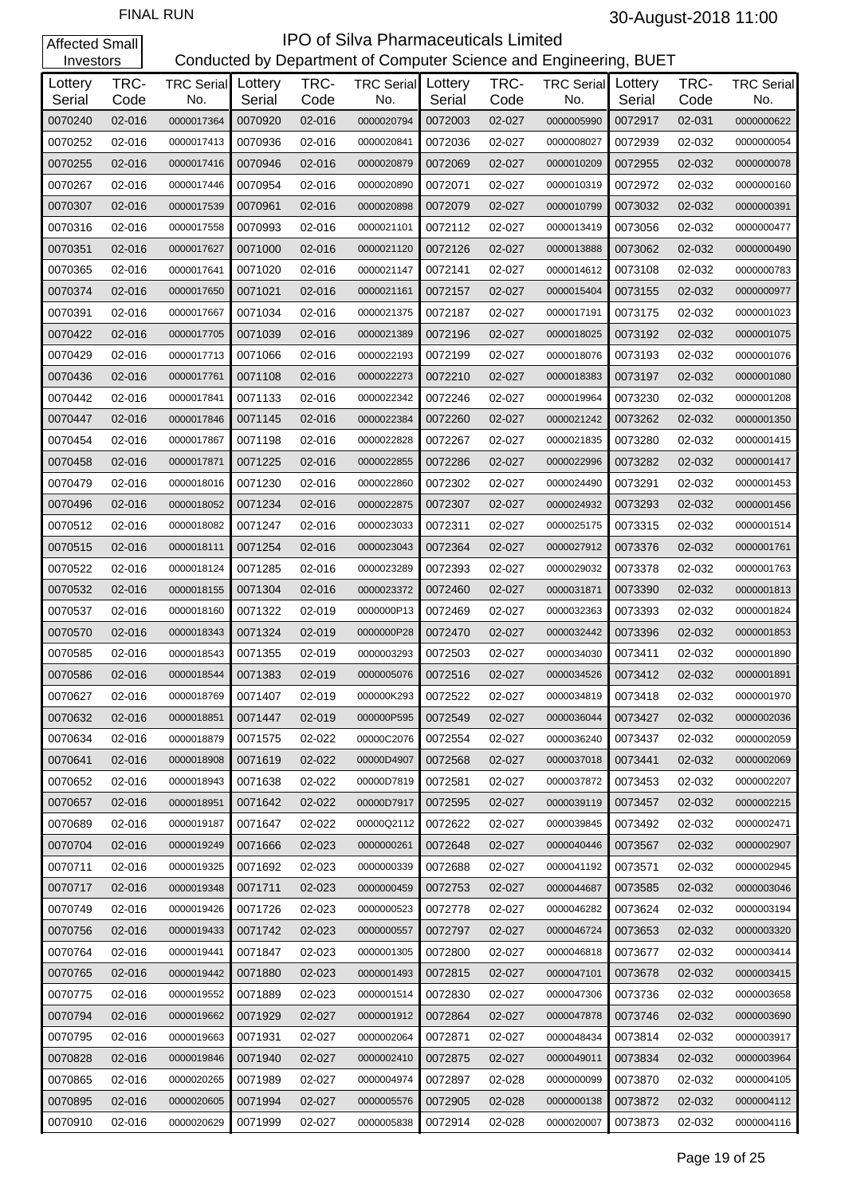FINAL RUN

30-August-2018 11:00

Affected Small Investors

# IPO of Silva Pharmaceuticals Limited

Conducted by Department of Computer Science and Engineering, BUET

| Lottery Serial | TRC-Code | TRC Serial No. | Lottery Serial | TRC-Code | TRC Serial No. | Lottery Serial | TRC-Code | TRC Serial No. | Lottery Serial | TRC-Code | TRC Serial No. |
|---|---|---|---|---|---|---|---|---|---|---|---|
| 0070240 | 02-016 | 0000017364 | 0070920 | 02-016 | 0000020794 | 0072003 | 02-027 | 0000005990 | 0072917 | 02-031 | 0000000622 |
| 0070252 | 02-016 | 0000017413 | 0070936 | 02-016 | 0000020841 | 0072036 | 02-027 | 0000008027 | 0072939 | 02-032 | 0000000054 |
| 0070255 | 02-016 | 0000017416 | 0070946 | 02-016 | 0000020879 | 0072069 | 02-027 | 0000010209 | 0072955 | 02-032 | 0000000078 |
| 0070267 | 02-016 | 0000017446 | 0070954 | 02-016 | 0000020890 | 0072071 | 02-027 | 0000010319 | 0072972 | 02-032 | 0000000160 |
| 0070307 | 02-016 | 0000017539 | 0070961 | 02-016 | 0000020898 | 0072079 | 02-027 | 0000010799 | 0073032 | 02-032 | 0000000391 |
| 0070316 | 02-016 | 0000017558 | 0070993 | 02-016 | 0000021101 | 0072112 | 02-027 | 0000013419 | 0073056 | 02-032 | 0000000477 |
| 0070351 | 02-016 | 0000017627 | 0071000 | 02-016 | 0000021120 | 0072126 | 02-027 | 0000013888 | 0073062 | 02-032 | 0000000490 |
| 0070365 | 02-016 | 0000017641 | 0071020 | 02-016 | 0000021147 | 0072141 | 02-027 | 0000014612 | 0073108 | 02-032 | 0000000783 |
| 0070374 | 02-016 | 0000017650 | 0071021 | 02-016 | 0000021161 | 0072157 | 02-027 | 0000015404 | 0073155 | 02-032 | 0000000977 |
| 0070391 | 02-016 | 0000017667 | 0071034 | 02-016 | 0000021375 | 0072187 | 02-027 | 0000017191 | 0073175 | 02-032 | 0000001023 |
| 0070422 | 02-016 | 0000017705 | 0071039 | 02-016 | 0000021389 | 0072196 | 02-027 | 0000018025 | 0073192 | 02-032 | 0000001075 |
| 0070429 | 02-016 | 0000017713 | 0071066 | 02-016 | 0000022193 | 0072199 | 02-027 | 0000018076 | 0073193 | 02-032 | 0000001076 |
| 0070436 | 02-016 | 0000017761 | 0071108 | 02-016 | 0000022273 | 0072210 | 02-027 | 0000018383 | 0073197 | 02-032 | 0000001080 |
| 0070442 | 02-016 | 0000017841 | 0071133 | 02-016 | 0000022342 | 0072246 | 02-027 | 0000019964 | 0073230 | 02-032 | 0000001208 |
| 0070447 | 02-016 | 0000017846 | 0071145 | 02-016 | 0000022384 | 0072260 | 02-027 | 0000021242 | 0073262 | 02-032 | 0000001350 |
| 0070454 | 02-016 | 0000017867 | 0071198 | 02-016 | 0000022828 | 0072267 | 02-027 | 0000021835 | 0073280 | 02-032 | 0000001415 |
| 0070458 | 02-016 | 0000017871 | 0071225 | 02-016 | 0000022855 | 0072286 | 02-027 | 0000022996 | 0073282 | 02-032 | 0000001417 |
| 0070479 | 02-016 | 0000018016 | 0071230 | 02-016 | 0000022860 | 0072302 | 02-027 | 0000024490 | 0073291 | 02-032 | 0000001453 |
| 0070496 | 02-016 | 0000018052 | 0071234 | 02-016 | 0000022875 | 0072307 | 02-027 | 0000024932 | 0073293 | 02-032 | 0000001456 |
| 0070512 | 02-016 | 0000018082 | 0071247 | 02-016 | 0000023033 | 0072311 | 02-027 | 0000025175 | 0073315 | 02-032 | 0000001514 |
| 0070515 | 02-016 | 0000018111 | 0071254 | 02-016 | 0000023043 | 0072364 | 02-027 | 0000027912 | 0073376 | 02-032 | 0000001761 |
| 0070522 | 02-016 | 0000018124 | 0071285 | 02-016 | 0000023289 | 0072393 | 02-027 | 0000029032 | 0073378 | 02-032 | 0000001763 |
| 0070532 | 02-016 | 0000018155 | 0071304 | 02-016 | 0000023372 | 0072460 | 02-027 | 0000031871 | 0073390 | 02-032 | 0000001813 |
| 0070537 | 02-016 | 0000018160 | 0071322 | 02-019 | 0000000P13 | 0072469 | 02-027 | 0000032363 | 0073393 | 02-032 | 0000001824 |
| 0070570 | 02-016 | 0000018343 | 0071324 | 02-019 | 0000000P28 | 0072470 | 02-027 | 0000032442 | 0073396 | 02-032 | 0000001853 |
| 0070585 | 02-016 | 0000018543 | 0071355 | 02-019 | 0000003293 | 0072503 | 02-027 | 0000034030 | 0073411 | 02-032 | 0000001890 |
| 0070586 | 02-016 | 0000018544 | 0071383 | 02-019 | 0000005076 | 0072516 | 02-027 | 0000034526 | 0073412 | 02-032 | 0000001891 |
| 0070627 | 02-016 | 0000018769 | 0071407 | 02-019 | 000000K293 | 0072522 | 02-027 | 0000034819 | 0073418 | 02-032 | 0000001970 |
| 0070632 | 02-016 | 0000018851 | 0071447 | 02-019 | 000000P595 | 0072549 | 02-027 | 0000036044 | 0073427 | 02-032 | 0000002036 |
| 0070634 | 02-016 | 0000018879 | 0071575 | 02-022 | 00000C2076 | 0072554 | 02-027 | 0000036240 | 0073437 | 02-032 | 0000002059 |
| 0070641 | 02-016 | 0000018908 | 0071619 | 02-022 | 00000D4907 | 0072568 | 02-027 | 0000037018 | 0073441 | 02-032 | 0000002069 |
| 0070652 | 02-016 | 0000018943 | 0071638 | 02-022 | 00000D7819 | 0072581 | 02-027 | 0000037872 | 0073453 | 02-032 | 0000002207 |
| 0070657 | 02-016 | 0000018951 | 0071642 | 02-022 | 00000D7917 | 0072595 | 02-027 | 0000039119 | 0073457 | 02-032 | 0000002215 |
| 0070689 | 02-016 | 0000019187 | 0071647 | 02-022 | 00000Q2112 | 0072622 | 02-027 | 0000039845 | 0073492 | 02-032 | 0000002471 |
| 0070704 | 02-016 | 0000019249 | 0071666 | 02-023 | 0000000261 | 0072648 | 02-027 | 0000040446 | 0073567 | 02-032 | 0000002907 |
| 0070711 | 02-016 | 0000019325 | 0071692 | 02-023 | 0000000339 | 0072688 | 02-027 | 0000041192 | 0073571 | 02-032 | 0000002945 |
| 0070717 | 02-016 | 0000019348 | 0071711 | 02-023 | 0000000459 | 0072753 | 02-027 | 0000044687 | 0073585 | 02-032 | 0000003046 |
| 0070749 | 02-016 | 0000019426 | 0071726 | 02-023 | 0000000523 | 0072778 | 02-027 | 0000046282 | 0073624 | 02-032 | 0000003194 |
| 0070756 | 02-016 | 0000019433 | 0071742 | 02-023 | 0000000557 | 0072797 | 02-027 | 0000046724 | 0073653 | 02-032 | 0000003320 |
| 0070764 | 02-016 | 0000019441 | 0071847 | 02-023 | 0000001305 | 0072800 | 02-027 | 0000046818 | 0073677 | 02-032 | 0000003414 |
| 0070765 | 02-016 | 0000019442 | 0071880 | 02-023 | 0000001493 | 0072815 | 02-027 | 0000047101 | 0073678 | 02-032 | 0000003415 |
| 0070775 | 02-016 | 0000019552 | 0071889 | 02-023 | 0000001514 | 0072830 | 02-027 | 0000047306 | 0073736 | 02-032 | 0000003658 |
| 0070794 | 02-016 | 0000019662 | 0071929 | 02-027 | 0000001912 | 0072864 | 02-027 | 0000047878 | 0073746 | 02-032 | 0000003690 |
| 0070795 | 02-016 | 0000019663 | 0071931 | 02-027 | 0000002064 | 0072871 | 02-027 | 0000048434 | 0073814 | 02-032 | 0000003917 |
| 0070828 | 02-016 | 0000019846 | 0071940 | 02-027 | 0000002410 | 0072875 | 02-027 | 0000049011 | 0073834 | 02-032 | 0000003964 |
| 0070865 | 02-016 | 0000020265 | 0071989 | 02-027 | 0000004974 | 0072897 | 02-028 | 0000000099 | 0073870 | 02-032 | 0000004105 |
| 0070895 | 02-016 | 0000020605 | 0071994 | 02-027 | 0000005576 | 0072905 | 02-028 | 0000000138 | 0073872 | 02-032 | 0000004112 |
| 0070910 | 02-016 | 0000020629 | 0071999 | 02-027 | 0000005838 | 0072914 | 02-028 | 0000020007 | 0073873 | 02-032 | 0000004116 |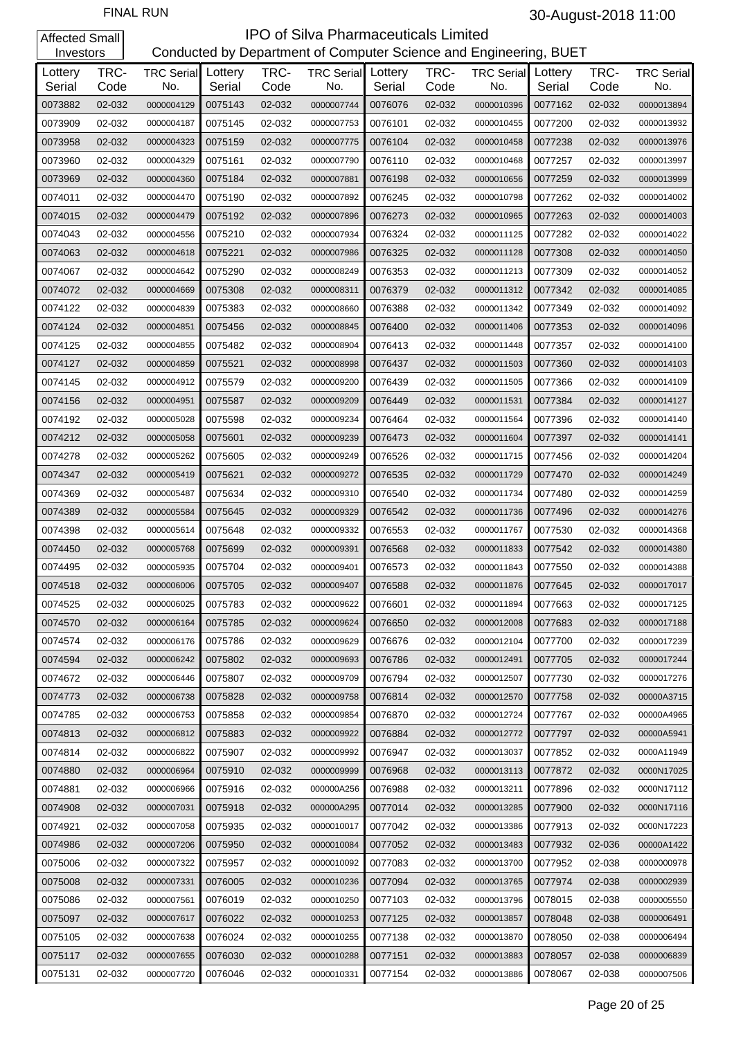FINAL RUN

30-August-2018 11:00

Affected Small Investors

# IPO of Silva Pharmaceuticals Limited

Conducted by Department of Computer Science and Engineering, BUET

| Lottery Serial | TRC-Code | TRC Serial No. | Lottery Serial | TRC-Code | TRC Serial No. | Lottery Serial | TRC-Code | TRC Serial No. | Lottery Serial | TRC-Code | TRC Serial No. |
|---|---|---|---|---|---|---|---|---|---|---|---|
| 0073882 | 02-032 | 0000004129 | 0075143 | 02-032 | 0000007744 | 0076076 | 02-032 | 0000010396 | 0077162 | 02-032 | 0000013894 |
| 0073909 | 02-032 | 0000004187 | 0075145 | 02-032 | 0000007753 | 0076101 | 02-032 | 0000010455 | 0077200 | 02-032 | 0000013932 |
| 0073958 | 02-032 | 0000004323 | 0075159 | 02-032 | 0000007775 | 0076104 | 02-032 | 0000010458 | 0077238 | 02-032 | 0000013976 |
| 0073960 | 02-032 | 0000004329 | 0075161 | 02-032 | 0000007790 | 0076110 | 02-032 | 0000010468 | 0077257 | 02-032 | 0000013997 |
| 0073969 | 02-032 | 0000004360 | 0075184 | 02-032 | 0000007881 | 0076198 | 02-032 | 0000010656 | 0077259 | 02-032 | 0000013999 |
| 0074011 | 02-032 | 0000004470 | 0075190 | 02-032 | 0000007892 | 0076245 | 02-032 | 0000010798 | 0077262 | 02-032 | 0000014002 |
| 0074015 | 02-032 | 0000004479 | 0075192 | 02-032 | 0000007896 | 0076273 | 02-032 | 0000010965 | 0077263 | 02-032 | 0000014003 |
| 0074043 | 02-032 | 0000004556 | 0075210 | 02-032 | 0000007934 | 0076324 | 02-032 | 0000011125 | 0077282 | 02-032 | 0000014022 |
| 0074063 | 02-032 | 0000004618 | 0075221 | 02-032 | 0000007986 | 0076325 | 02-032 | 0000011128 | 0077308 | 02-032 | 0000014050 |
| 0074067 | 02-032 | 0000004642 | 0075290 | 02-032 | 0000008249 | 0076353 | 02-032 | 0000011213 | 0077309 | 02-032 | 0000014052 |
| 0074072 | 02-032 | 0000004669 | 0075308 | 02-032 | 0000008311 | 0076379 | 02-032 | 0000011312 | 0077342 | 02-032 | 0000014085 |
| 0074122 | 02-032 | 0000004839 | 0075383 | 02-032 | 0000008660 | 0076388 | 02-032 | 0000011342 | 0077349 | 02-032 | 0000014092 |
| 0074124 | 02-032 | 0000004851 | 0075456 | 02-032 | 0000008845 | 0076400 | 02-032 | 0000011406 | 0077353 | 02-032 | 0000014096 |
| 0074125 | 02-032 | 0000004855 | 0075482 | 02-032 | 0000008904 | 0076413 | 02-032 | 0000011448 | 0077357 | 02-032 | 0000014100 |
| 0074127 | 02-032 | 0000004859 | 0075521 | 02-032 | 0000008998 | 0076437 | 02-032 | 0000011503 | 0077360 | 02-032 | 0000014103 |
| 0074145 | 02-032 | 0000004912 | 0075579 | 02-032 | 0000009200 | 0076439 | 02-032 | 0000011505 | 0077366 | 02-032 | 0000014109 |
| 0074156 | 02-032 | 0000004951 | 0075587 | 02-032 | 0000009209 | 0076449 | 02-032 | 0000011531 | 0077384 | 02-032 | 0000014127 |
| 0074192 | 02-032 | 0000005028 | 0075598 | 02-032 | 0000009234 | 0076464 | 02-032 | 0000011564 | 0077396 | 02-032 | 0000014140 |
| 0074212 | 02-032 | 0000005058 | 0075601 | 02-032 | 0000009239 | 0076473 | 02-032 | 0000011604 | 0077397 | 02-032 | 0000014141 |
| 0074278 | 02-032 | 0000005262 | 0075605 | 02-032 | 0000009249 | 0076526 | 02-032 | 0000011715 | 0077456 | 02-032 | 0000014204 |
| 0074347 | 02-032 | 0000005419 | 0075621 | 02-032 | 0000009272 | 0076535 | 02-032 | 0000011729 | 0077470 | 02-032 | 0000014249 |
| 0074369 | 02-032 | 0000005487 | 0075634 | 02-032 | 0000009310 | 0076540 | 02-032 | 0000011734 | 0077480 | 02-032 | 0000014259 |
| 0074389 | 02-032 | 0000005584 | 0075645 | 02-032 | 0000009329 | 0076542 | 02-032 | 0000011736 | 0077496 | 02-032 | 0000014276 |
| 0074398 | 02-032 | 0000005614 | 0075648 | 02-032 | 0000009332 | 0076553 | 02-032 | 0000011767 | 0077530 | 02-032 | 0000014368 |
| 0074450 | 02-032 | 0000005768 | 0075699 | 02-032 | 0000009391 | 0076568 | 02-032 | 0000011833 | 0077542 | 02-032 | 0000014380 |
| 0074495 | 02-032 | 0000005935 | 0075704 | 02-032 | 0000009401 | 0076573 | 02-032 | 0000011843 | 0077550 | 02-032 | 0000014388 |
| 0074518 | 02-032 | 0000006006 | 0075705 | 02-032 | 0000009407 | 0076588 | 02-032 | 0000011876 | 0077645 | 02-032 | 0000017017 |
| 0074525 | 02-032 | 0000006025 | 0075783 | 02-032 | 0000009622 | 0076601 | 02-032 | 0000011894 | 0077663 | 02-032 | 0000017125 |
| 0074570 | 02-032 | 0000006164 | 0075785 | 02-032 | 0000009624 | 0076650 | 02-032 | 0000012008 | 0077683 | 02-032 | 0000017188 |
| 0074574 | 02-032 | 0000006176 | 0075786 | 02-032 | 0000009629 | 0076676 | 02-032 | 0000012104 | 0077700 | 02-032 | 0000017239 |
| 0074594 | 02-032 | 0000006242 | 0075802 | 02-032 | 0000009693 | 0076786 | 02-032 | 0000012491 | 0077705 | 02-032 | 0000017244 |
| 0074672 | 02-032 | 0000006446 | 0075807 | 02-032 | 0000009709 | 0076794 | 02-032 | 0000012507 | 0077730 | 02-032 | 0000017276 |
| 0074773 | 02-032 | 0000006738 | 0075828 | 02-032 | 0000009758 | 0076814 | 02-032 | 0000012570 | 0077758 | 02-032 | 00000A3715 |
| 0074785 | 02-032 | 0000006753 | 0075858 | 02-032 | 0000009854 | 0076870 | 02-032 | 0000012724 | 0077767 | 02-032 | 00000A4965 |
| 0074813 | 02-032 | 0000006812 | 0075883 | 02-032 | 0000009922 | 0076884 | 02-032 | 0000012772 | 0077797 | 02-032 | 00000A5941 |
| 0074814 | 02-032 | 0000006822 | 0075907 | 02-032 | 0000009992 | 0076947 | 02-032 | 0000013037 | 0077852 | 02-032 | 0000A11949 |
| 0074880 | 02-032 | 0000006964 | 0075910 | 02-032 | 0000009999 | 0076968 | 02-032 | 0000013113 | 0077872 | 02-032 | 0000N17025 |
| 0074881 | 02-032 | 0000006966 | 0075916 | 02-032 | 000000A256 | 0076988 | 02-032 | 0000013211 | 0077896 | 02-032 | 0000N17112 |
| 0074908 | 02-032 | 0000007031 | 0075918 | 02-032 | 000000A295 | 0077014 | 02-032 | 0000013285 | 0077900 | 02-032 | 0000N17116 |
| 0074921 | 02-032 | 0000007058 | 0075935 | 02-032 | 0000010017 | 0077042 | 02-032 | 0000013386 | 0077913 | 02-032 | 0000N17223 |
| 0074986 | 02-032 | 0000007206 | 0075950 | 02-032 | 0000010084 | 0077052 | 02-032 | 0000013483 | 0077932 | 02-036 | 00000A1422 |
| 0075006 | 02-032 | 0000007322 | 0075957 | 02-032 | 0000010092 | 0077083 | 02-032 | 0000013700 | 0077952 | 02-038 | 0000000978 |
| 0075008 | 02-032 | 0000007331 | 0076005 | 02-032 | 0000010236 | 0077094 | 02-032 | 0000013765 | 0077974 | 02-038 | 0000002939 |
| 0075086 | 02-032 | 0000007561 | 0076019 | 02-032 | 0000010250 | 0077103 | 02-032 | 0000013796 | 0078015 | 02-038 | 0000005550 |
| 0075097 | 02-032 | 0000007617 | 0076022 | 02-032 | 0000010253 | 0077125 | 02-032 | 0000013857 | 0078048 | 02-038 | 0000006491 |
| 0075105 | 02-032 | 0000007638 | 0076024 | 02-032 | 0000010255 | 0077138 | 02-032 | 0000013870 | 0078050 | 02-038 | 0000006494 |
| 0075117 | 02-032 | 0000007655 | 0076030 | 02-032 | 0000010288 | 0077151 | 02-032 | 0000013883 | 0078057 | 02-038 | 0000006839 |
| 0075131 | 02-032 | 0000007720 | 0076046 | 02-032 | 0000010331 | 0077154 | 02-032 | 0000013886 | 0078067 | 02-038 | 0000007506 |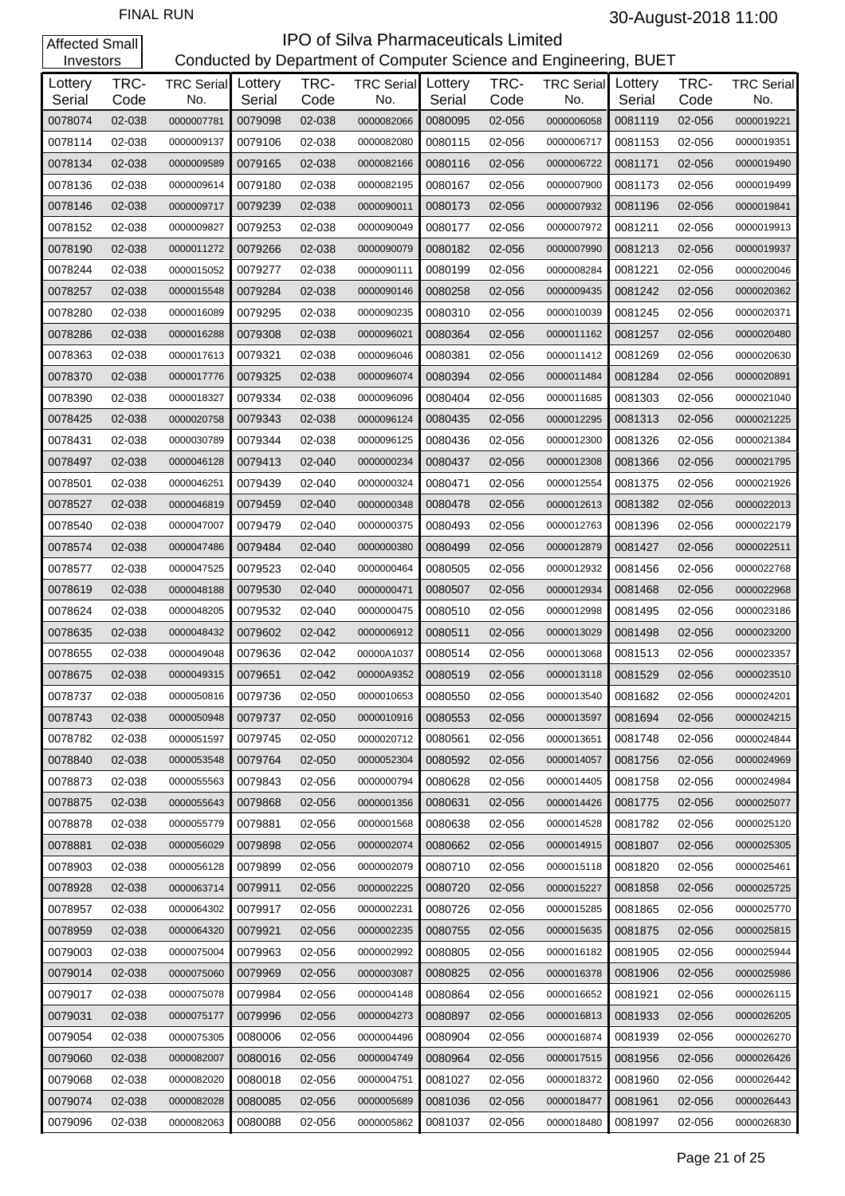FINAL RUN

30-August-2018 11:00

Affected Small Investors

# IPO of Silva Pharmaceuticals Limited

Conducted by Department of Computer Science and Engineering, BUET

| Lottery Serial | TRC-Code | TRC Serial No. | Lottery Serial | TRC-Code | TRC Serial No. | Lottery Serial | TRC-Code | TRC Serial No. | Lottery Serial | TRC-Code | TRC Serial No. |
|---|---|---|---|---|---|---|---|---|---|---|---|
| 0078074 | 02-038 | 0000007781 | 0079098 | 02-038 | 0000082066 | 0080095 | 02-056 | 0000006058 | 0081119 | 02-056 | 0000019221 |
| 0078114 | 02-038 | 0000009137 | 0079106 | 02-038 | 0000082080 | 0080115 | 02-056 | 0000006717 | 0081153 | 02-056 | 0000019351 |
| 0078134 | 02-038 | 0000009589 | 0079165 | 02-038 | 0000082166 | 0080116 | 02-056 | 0000006722 | 0081171 | 02-056 | 0000019490 |
| 0078136 | 02-038 | 0000009614 | 0079180 | 02-038 | 0000082195 | 0080167 | 02-056 | 0000007900 | 0081173 | 02-056 | 0000019499 |
| 0078146 | 02-038 | 0000009717 | 0079239 | 02-038 | 0000090011 | 0080173 | 02-056 | 0000007932 | 0081196 | 02-056 | 0000019841 |
| 0078152 | 02-038 | 0000009827 | 0079253 | 02-038 | 0000090049 | 0080177 | 02-056 | 0000007972 | 0081211 | 02-056 | 0000019913 |
| 0078190 | 02-038 | 0000011272 | 0079266 | 02-038 | 0000090079 | 0080182 | 02-056 | 0000007990 | 0081213 | 02-056 | 0000019937 |
| 0078244 | 02-038 | 0000015052 | 0079277 | 02-038 | 0000090111 | 0080199 | 02-056 | 0000008284 | 0081221 | 02-056 | 0000020046 |
| 0078257 | 02-038 | 0000015548 | 0079284 | 02-038 | 0000090146 | 0080258 | 02-056 | 0000009435 | 0081242 | 02-056 | 0000020362 |
| 0078280 | 02-038 | 0000016089 | 0079295 | 02-038 | 0000090235 | 0080310 | 02-056 | 0000010039 | 0081245 | 02-056 | 0000020371 |
| 0078286 | 02-038 | 0000016288 | 0079308 | 02-038 | 0000096021 | 0080364 | 02-056 | 0000011162 | 0081257 | 02-056 | 0000020480 |
| 0078363 | 02-038 | 0000017613 | 0079321 | 02-038 | 0000096046 | 0080381 | 02-056 | 0000011412 | 0081269 | 02-056 | 0000020630 |
| 0078370 | 02-038 | 0000017776 | 0079325 | 02-038 | 0000096074 | 0080394 | 02-056 | 0000011484 | 0081284 | 02-056 | 0000020891 |
| 0078390 | 02-038 | 0000018327 | 0079334 | 02-038 | 0000096096 | 0080404 | 02-056 | 0000011685 | 0081303 | 02-056 | 0000021040 |
| 0078425 | 02-038 | 0000020758 | 0079343 | 02-038 | 0000096124 | 0080435 | 02-056 | 0000012295 | 0081313 | 02-056 | 0000021225 |
| 0078431 | 02-038 | 0000030789 | 0079344 | 02-038 | 0000096125 | 0080436 | 02-056 | 0000012300 | 0081326 | 02-056 | 0000021384 |
| 0078497 | 02-038 | 0000046128 | 0079413 | 02-040 | 0000000234 | 0080437 | 02-056 | 0000012308 | 0081366 | 02-056 | 0000021795 |
| 0078501 | 02-038 | 0000046251 | 0079439 | 02-040 | 0000000324 | 0080471 | 02-056 | 0000012554 | 0081375 | 02-056 | 0000021926 |
| 0078527 | 02-038 | 0000046819 | 0079459 | 02-040 | 0000000348 | 0080478 | 02-056 | 0000012613 | 0081382 | 02-056 | 0000022013 |
| 0078540 | 02-038 | 0000047007 | 0079479 | 02-040 | 0000000375 | 0080493 | 02-056 | 0000012763 | 0081396 | 02-056 | 0000022179 |
| 0078574 | 02-038 | 0000047486 | 0079484 | 02-040 | 0000000380 | 0080499 | 02-056 | 0000012879 | 0081427 | 02-056 | 0000022511 |
| 0078577 | 02-038 | 0000047525 | 0079523 | 02-040 | 0000000464 | 0080505 | 02-056 | 0000012932 | 0081456 | 02-056 | 0000022768 |
| 0078619 | 02-038 | 0000048188 | 0079530 | 02-040 | 0000000471 | 0080507 | 02-056 | 0000012934 | 0081468 | 02-056 | 0000022968 |
| 0078624 | 02-038 | 0000048205 | 0079532 | 02-040 | 0000000475 | 0080510 | 02-056 | 0000012998 | 0081495 | 02-056 | 0000023186 |
| 0078635 | 02-038 | 0000048432 | 0079602 | 02-042 | 0000006912 | 0080511 | 02-056 | 0000013029 | 0081498 | 02-056 | 0000023200 |
| 0078655 | 02-038 | 0000049048 | 0079636 | 02-042 | 00000A1037 | 0080514 | 02-056 | 0000013068 | 0081513 | 02-056 | 0000023357 |
| 0078675 | 02-038 | 0000049315 | 0079651 | 02-042 | 00000A9352 | 0080519 | 02-056 | 0000013118 | 0081529 | 02-056 | 0000023510 |
| 0078737 | 02-038 | 0000050816 | 0079736 | 02-050 | 0000010653 | 0080550 | 02-056 | 0000013540 | 0081682 | 02-056 | 0000024201 |
| 0078743 | 02-038 | 0000050948 | 0079737 | 02-050 | 0000010916 | 0080553 | 02-056 | 0000013597 | 0081694 | 02-056 | 0000024215 |
| 0078782 | 02-038 | 0000051597 | 0079745 | 02-050 | 0000020712 | 0080561 | 02-056 | 0000013651 | 0081748 | 02-056 | 0000024844 |
| 0078840 | 02-038 | 0000053548 | 0079764 | 02-050 | 0000052304 | 0080592 | 02-056 | 0000014057 | 0081756 | 02-056 | 0000024969 |
| 0078873 | 02-038 | 0000055563 | 0079843 | 02-056 | 0000000794 | 0080628 | 02-056 | 0000014405 | 0081758 | 02-056 | 0000024984 |
| 0078875 | 02-038 | 0000055643 | 0079868 | 02-056 | 0000001356 | 0080631 | 02-056 | 0000014426 | 0081775 | 02-056 | 0000025077 |
| 0078878 | 02-038 | 0000055779 | 0079881 | 02-056 | 0000001568 | 0080638 | 02-056 | 0000014528 | 0081782 | 02-056 | 0000025120 |
| 0078881 | 02-038 | 0000056029 | 0079898 | 02-056 | 0000002074 | 0080662 | 02-056 | 0000014915 | 0081807 | 02-056 | 0000025305 |
| 0078903 | 02-038 | 0000056128 | 0079899 | 02-056 | 0000002079 | 0080710 | 02-056 | 0000015118 | 0081820 | 02-056 | 0000025461 |
| 0078928 | 02-038 | 0000063714 | 0079911 | 02-056 | 0000002225 | 0080720 | 02-056 | 0000015227 | 0081858 | 02-056 | 0000025725 |
| 0078957 | 02-038 | 0000064302 | 0079917 | 02-056 | 0000002231 | 0080726 | 02-056 | 0000015285 | 0081865 | 02-056 | 0000025770 |
| 0078959 | 02-038 | 0000064320 | 0079921 | 02-056 | 0000002235 | 0080755 | 02-056 | 0000015635 | 0081875 | 02-056 | 0000025815 |
| 0079003 | 02-038 | 0000075004 | 0079963 | 02-056 | 0000002992 | 0080805 | 02-056 | 0000016182 | 0081905 | 02-056 | 0000025944 |
| 0079014 | 02-038 | 0000075060 | 0079969 | 02-056 | 0000003087 | 0080825 | 02-056 | 0000016378 | 0081906 | 02-056 | 0000025986 |
| 0079017 | 02-038 | 0000075078 | 0079984 | 02-056 | 0000004148 | 0080864 | 02-056 | 0000016652 | 0081921 | 02-056 | 0000026115 |
| 0079031 | 02-038 | 0000075177 | 0079996 | 02-056 | 0000004273 | 0080897 | 02-056 | 0000016813 | 0081933 | 02-056 | 0000026205 |
| 0079054 | 02-038 | 0000075305 | 0080006 | 02-056 | 0000004496 | 0080904 | 02-056 | 0000016874 | 0081939 | 02-056 | 0000026270 |
| 0079060 | 02-038 | 0000082007 | 0080016 | 02-056 | 0000004749 | 0080964 | 02-056 | 0000017515 | 0081956 | 02-056 | 0000026426 |
| 0079068 | 02-038 | 0000082020 | 0080018 | 02-056 | 0000004751 | 0081027 | 02-056 | 0000018372 | 0081960 | 02-056 | 0000026442 |
| 0079074 | 02-038 | 0000082028 | 0080085 | 02-056 | 0000005689 | 0081036 | 02-056 | 0000018477 | 0081961 | 02-056 | 0000026443 |
| 0079096 | 02-038 | 0000082063 | 0080088 | 02-056 | 0000005862 | 0081037 | 02-056 | 0000018480 | 0081997 | 02-056 | 0000026830 |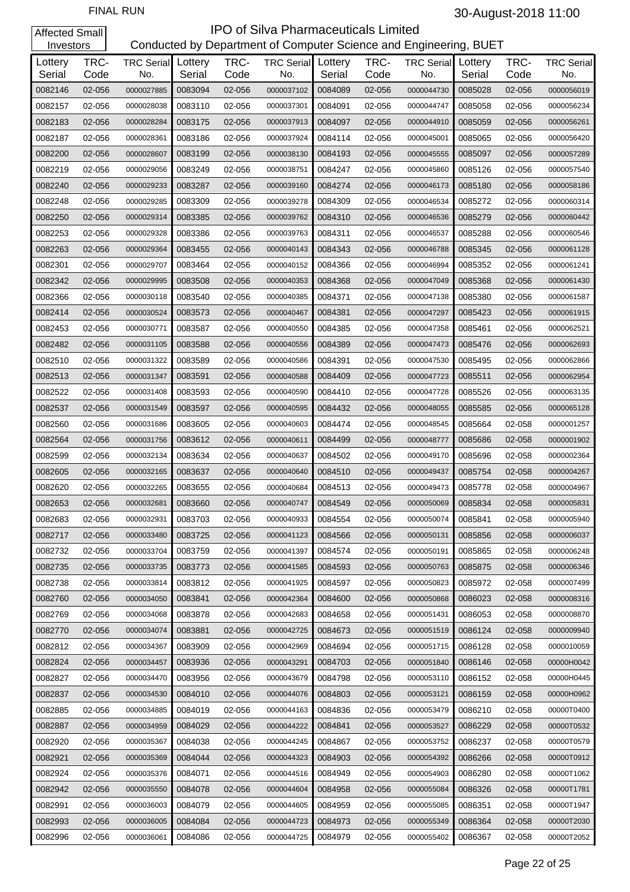FINAL RUN

30-August-2018 11:00

Affected Small Investors

# IPO of Silva Pharmaceuticals Limited

Conducted by Department of Computer Science and Engineering, BUET

| Lottery Serial | TRC-Code | TRC Serial No. | Lottery Serial | TRC-Code | TRC Serial No. | Lottery Serial | TRC-Code | TRC Serial No. | Lottery Serial | TRC-Code | TRC Serial No. |
|---|---|---|---|---|---|---|---|---|---|---|---|
| 0082146 | 02-056 | 0000027885 | 0083094 | 02-056 | 0000037102 | 0084089 | 02-056 | 0000044730 | 0085028 | 02-056 | 0000056019 |
| 0082157 | 02-056 | 0000028038 | 0083110 | 02-056 | 0000037301 | 0084091 | 02-056 | 0000044747 | 0085058 | 02-056 | 0000056234 |
| 0082183 | 02-056 | 0000028284 | 0083175 | 02-056 | 0000037913 | 0084097 | 02-056 | 0000044910 | 0085059 | 02-056 | 0000056261 |
| 0082187 | 02-056 | 0000028361 | 0083186 | 02-056 | 0000037924 | 0084114 | 02-056 | 0000045001 | 0085065 | 02-056 | 0000056420 |
| 0082200 | 02-056 | 0000028607 | 0083199 | 02-056 | 0000038130 | 0084193 | 02-056 | 0000045555 | 0085097 | 02-056 | 0000057289 |
| 0082219 | 02-056 | 0000029056 | 0083249 | 02-056 | 0000038751 | 0084247 | 02-056 | 0000045860 | 0085126 | 02-056 | 0000057540 |
| 0082240 | 02-056 | 0000029233 | 0083287 | 02-056 | 0000039160 | 0084274 | 02-056 | 0000046173 | 0085180 | 02-056 | 0000058186 |
| 0082248 | 02-056 | 0000029285 | 0083309 | 02-056 | 0000039278 | 0084309 | 02-056 | 0000046534 | 0085272 | 02-056 | 0000060314 |
| 0082250 | 02-056 | 0000029314 | 0083385 | 02-056 | 0000039762 | 0084310 | 02-056 | 0000046536 | 0085279 | 02-056 | 0000060442 |
| 0082253 | 02-056 | 0000029328 | 0083386 | 02-056 | 0000039763 | 0084311 | 02-056 | 0000046537 | 0085288 | 02-056 | 0000060546 |
| 0082263 | 02-056 | 0000029364 | 0083455 | 02-056 | 0000040143 | 0084343 | 02-056 | 0000046788 | 0085345 | 02-056 | 0000061128 |
| 0082301 | 02-056 | 0000029707 | 0083464 | 02-056 | 0000040152 | 0084366 | 02-056 | 0000046994 | 0085352 | 02-056 | 0000061241 |
| 0082342 | 02-056 | 0000029995 | 0083508 | 02-056 | 0000040353 | 0084368 | 02-056 | 0000047049 | 0085368 | 02-056 | 0000061430 |
| 0082366 | 02-056 | 0000030118 | 0083540 | 02-056 | 0000040385 | 0084371 | 02-056 | 0000047138 | 0085380 | 02-056 | 0000061587 |
| 0082414 | 02-056 | 0000030524 | 0083573 | 02-056 | 0000040467 | 0084381 | 02-056 | 0000047297 | 0085423 | 02-056 | 0000061915 |
| 0082453 | 02-056 | 0000030771 | 0083587 | 02-056 | 0000040550 | 0084385 | 02-056 | 0000047358 | 0085461 | 02-056 | 0000062521 |
| 0082482 | 02-056 | 0000031105 | 0083588 | 02-056 | 0000040556 | 0084389 | 02-056 | 0000047473 | 0085476 | 02-056 | 0000062693 |
| 0082510 | 02-056 | 0000031322 | 0083589 | 02-056 | 0000040586 | 0084391 | 02-056 | 0000047530 | 0085495 | 02-056 | 0000062866 |
| 0082513 | 02-056 | 0000031347 | 0083591 | 02-056 | 0000040588 | 0084409 | 02-056 | 0000047723 | 0085511 | 02-056 | 0000062954 |
| 0082522 | 02-056 | 0000031408 | 0083593 | 02-056 | 0000040590 | 0084410 | 02-056 | 0000047728 | 0085526 | 02-056 | 0000063135 |
| 0082537 | 02-056 | 0000031549 | 0083597 | 02-056 | 0000040595 | 0084432 | 02-056 | 0000048055 | 0085585 | 02-056 | 0000065128 |
| 0082560 | 02-056 | 0000031686 | 0083605 | 02-056 | 0000040603 | 0084474 | 02-056 | 0000048545 | 0085664 | 02-058 | 0000001257 |
| 0082564 | 02-056 | 0000031756 | 0083612 | 02-056 | 0000040611 | 0084499 | 02-056 | 0000048777 | 0085686 | 02-058 | 0000001902 |
| 0082599 | 02-056 | 0000032134 | 0083634 | 02-056 | 0000040637 | 0084502 | 02-056 | 0000049170 | 0085696 | 02-058 | 0000002364 |
| 0082605 | 02-056 | 0000032165 | 0083637 | 02-056 | 0000040640 | 0084510 | 02-056 | 0000049437 | 0085754 | 02-058 | 0000004267 |
| 0082620 | 02-056 | 0000032265 | 0083655 | 02-056 | 0000040684 | 0084513 | 02-056 | 0000049473 | 0085778 | 02-058 | 0000004967 |
| 0082653 | 02-056 | 0000032681 | 0083660 | 02-056 | 0000040747 | 0084549 | 02-056 | 0000050069 | 0085834 | 02-058 | 0000005831 |
| 0082683 | 02-056 | 0000032931 | 0083703 | 02-056 | 0000040933 | 0084554 | 02-056 | 0000050074 | 0085841 | 02-058 | 0000005940 |
| 0082717 | 02-056 | 0000033480 | 0083725 | 02-056 | 0000041123 | 0084566 | 02-056 | 0000050131 | 0085856 | 02-058 | 0000006037 |
| 0082732 | 02-056 | 0000033704 | 0083759 | 02-056 | 0000041397 | 0084574 | 02-056 | 0000050191 | 0085865 | 02-058 | 0000006248 |
| 0082735 | 02-056 | 0000033735 | 0083773 | 02-056 | 0000041585 | 0084593 | 02-056 | 0000050763 | 0085875 | 02-058 | 0000006346 |
| 0082738 | 02-056 | 0000033814 | 0083812 | 02-056 | 0000041925 | 0084597 | 02-056 | 0000050823 | 0085972 | 02-058 | 0000007499 |
| 0082760 | 02-056 | 0000034050 | 0083841 | 02-056 | 0000042364 | 0084600 | 02-056 | 0000050868 | 0086023 | 02-058 | 0000008316 |
| 0082769 | 02-056 | 0000034068 | 0083878 | 02-056 | 0000042683 | 0084658 | 02-056 | 0000051431 | 0086053 | 02-058 | 0000008870 |
| 0082770 | 02-056 | 0000034074 | 0083881 | 02-056 | 0000042725 | 0084673 | 02-056 | 0000051519 | 0086124 | 02-058 | 0000009940 |
| 0082812 | 02-056 | 0000034367 | 0083909 | 02-056 | 0000042969 | 0084694 | 02-056 | 0000051715 | 0086128 | 02-058 | 0000010059 |
| 0082824 | 02-056 | 0000034457 | 0083936 | 02-056 | 0000043291 | 0084703 | 02-056 | 0000051840 | 0086146 | 02-058 | 00000H0042 |
| 0082827 | 02-056 | 0000034470 | 0083956 | 02-056 | 0000043679 | 0084798 | 02-056 | 0000053110 | 0086152 | 02-058 | 00000H0445 |
| 0082837 | 02-056 | 0000034530 | 0084010 | 02-056 | 0000044076 | 0084803 | 02-056 | 0000053121 | 0086159 | 02-058 | 00000H0962 |
| 0082885 | 02-056 | 0000034885 | 0084019 | 02-056 | 0000044163 | 0084836 | 02-056 | 0000053479 | 0086210 | 02-058 | 00000T0400 |
| 0082887 | 02-056 | 0000034959 | 0084029 | 02-056 | 0000044222 | 0084841 | 02-056 | 0000053527 | 0086229 | 02-058 | 00000T0532 |
| 0082920 | 02-056 | 0000035367 | 0084038 | 02-056 | 0000044245 | 0084867 | 02-056 | 0000053752 | 0086237 | 02-058 | 00000T0579 |
| 0082921 | 02-056 | 0000035369 | 0084044 | 02-056 | 0000044323 | 0084903 | 02-056 | 0000054392 | 0086266 | 02-058 | 00000T0912 |
| 0082924 | 02-056 | 0000035376 | 0084071 | 02-056 | 0000044516 | 0084949 | 02-056 | 0000054903 | 0086280 | 02-058 | 00000T1062 |
| 0082942 | 02-056 | 0000035550 | 0084078 | 02-056 | 0000044604 | 0084958 | 02-056 | 0000055084 | 0086326 | 02-058 | 00000T1781 |
| 0082991 | 02-056 | 0000036003 | 0084079 | 02-056 | 0000044605 | 0084959 | 02-056 | 0000055085 | 0086351 | 02-058 | 00000T1947 |
| 0082993 | 02-056 | 0000036005 | 0084084 | 02-056 | 0000044723 | 0084973 | 02-056 | 0000055349 | 0086364 | 02-058 | 00000T2030 |
| 0082996 | 02-056 | 0000036061 | 0084086 | 02-056 | 0000044725 | 0084979 | 02-056 | 0000055402 | 0086367 | 02-058 | 00000T2052 |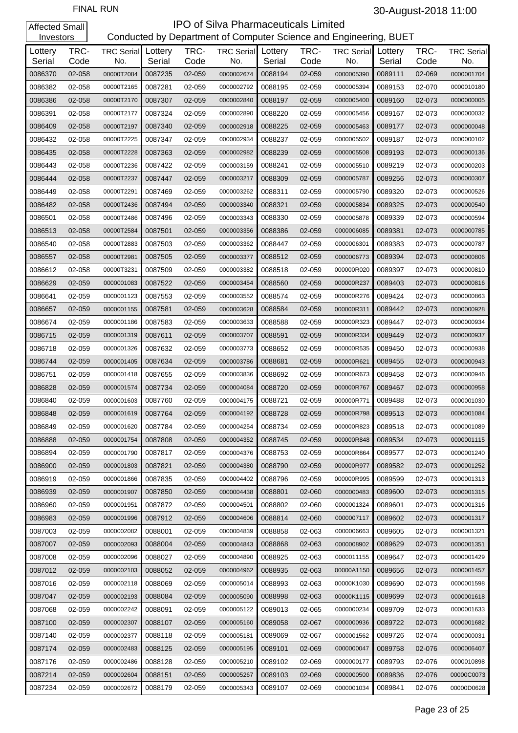FINAL RUN

30-August-2018 11:00

Affected Small Investors

# IPO of Silva Pharmaceuticals Limited

## Conducted by Department of Computer Science and Engineering, BUET

| Lottery Serial | TRC-Code | TRC Serial No. | Lottery Serial | TRC-Code | TRC Serial No. | Lottery Serial | TRC-Code | TRC Serial No. | Lottery Serial | TRC-Code | TRC Serial No. |
|---|---|---|---|---|---|---|---|---|---|---|---|
| 0086370 | 02-058 | 00000T2084 | 0087235 | 02-059 | 0000002674 | 0088194 | 02-059 | 0000005390 | 0089111 | 02-069 | 0000001704 |
| 0086382 | 02-058 | 00000T2165 | 0087281 | 02-059 | 0000002792 | 0088195 | 02-059 | 0000005394 | 0089153 | 02-070 | 0000010180 |
| 0086386 | 02-058 | 00000T2170 | 0087307 | 02-059 | 0000002840 | 0088197 | 02-059 | 0000005400 | 0089160 | 02-073 | 0000000005 |
| 0086391 | 02-058 | 00000T2177 | 0087324 | 02-059 | 0000002890 | 0088220 | 02-059 | 0000005456 | 0089167 | 02-073 | 0000000032 |
| 0086409 | 02-058 | 00000T2197 | 0087340 | 02-059 | 0000002918 | 0088225 | 02-059 | 0000005463 | 0089177 | 02-073 | 0000000048 |
| 0086432 | 02-058 | 00000T2225 | 0087347 | 02-059 | 0000002934 | 0088237 | 02-059 | 0000005502 | 0089187 | 02-073 | 0000000102 |
| 0086435 | 02-058 | 00000T2228 | 0087363 | 02-059 | 0000002982 | 0088239 | 02-059 | 0000005508 | 0089193 | 02-073 | 0000000136 |
| 0086443 | 02-058 | 00000T2236 | 0087422 | 02-059 | 0000003159 | 0088241 | 02-059 | 0000005510 | 0089219 | 02-073 | 0000000203 |
| 0086444 | 02-058 | 00000T2237 | 0087447 | 02-059 | 0000003217 | 0088309 | 02-059 | 0000005787 | 0089256 | 02-073 | 0000000307 |
| 0086449 | 02-058 | 00000T2291 | 0087469 | 02-059 | 0000003262 | 0088311 | 02-059 | 0000005790 | 0089320 | 02-073 | 0000000526 |
| 0086482 | 02-058 | 00000T2436 | 0087494 | 02-059 | 0000003340 | 0088321 | 02-059 | 0000005834 | 0089325 | 02-073 | 0000000540 |
| 0086501 | 02-058 | 00000T2486 | 0087496 | 02-059 | 0000003343 | 0088330 | 02-059 | 0000005878 | 0089339 | 02-073 | 0000000594 |
| 0086513 | 02-058 | 00000T2584 | 0087501 | 02-059 | 0000003356 | 0088386 | 02-059 | 0000006085 | 0089381 | 02-073 | 0000000785 |
| 0086540 | 02-058 | 00000T2883 | 0087503 | 02-059 | 0000003362 | 0088447 | 02-059 | 0000006301 | 0089383 | 02-073 | 0000000787 |
| 0086557 | 02-058 | 00000T2981 | 0087505 | 02-059 | 0000003377 | 0088512 | 02-059 | 0000006773 | 0089394 | 02-073 | 0000000806 |
| 0086612 | 02-058 | 00000T3231 | 0087509 | 02-059 | 0000003382 | 0088518 | 02-059 | 000000R020 | 0089397 | 02-073 | 0000000810 |
| 0086629 | 02-059 | 0000001083 | 0087522 | 02-059 | 0000003454 | 0088560 | 02-059 | 000000R237 | 0089403 | 02-073 | 0000000816 |
| 0086641 | 02-059 | 0000001123 | 0087553 | 02-059 | 0000003552 | 0088574 | 02-059 | 000000R276 | 0089424 | 02-073 | 0000000863 |
| 0086657 | 02-059 | 0000001155 | 0087581 | 02-059 | 0000003628 | 0088584 | 02-059 | 000000R311 | 0089442 | 02-073 | 0000000928 |
| 0086674 | 02-059 | 0000001186 | 0087583 | 02-059 | 0000003633 | 0088588 | 02-059 | 000000R323 | 0089447 | 02-073 | 0000000934 |
| 0086715 | 02-059 | 0000001319 | 0087611 | 02-059 | 0000003707 | 0088591 | 02-059 | 000000R334 | 0089449 | 02-073 | 0000000937 |
| 0086718 | 02-059 | 0000001326 | 0087632 | 02-059 | 0000003773 | 0088652 | 02-059 | 000000R535 | 0089450 | 02-073 | 0000000938 |
| 0086744 | 02-059 | 0000001405 | 0087634 | 02-059 | 0000003786 | 0088681 | 02-059 | 000000R621 | 0089455 | 02-073 | 0000000943 |
| 0086751 | 02-059 | 0000001418 | 0087655 | 02-059 | 0000003836 | 0088692 | 02-059 | 000000R673 | 0089458 | 02-073 | 0000000946 |
| 0086828 | 02-059 | 0000001574 | 0087734 | 02-059 | 0000004084 | 0088720 | 02-059 | 000000R767 | 0089467 | 02-073 | 0000000958 |
| 0086840 | 02-059 | 0000001603 | 0087760 | 02-059 | 0000004175 | 0088721 | 02-059 | 000000R771 | 0089488 | 02-073 | 0000001030 |
| 0086848 | 02-059 | 0000001619 | 0087764 | 02-059 | 0000004192 | 0088728 | 02-059 | 000000R798 | 0089513 | 02-073 | 0000001084 |
| 0086849 | 02-059 | 0000001620 | 0087784 | 02-059 | 0000004254 | 0088734 | 02-059 | 000000R823 | 0089518 | 02-073 | 0000001089 |
| 0086888 | 02-059 | 0000001754 | 0087808 | 02-059 | 0000004352 | 0088745 | 02-059 | 000000R848 | 0089534 | 02-073 | 0000001115 |
| 0086894 | 02-059 | 0000001790 | 0087817 | 02-059 | 0000004376 | 0088753 | 02-059 | 000000R864 | 0089577 | 02-073 | 0000001240 |
| 0086900 | 02-059 | 0000001803 | 0087821 | 02-059 | 0000004380 | 0088790 | 02-059 | 000000R977 | 0089582 | 02-073 | 0000001252 |
| 0086919 | 02-059 | 0000001866 | 0087835 | 02-059 | 0000004402 | 0088796 | 02-059 | 000000R995 | 0089599 | 02-073 | 0000001313 |
| 0086939 | 02-059 | 0000001907 | 0087850 | 02-059 | 0000004438 | 0088801 | 02-060 | 0000000483 | 0089600 | 02-073 | 0000001315 |
| 0086960 | 02-059 | 0000001951 | 0087872 | 02-059 | 0000004501 | 0088802 | 02-060 | 0000001324 | 0089601 | 02-073 | 0000001316 |
| 0086983 | 02-059 | 0000001996 | 0087912 | 02-059 | 0000004606 | 0088814 | 02-060 | 0000007117 | 0089602 | 02-073 | 0000001317 |
| 0087003 | 02-059 | 0000002082 | 0088001 | 02-059 | 0000004839 | 0088858 | 02-063 | 0000006663 | 0089605 | 02-073 | 0000001321 |
| 0087007 | 02-059 | 0000002093 | 0088004 | 02-059 | 0000004843 | 0088868 | 02-063 | 0000008902 | 0089629 | 02-073 | 0000001351 |
| 0087008 | 02-059 | 0000002096 | 0088027 | 02-059 | 0000004890 | 0088925 | 02-063 | 0000011155 | 0089647 | 02-073 | 0000001429 |
| 0087012 | 02-059 | 0000002103 | 0088052 | 02-059 | 0000004962 | 0088935 | 02-063 | 00000A1150 | 0089656 | 02-073 | 0000001457 |
| 0087016 | 02-059 | 0000002118 | 0088069 | 02-059 | 0000005014 | 0088993 | 02-063 | 00000K1030 | 0089690 | 02-073 | 0000001598 |
| 0087047 | 02-059 | 0000002193 | 0088084 | 02-059 | 0000005090 | 0088998 | 02-063 | 00000K1115 | 0089699 | 02-073 | 0000001618 |
| 0087068 | 02-059 | 0000002242 | 0088091 | 02-059 | 0000005122 | 0089013 | 02-065 | 0000000234 | 0089709 | 02-073 | 0000001633 |
| 0087100 | 02-059 | 0000002307 | 0088107 | 02-059 | 0000005160 | 0089058 | 02-067 | 0000000936 | 0089722 | 02-073 | 0000001682 |
| 0087140 | 02-059 | 0000002377 | 0088118 | 02-059 | 0000005181 | 0089069 | 02-067 | 0000001562 | 0089726 | 02-074 | 0000000031 |
| 0087174 | 02-059 | 0000002483 | 0088125 | 02-059 | 0000005195 | 0089101 | 02-069 | 0000000047 | 0089758 | 02-076 | 0000006407 |
| 0087176 | 02-059 | 0000002486 | 0088128 | 02-059 | 0000005210 | 0089102 | 02-069 | 0000000177 | 0089793 | 02-076 | 0000010898 |
| 0087214 | 02-059 | 0000002604 | 0088151 | 02-059 | 0000005267 | 0089103 | 02-069 | 0000000500 | 0089836 | 02-076 | 00000C0073 |
| 0087234 | 02-059 | 0000002672 | 0088179 | 02-059 | 0000005343 | 0089107 | 02-069 | 0000001034 | 0089841 | 02-076 | 00000D0628 |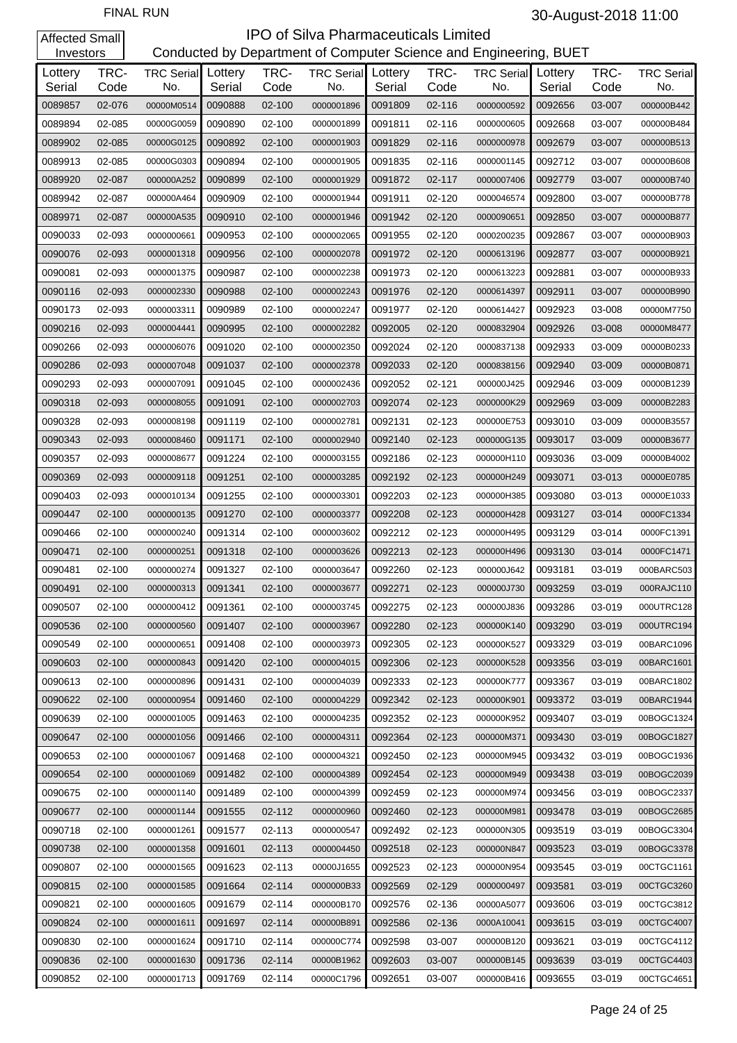FINAL RUN

30-August-2018 11:00

Affected Small Investors

# IPO of Silva Pharmaceuticals Limited

## Conducted by Department of Computer Science and Engineering, BUET

| Lottery Serial | TRC-Code | TRC Serial No. | Lottery Serial | TRC-Code | TRC Serial No. | Lottery Serial | TRC-Code | TRC Serial No. | Lottery Serial | TRC-Code | TRC Serial No. |
|---|---|---|---|---|---|---|---|---|---|---|---|
| 0089857 | 02-076 | 00000M0514 | 0090888 | 02-100 | 0000001896 | 0091809 | 02-116 | 0000000592 | 0092656 | 03-007 | 000000B442 |
| 0089894 | 02-085 | 00000G0059 | 0090890 | 02-100 | 0000001899 | 0091811 | 02-116 | 0000000605 | 0092668 | 03-007 | 000000B484 |
| 0089902 | 02-085 | 00000G0125 | 0090892 | 02-100 | 0000001903 | 0091829 | 02-116 | 0000000978 | 0092679 | 03-007 | 000000B513 |
| 0089913 | 02-085 | 00000G0303 | 0090894 | 02-100 | 0000001905 | 0091835 | 02-116 | 0000001145 | 0092712 | 03-007 | 000000B608 |
| 0089920 | 02-087 | 000000A252 | 0090899 | 02-100 | 0000001929 | 0091872 | 02-117 | 0000007406 | 0092779 | 03-007 | 000000B740 |
| 0089942 | 02-087 | 000000A464 | 0090909 | 02-100 | 0000001944 | 0091911 | 02-120 | 0000046574 | 0092800 | 03-007 | 000000B778 |
| 0089971 | 02-087 | 000000A535 | 0090910 | 02-100 | 0000001946 | 0091942 | 02-120 | 0000090651 | 0092850 | 03-007 | 000000B877 |
| 0090033 | 02-093 | 0000000661 | 0090953 | 02-100 | 0000002065 | 0091955 | 02-120 | 0000200235 | 0092867 | 03-007 | 000000B903 |
| 0090076 | 02-093 | 0000001318 | 0090956 | 02-100 | 0000002078 | 0091972 | 02-120 | 0000613196 | 0092877 | 03-007 | 000000B921 |
| 0090081 | 02-093 | 0000001375 | 0090987 | 02-100 | 0000002238 | 0091973 | 02-120 | 0000613223 | 0092881 | 03-007 | 000000B933 |
| 0090116 | 02-093 | 0000002330 | 0090988 | 02-100 | 0000002243 | 0091976 | 02-120 | 0000614397 | 0092911 | 03-007 | 000000B990 |
| 0090173 | 02-093 | 0000003311 | 0090989 | 02-100 | 0000002247 | 0091977 | 02-120 | 0000614427 | 0092923 | 03-008 | 00000M7750 |
| 0090216 | 02-093 | 0000004441 | 0090995 | 02-100 | 0000002282 | 0092005 | 02-120 | 0000832904 | 0092926 | 03-008 | 00000M8477 |
| 0090266 | 02-093 | 0000006076 | 0091020 | 02-100 | 0000002350 | 0092024 | 02-120 | 0000837138 | 0092933 | 03-009 | 00000B0233 |
| 0090286 | 02-093 | 0000007048 | 0091037 | 02-100 | 0000002378 | 0092033 | 02-120 | 0000838156 | 0092940 | 03-009 | 00000B0871 |
| 0090293 | 02-093 | 0000007091 | 0091045 | 02-100 | 0000002436 | 0092052 | 02-121 | 000000J425 | 0092946 | 03-009 | 00000B1239 |
| 0090318 | 02-093 | 0000008055 | 0091091 | 02-100 | 0000002703 | 0092074 | 02-123 | 0000000K29 | 0092969 | 03-009 | 00000B2283 |
| 0090328 | 02-093 | 0000008198 | 0091119 | 02-100 | 0000002781 | 0092131 | 02-123 | 000000E753 | 0093010 | 03-009 | 00000B3557 |
| 0090343 | 02-093 | 0000008460 | 0091171 | 02-100 | 0000002940 | 0092140 | 02-123 | 000000G135 | 0093017 | 03-009 | 00000B3677 |
| 0090357 | 02-093 | 0000008677 | 0091224 | 02-100 | 0000003155 | 0092186 | 02-123 | 000000H110 | 0093036 | 03-009 | 00000B4002 |
| 0090369 | 02-093 | 0000009118 | 0091251 | 02-100 | 0000003285 | 0092192 | 02-123 | 000000H249 | 0093071 | 03-013 | 00000E0785 |
| 0090403 | 02-093 | 0000010134 | 0091255 | 02-100 | 0000003301 | 0092203 | 02-123 | 000000H385 | 0093080 | 03-013 | 00000E1033 |
| 0090447 | 02-100 | 0000000135 | 0091270 | 02-100 | 0000003377 | 0092208 | 02-123 | 000000H428 | 0093127 | 03-014 | 0000FC1334 |
| 0090466 | 02-100 | 0000000240 | 0091314 | 02-100 | 0000003602 | 0092212 | 02-123 | 000000H495 | 0093129 | 03-014 | 0000FC1391 |
| 0090471 | 02-100 | 0000000251 | 0091318 | 02-100 | 0000003626 | 0092213 | 02-123 | 000000H496 | 0093130 | 03-014 | 0000FC1471 |
| 0090481 | 02-100 | 0000000274 | 0091327 | 02-100 | 0000003647 | 0092260 | 02-123 | 000000J642 | 0093181 | 03-019 | 000BARC503 |
| 0090491 | 02-100 | 0000000313 | 0091341 | 02-100 | 0000003677 | 0092271 | 02-123 | 000000J730 | 0093259 | 03-019 | 000RAJC110 |
| 0090507 | 02-100 | 0000000412 | 0091361 | 02-100 | 0000003745 | 0092275 | 02-123 | 000000J836 | 0093286 | 03-019 | 000UTRC128 |
| 0090536 | 02-100 | 0000000560 | 0091407 | 02-100 | 0000003967 | 0092280 | 02-123 | 000000K140 | 0093290 | 03-019 | 000UTRC194 |
| 0090549 | 02-100 | 0000000651 | 0091408 | 02-100 | 0000003973 | 0092305 | 02-123 | 000000K527 | 0093329 | 03-019 | 00BARC1096 |
| 0090603 | 02-100 | 0000000843 | 0091420 | 02-100 | 0000004015 | 0092306 | 02-123 | 000000K528 | 0093356 | 03-019 | 00BARC1601 |
| 0090613 | 02-100 | 0000000896 | 0091431 | 02-100 | 0000004039 | 0092333 | 02-123 | 000000K777 | 0093367 | 03-019 | 00BARC1802 |
| 0090622 | 02-100 | 0000000954 | 0091460 | 02-100 | 0000004229 | 0092342 | 02-123 | 000000K901 | 0093372 | 03-019 | 00BARC1944 |
| 0090639 | 02-100 | 0000001005 | 0091463 | 02-100 | 0000004235 | 0092352 | 02-123 | 000000K952 | 0093407 | 03-019 | 00BOGC1324 |
| 0090647 | 02-100 | 0000001056 | 0091466 | 02-100 | 0000004311 | 0092364 | 02-123 | 000000M371 | 0093430 | 03-019 | 00BOGC1827 |
| 0090653 | 02-100 | 0000001067 | 0091468 | 02-100 | 0000004321 | 0092450 | 02-123 | 000000M945 | 0093432 | 03-019 | 00BOGC1936 |
| 0090654 | 02-100 | 0000001069 | 0091482 | 02-100 | 0000004389 | 0092454 | 02-123 | 000000M949 | 0093438 | 03-019 | 00BOGC2039 |
| 0090675 | 02-100 | 0000001140 | 0091489 | 02-100 | 0000004399 | 0092459 | 02-123 | 000000M974 | 0093456 | 03-019 | 00BOGC2337 |
| 0090677 | 02-100 | 0000001144 | 0091555 | 02-112 | 0000000960 | 0092460 | 02-123 | 000000M981 | 0093478 | 03-019 | 00BOGC2685 |
| 0090718 | 02-100 | 0000001261 | 0091577 | 02-113 | 0000000547 | 0092492 | 02-123 | 000000N305 | 0093519 | 03-019 | 00BOGC3304 |
| 0090738 | 02-100 | 0000001358 | 0091601 | 02-113 | 0000004450 | 0092518 | 02-123 | 000000N847 | 0093523 | 03-019 | 00BOGC3378 |
| 0090807 | 02-100 | 0000001565 | 0091623 | 02-113 | 00000J1655 | 0092523 | 02-123 | 000000N954 | 0093545 | 03-019 | 00CTGC1161 |
| 0090815 | 02-100 | 0000001585 | 0091664 | 02-114 | 0000000B33 | 0092569 | 02-129 | 0000000497 | 0093581 | 03-019 | 00CTGC3260 |
| 0090821 | 02-100 | 0000001605 | 0091679 | 02-114 | 000000B170 | 0092576 | 02-136 | 00000A5077 | 0093606 | 03-019 | 00CTGC3812 |
| 0090824 | 02-100 | 0000001611 | 0091697 | 02-114 | 000000B891 | 0092586 | 02-136 | 0000A10041 | 0093615 | 03-019 | 00CTGC4007 |
| 0090830 | 02-100 | 0000001624 | 0091710 | 02-114 | 000000C774 | 0092598 | 03-007 | 000000B120 | 0093621 | 03-019 | 00CTGC4112 |
| 0090836 | 02-100 | 0000001630 | 0091736 | 02-114 | 00000B1962 | 0092603 | 03-007 | 000000B145 | 0093639 | 03-019 | 00CTGC4403 |
| 0090852 | 02-100 | 0000001713 | 0091769 | 02-114 | 00000C1796 | 0092651 | 03-007 | 000000B416 | 0093655 | 03-019 | 00CTGC4651 |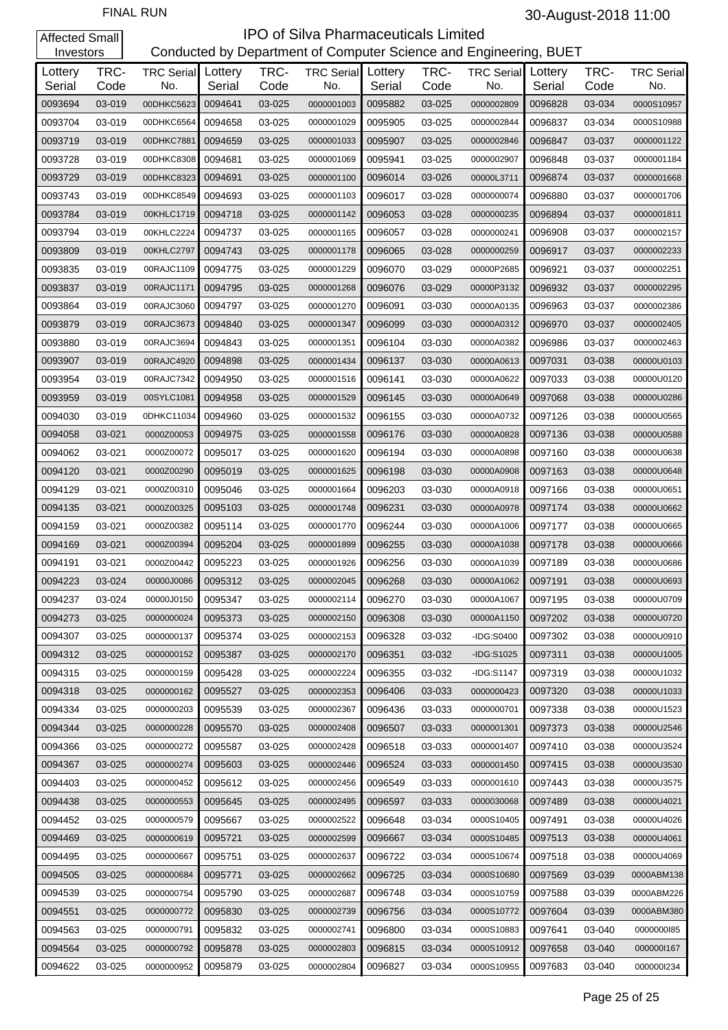FINAL RUN

30-August-2018 11:00

Affected Small Investors

# IPO of Silva Pharmaceuticals Limited

## Conducted by Department of Computer Science and Engineering, BUET

| Lottery Serial | TRC-Code | TRC Serial No. | Lottery Serial | TRC-Code | TRC Serial No. | Lottery Serial | TRC-Code | TRC Serial No. | Lottery Serial | TRC-Code | TRC Serial No. |
|---|---|---|---|---|---|---|---|---|---|---|---|
| 0093694 | 03-019 | 00DHKC5623 | 0094641 | 03-025 | 0000001003 | 0095882 | 03-025 | 0000002809 | 0096828 | 03-034 | 0000S10957 |
| 0093704 | 03-019 | 00DHKC6564 | 0094658 | 03-025 | 0000001029 | 0095905 | 03-025 | 0000002844 | 0096837 | 03-034 | 0000S10988 |
| 0093719 | 03-019 | 00DHKC7881 | 0094659 | 03-025 | 0000001033 | 0095907 | 03-025 | 0000002846 | 0096847 | 03-037 | 0000001122 |
| 0093728 | 03-019 | 00DHKC8308 | 0094681 | 03-025 | 0000001069 | 0095941 | 03-025 | 0000002907 | 0096848 | 03-037 | 0000001184 |
| 0093729 | 03-019 | 00DHKC8323 | 0094691 | 03-025 | 0000001100 | 0096014 | 03-026 | 00000L3711 | 0096874 | 03-037 | 0000001668 |
| 0093743 | 03-019 | 00DHKC8549 | 0094693 | 03-025 | 0000001103 | 0096017 | 03-028 | 0000000074 | 0096880 | 03-037 | 0000001706 |
| 0093784 | 03-019 | 00KHLC1719 | 0094718 | 03-025 | 0000001142 | 0096053 | 03-028 | 0000000235 | 0096894 | 03-037 | 0000001811 |
| 0093794 | 03-019 | 00KHLC2224 | 0094737 | 03-025 | 0000001165 | 0096057 | 03-028 | 0000000241 | 0096908 | 03-037 | 0000002157 |
| 0093809 | 03-019 | 00KHLC2797 | 0094743 | 03-025 | 0000001178 | 0096065 | 03-028 | 0000000259 | 0096917 | 03-037 | 0000002233 |
| 0093835 | 03-019 | 00RAJC1109 | 0094775 | 03-025 | 0000001229 | 0096070 | 03-029 | 00000P2685 | 0096921 | 03-037 | 0000002251 |
| 0093837 | 03-019 | 00RAJC1171 | 0094795 | 03-025 | 0000001268 | 0096076 | 03-029 | 00000P3132 | 0096932 | 03-037 | 0000002295 |
| 0093864 | 03-019 | 00RAJC3060 | 0094797 | 03-025 | 0000001270 | 0096091 | 03-030 | 00000A0135 | 0096963 | 03-037 | 0000002386 |
| 0093879 | 03-019 | 00RAJC3673 | 0094840 | 03-025 | 0000001347 | 0096099 | 03-030 | 00000A0312 | 0096970 | 03-037 | 0000002405 |
| 0093880 | 03-019 | 00RAJC3694 | 0094843 | 03-025 | 0000001351 | 0096104 | 03-030 | 00000A0382 | 0096986 | 03-037 | 0000002463 |
| 0093907 | 03-019 | 00RAJC4920 | 0094898 | 03-025 | 0000001434 | 0096137 | 03-030 | 00000A0613 | 0097031 | 03-038 | 00000U0103 |
| 0093954 | 03-019 | 00RAJC7342 | 0094950 | 03-025 | 0000001516 | 0096141 | 03-030 | 00000A0622 | 0097033 | 03-038 | 00000U0120 |
| 0093959 | 03-019 | 00SYLC1081 | 0094958 | 03-025 | 0000001529 | 0096145 | 03-030 | 00000A0649 | 0097068 | 03-038 | 00000U0286 |
| 0094030 | 03-019 | 0DHKC11034 | 0094960 | 03-025 | 0000001532 | 0096155 | 03-030 | 00000A0732 | 0097126 | 03-038 | 00000U0565 |
| 0094058 | 03-021 | 0000Z00053 | 0094975 | 03-025 | 0000001558 | 0096176 | 03-030 | 00000A0828 | 0097136 | 03-038 | 00000U0588 |
| 0094062 | 03-021 | 0000Z00072 | 0095017 | 03-025 | 0000001620 | 0096194 | 03-030 | 00000A0898 | 0097160 | 03-038 | 00000U0638 |
| 0094120 | 03-021 | 0000Z00290 | 0095019 | 03-025 | 0000001625 | 0096198 | 03-030 | 00000A0908 | 0097163 | 03-038 | 00000U0648 |
| 0094129 | 03-021 | 0000Z00310 | 0095046 | 03-025 | 0000001664 | 0096203 | 03-030 | 00000A0918 | 0097166 | 03-038 | 00000U0651 |
| 0094135 | 03-021 | 0000Z00325 | 0095103 | 03-025 | 0000001748 | 0096231 | 03-030 | 00000A0978 | 0097174 | 03-038 | 00000U0662 |
| 0094159 | 03-021 | 0000Z00382 | 0095114 | 03-025 | 0000001770 | 0096244 | 03-030 | 00000A1006 | 0097177 | 03-038 | 00000U0665 |
| 0094169 | 03-021 | 0000Z00394 | 0095204 | 03-025 | 0000001899 | 0096255 | 03-030 | 00000A1038 | 0097178 | 03-038 | 00000U0666 |
| 0094191 | 03-021 | 0000Z00442 | 0095223 | 03-025 | 0000001926 | 0096256 | 03-030 | 00000A1039 | 0097189 | 03-038 | 00000U0686 |
| 0094223 | 03-024 | 00000J0086 | 0095312 | 03-025 | 0000002045 | 0096268 | 03-030 | 00000A1062 | 0097191 | 03-038 | 00000U0693 |
| 0094237 | 03-024 | 00000J0150 | 0095347 | 03-025 | 0000002114 | 0096270 | 03-030 | 00000A1067 | 0097195 | 03-038 | 00000U0709 |
| 0094273 | 03-025 | 0000000024 | 0095373 | 03-025 | 0000002150 | 0096308 | 03-030 | 00000A1150 | 0097202 | 03-038 | 00000U0720 |
| 0094307 | 03-025 | 0000000137 | 0095374 | 03-025 | 0000002153 | 0096328 | 03-032 | -IDG:S0400 | 0097302 | 03-038 | 00000U0910 |
| 0094312 | 03-025 | 0000000152 | 0095387 | 03-025 | 0000002170 | 0096351 | 03-032 | -IDG:S1025 | 0097311 | 03-038 | 00000U1005 |
| 0094315 | 03-025 | 0000000159 | 0095428 | 03-025 | 0000002224 | 0096355 | 03-032 | -IDG:S1147 | 0097319 | 03-038 | 00000U1032 |
| 0094318 | 03-025 | 0000000162 | 0095527 | 03-025 | 0000002353 | 0096406 | 03-033 | 0000000423 | 0097320 | 03-038 | 00000U1033 |
| 0094334 | 03-025 | 0000000203 | 0095539 | 03-025 | 0000002367 | 0096436 | 03-033 | 0000000701 | 0097338 | 03-038 | 00000U1523 |
| 0094344 | 03-025 | 0000000228 | 0095570 | 03-025 | 0000002408 | 0096507 | 03-033 | 0000001301 | 0097373 | 03-038 | 00000U2546 |
| 0094366 | 03-025 | 0000000272 | 0095587 | 03-025 | 0000002428 | 0096518 | 03-033 | 0000001407 | 0097410 | 03-038 | 00000U3524 |
| 0094367 | 03-025 | 0000000274 | 0095603 | 03-025 | 0000002446 | 0096524 | 03-033 | 0000001450 | 0097415 | 03-038 | 00000U3530 |
| 0094403 | 03-025 | 0000000452 | 0095612 | 03-025 | 0000002456 | 0096549 | 03-033 | 0000001610 | 0097443 | 03-038 | 00000U3575 |
| 0094438 | 03-025 | 0000000553 | 0095645 | 03-025 | 0000002495 | 0096597 | 03-033 | 0000030068 | 0097489 | 03-038 | 00000U4021 |
| 0094452 | 03-025 | 0000000579 | 0095667 | 03-025 | 0000002522 | 0096648 | 03-034 | 0000S10405 | 0097491 | 03-038 | 00000U4026 |
| 0094469 | 03-025 | 0000000619 | 0095721 | 03-025 | 0000002599 | 0096667 | 03-034 | 0000S10485 | 0097513 | 03-038 | 00000U4061 |
| 0094495 | 03-025 | 0000000667 | 0095751 | 03-025 | 0000002637 | 0096722 | 03-034 | 0000S10674 | 0097518 | 03-038 | 00000U4069 |
| 0094505 | 03-025 | 0000000684 | 0095771 | 03-025 | 0000002662 | 0096725 | 03-034 | 0000S10680 | 0097569 | 03-039 | 0000ABM138 |
| 0094539 | 03-025 | 0000000754 | 0095790 | 03-025 | 0000002687 | 0096748 | 03-034 | 0000S10759 | 0097588 | 03-039 | 0000ABM226 |
| 0094551 | 03-025 | 0000000772 | 0095830 | 03-025 | 0000002739 | 0096756 | 03-034 | 0000S10772 | 0097604 | 03-039 | 0000ABM380 |
| 0094563 | 03-025 | 0000000791 | 0095832 | 03-025 | 0000002741 | 0096800 | 03-034 | 0000S10883 | 0097641 | 03-040 | 00000000I85 |
| 0094564 | 03-025 | 0000000792 | 0095878 | 03-025 | 0000002803 | 0096815 | 03-034 | 0000S10912 | 0097658 | 03-040 | 000000I167 |
| 0094622 | 03-025 | 0000000952 | 0095879 | 03-025 | 0000002804 | 0096827 | 03-034 | 0000S10955 | 0097683 | 03-040 | 000000I234 |